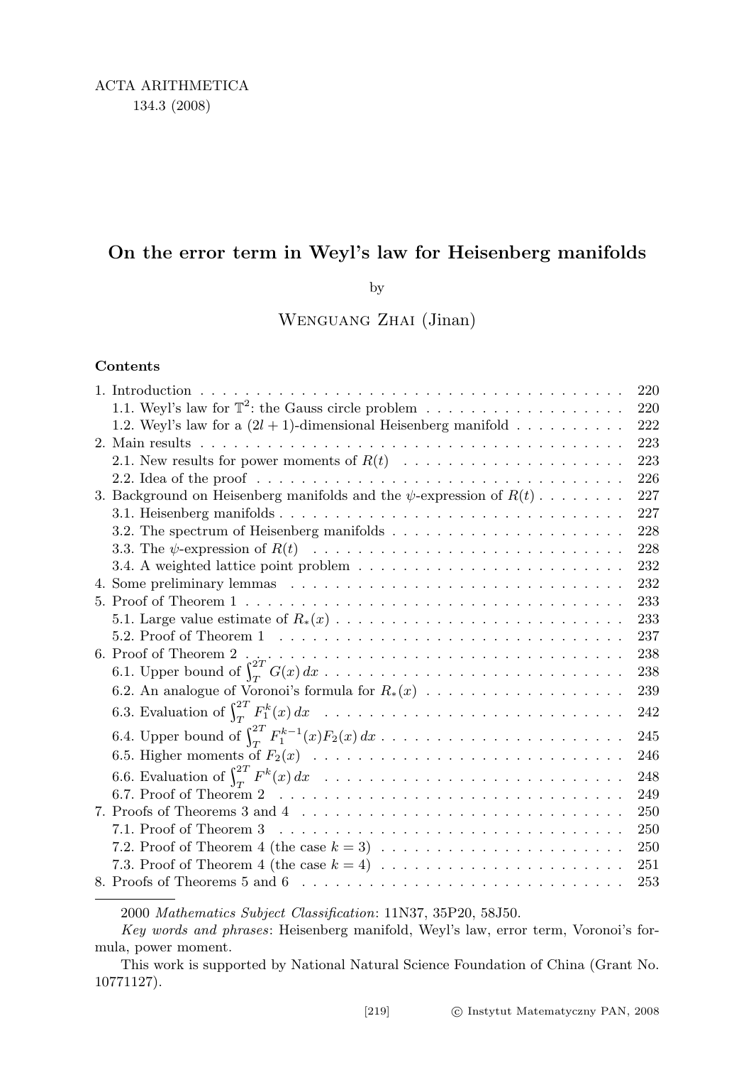ACTA ARITHMETICA
134.3 (2008)

# On the error term in Weyl's law for Heisenberg manifolds

by

Wenguang Zhai (Jinan)

**Contents**

| | |
|---|---|
| 1. Introduction | 220 |
| 1.1. Weyl's law for $\mathbb{T}^2$: the Gauss circle problem | 220 |
| 1.2. Weyl's law for a $(2l+1)$-dimensional Heisenberg manifold | 222 |
| 2. Main results | 223 |
| 2.1. New results for power moments of $R(t)$ | 223 |
| 2.2. Idea of the proof | 226 |
| 3. Background on Heisenberg manifolds and the $\psi$-expression of $R(t)$ | 227 |
| 3.1. Heisenberg manifolds | 227 |
| 3.2. The spectrum of Heisenberg manifolds | 228 |
| 3.3. The $\psi$-expression of $R(t)$ | 228 |
| 3.4. A weighted lattice point problem | 232 |
| 4. Some preliminary lemmas | 232 |
| 5. Proof of Theorem 1 | 233 |
| 5.1. Large value estimate of $R_*(x)$ | 233 |
| 5.2. Proof of Theorem 1 | 237 |
| 6. Proof of Theorem 2 | 238 |
| 6.1. Upper bound of $\int_T^{2T} G(x)\,dx$ | 238 |
| 6.2. An analogue of Voronoi's formula for $R_*(x)$ | 239 |
| 6.3. Evaluation of $\int_T^{2T} F_1^k(x)\,dx$ | 242 |
| 6.4. Upper bound of $\int_T^{2T} F_1^{k-1}(x)F_2(x)\,dx$ | 245 |
| 6.5. Higher moments of $F_2(x)$ | 246 |
| 6.6. Evaluation of $\int_T^{2T} F^k(x)\,dx$ | 248 |
| 6.7. Proof of Theorem 2 | 249 |
| 7. Proofs of Theorems 3 and 4 | 250 |
| 7.1. Proof of Theorem 3 | 250 |
| 7.2. Proof of Theorem 4 (the case $k=3$) | 250 |
| 7.3. Proof of Theorem 4 (the case $k=4$) | 251 |
| 8. Proofs of Theorems 5 and 6 | 253 |

2000 *Mathematics Subject Classification*: 11N37, 35P20, 58J50.

*Key words and phrases*: Heisenberg manifold, Weyl's law, error term, Voronoi's formula, power moment.

This work is supported by National Natural Science Foundation of China (Grant No. 10771127).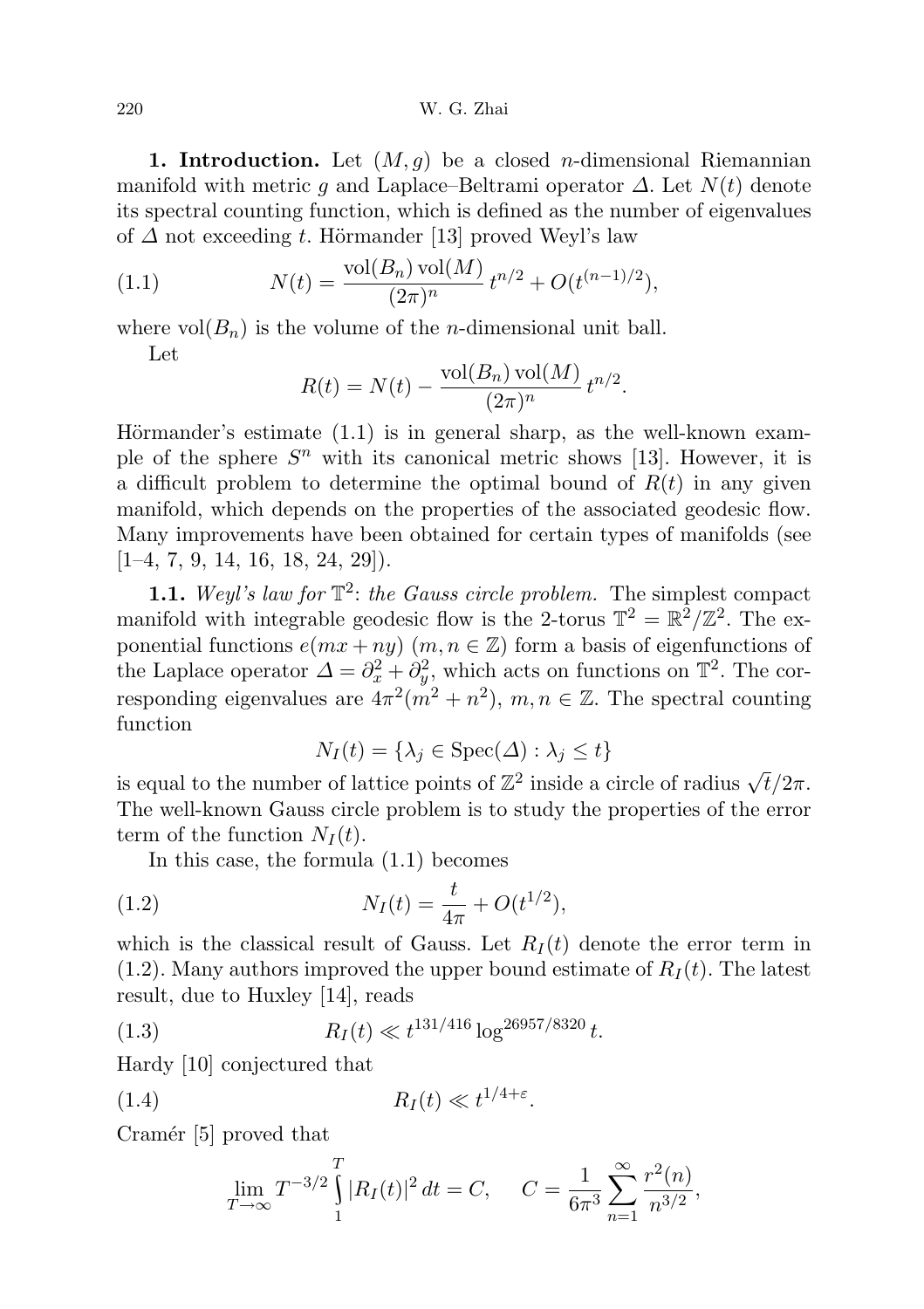**1. Introduction.** Let $(M,g)$ be a closed $n$-dimensional Riemannian manifold with metric $g$ and Laplace–Beltrami operator $\Delta$. Let $N(t)$ denote its spectral counting function, which is defined as the number of eigenvalues of $\Delta$ not exceeding $t$. Hörmander [13] proved Weyl's law

$$N(t) = \frac{\mathrm{vol}(B_n)\,\mathrm{vol}(M)}{(2\pi)^n}\, t^{n/2} + O(t^{(n-1)/2}), \tag{1.1}$$

where $\mathrm{vol}(B_n)$ is the volume of the $n$-dimensional unit ball.

Let

$$R(t) = N(t) - \frac{\mathrm{vol}(B_n)\,\mathrm{vol}(M)}{(2\pi)^n}\, t^{n/2}.$$

Hörmander's estimate (1.1) is in general sharp, as the well-known example of the sphere $S^n$ with its canonical metric shows [13]. However, it is a difficult problem to determine the optimal bound of $R(t)$ in any given manifold, which depends on the properties of the associated geodesic flow. Many improvements have been obtained for certain types of manifolds (see [1–4, 7, 9, 14, 16, 18, 24, 29]).

**1.1.** *Weyl's law for $\mathbb{T}^2$: the Gauss circle problem.* The simplest compact manifold with integrable geodesic flow is the 2-torus $\mathbb{T}^2 = \mathbb{R}^2/\mathbb{Z}^2$. The exponential functions $e(mx+ny)$ $(m,n\in\mathbb{Z})$ form a basis of eigenfunctions of the Laplace operator $\Delta = \partial_x^2 + \partial_y^2$, which acts on functions on $\mathbb{T}^2$. The corresponding eigenvalues are $4\pi^2(m^2+n^2)$, $m,n\in\mathbb{Z}$. The spectral counting function

$$N_I(t) = \{\lambda_j \in \mathrm{Spec}(\Delta) : \lambda_j \le t\}$$

is equal to the number of lattice points of $\mathbb{Z}^2$ inside a circle of radius $\sqrt{t}/2\pi$. The well-known Gauss circle problem is to study the properties of the error term of the function $N_I(t)$.

In this case, the formula (1.1) becomes

$$N_I(t) = \frac{t}{4\pi} + O(t^{1/2}), \tag{1.2}$$

which is the classical result of Gauss. Let $R_I(t)$ denote the error term in (1.2). Many authors improved the upper bound estimate of $R_I(t)$. The latest result, due to Huxley [14], reads

$$R_I(t) \ll t^{131/416} \log^{26957/8320} t. \tag{1.3}$$

Hardy [10] conjectured that

$$R_I(t) \ll t^{1/4+\varepsilon}. \tag{1.4}$$

Cramér [5] proved that

$$\lim_{T\to\infty} T^{-3/2} \int_1^T |R_I(t)|^2\,dt = C, \qquad C = \frac{1}{6\pi^3}\sum_{n=1}^{\infty} \frac{r^2(n)}{n^{3/2}},$$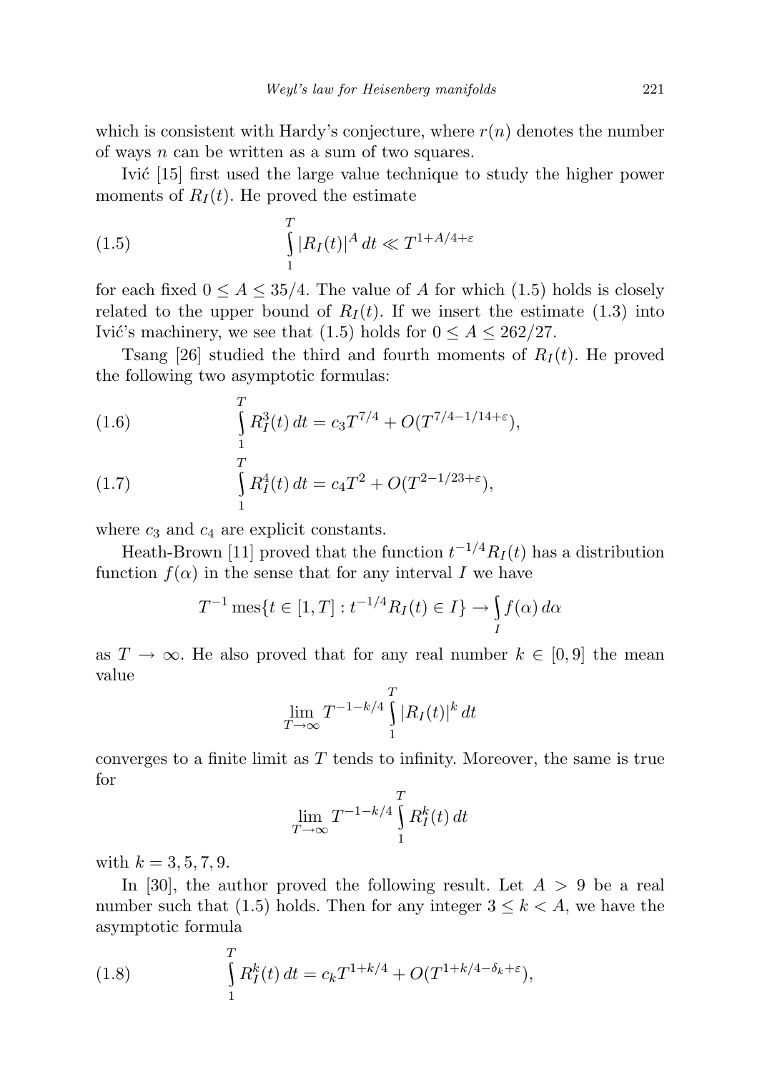which is consistent with Hardy's conjecture, where $r(n)$ denotes the number of ways $n$ can be written as a sum of two squares.

Ivić [15] first used the large value technique to study the higher power moments of $R_I(t)$. He proved the estimate

$$\int_1^T |R_I(t)|^A \, dt \ll T^{1+A/4+\varepsilon} \tag{1.5}$$

for each fixed $0 \le A \le 35/4$. The value of $A$ for which (1.5) holds is closely related to the upper bound of $R_I(t)$. If we insert the estimate (1.3) into Ivić's machinery, we see that (1.5) holds for $0 \le A \le 262/27$.

Tsang [26] studied the third and fourth moments of $R_I(t)$. He proved the following two asymptotic formulas:

$$\int_1^T R_I^3(t) \, dt = c_3 T^{7/4} + O(T^{7/4-1/14+\varepsilon}), \tag{1.6}$$

$$\int_1^T R_I^4(t) \, dt = c_4 T^{2} + O(T^{2-1/23+\varepsilon}), \tag{1.7}$$

where $c_3$ and $c_4$ are explicit constants.

Heath-Brown [11] proved that the function $t^{-1/4}R_I(t)$ has a distribution function $f(\alpha)$ in the sense that for any interval $I$ we have

$$T^{-1} \operatorname{mes}\{t \in [1,T] : t^{-1/4}R_I(t) \in I\} \to \int_I f(\alpha) \, d\alpha$$

as $T \to \infty$. He also proved that for any real number $k \in [0, 9]$ the mean value

$$\lim_{T\to\infty} T^{-1-k/4} \int_1^T |R_I(t)|^k \, dt$$

converges to a finite limit as $T$ tends to infinity. Moreover, the same is true for

$$\lim_{T\to\infty} T^{-1-k/4} \int_1^T R_I^k(t) \, dt$$

with $k = 3, 5, 7, 9$.

In [30], the author proved the following result. Let $A > 9$ be a real number such that (1.5) holds. Then for any integer $3 \le k < A$, we have the asymptotic formula

$$\int_1^T R_I^k(t) \, dt = c_k T^{1+k/4} + O(T^{1+k/4-\delta_k+\varepsilon}), \tag{1.8}$$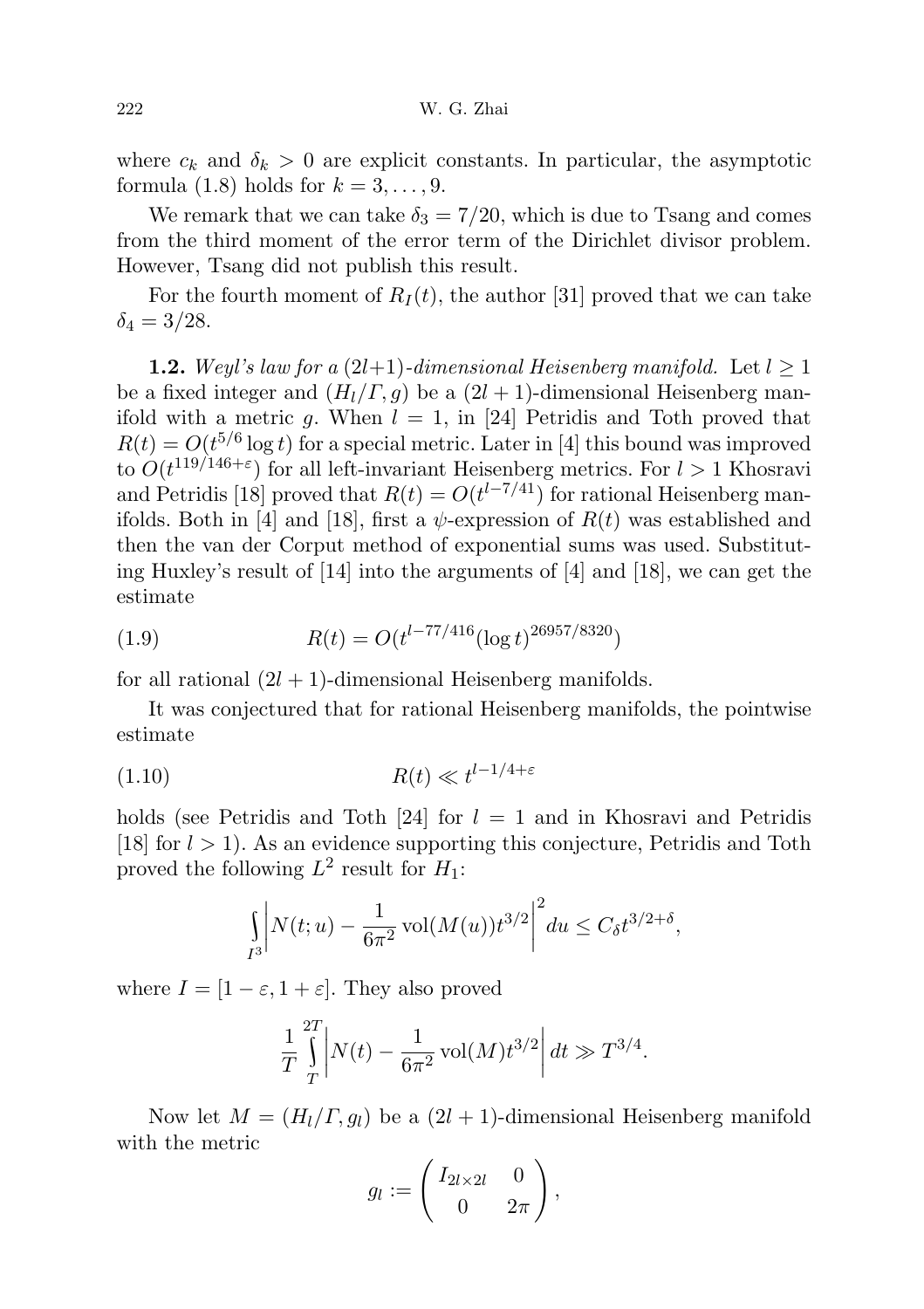where $c_k$ and $\delta_k > 0$ are explicit constants. In particular, the asymptotic formula (1.8) holds for $k = 3, \ldots, 9$.

We remark that we can take $\delta_3 = 7/20$, which is due to Tsang and comes from the third moment of the error term of the Dirichlet divisor problem. However, Tsang did not publish this result.

For the fourth moment of $R_I(t)$, the author [31] proved that we can take $\delta_4 = 3/28$.

**1.2.** *Weyl's law for a* $(2l+1)$*-dimensional Heisenberg manifold.* Let $l \geq 1$ be a fixed integer and $(H_l/\Gamma, g)$ be a $(2l+1)$-dimensional Heisenberg manifold with a metric $g$. When $l = 1$, in [24] Petridis and Toth proved that $R(t) = O(t^{5/6} \log t)$ for a special metric. Later in [4] this bound was improved to $O(t^{119/146+\varepsilon})$ for all left-invariant Heisenberg metrics. For $l > 1$ Khosravi and Petridis [18] proved that $R(t) = O(t^{l-7/41})$ for rational Heisenberg manifolds. Both in [4] and [18], first a $\psi$-expression of $R(t)$ was established and then the van der Corput method of exponential sums was used. Substituting Huxley's result of [14] into the arguments of [4] and [18], we can get the estimate

$$R(t) = O(t^{l-77/416} (\log t)^{26957/8320}) \tag{1.9}$$

for all rational $(2l+1)$-dimensional Heisenberg manifolds.

It was conjectured that for rational Heisenberg manifolds, the pointwise estimate

$$R(t) \ll t^{l-1/4+\varepsilon} \tag{1.10}$$

holds (see Petridis and Toth [24] for $l = 1$ and in Khosravi and Petridis [18] for $l > 1$). As an evidence supporting this conjecture, Petridis and Toth proved the following $L^2$ result for $H_1$:

$$\int_{I^3} \left| N(t; u) - \frac{1}{6\pi^2} \operatorname{vol}(M(u)) t^{3/2} \right|^2 du \leq C_\delta t^{3/2+\delta},$$

where $I = [1 - \varepsilon, 1 + \varepsilon]$. They also proved

$$\frac{1}{T} \int_T^{2T} \left| N(t) - \frac{1}{6\pi^2} \operatorname{vol}(M) t^{3/2} \right| dt \gg T^{3/4}.$$

Now let $M = (H_l/\Gamma, g_l)$ be a $(2l+1)$-dimensional Heisenberg manifold with the metric

$$g_l := \begin{pmatrix} I_{2l \times 2l} & 0 \\ 0 & 2\pi \end{pmatrix},$$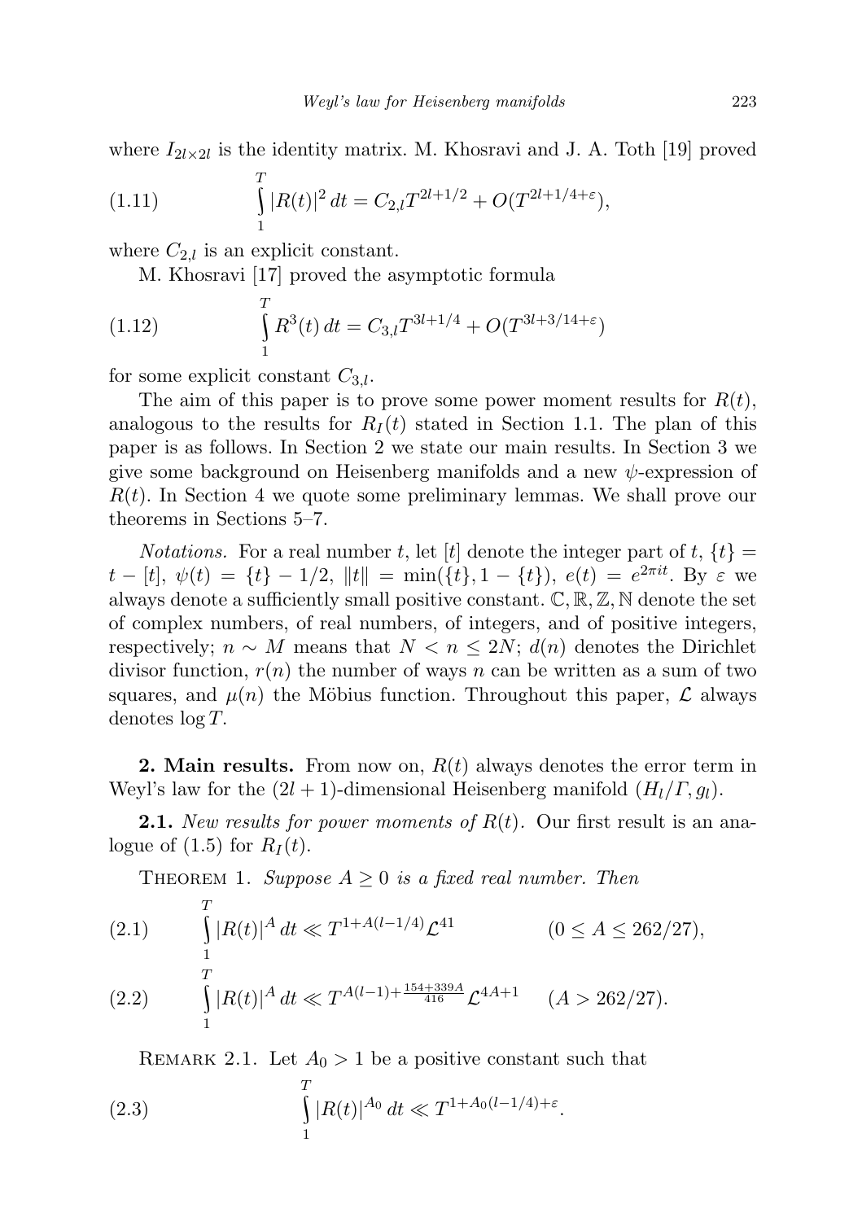where $I_{2l\times 2l}$ is the identity matrix. M. Khosravi and J. A. Toth [19] proved

$$\int_1^T |R(t)|^2\,dt = C_{2,l}T^{2l+1/2} + O(T^{2l+1/4+\varepsilon}), \tag{1.11}$$

where $C_{2,l}$ is an explicit constant.

M. Khosravi [17] proved the asymptotic formula

$$\int_1^T R^3(t)\,dt = C_{3,l}T^{3l+1/4} + O(T^{3l+3/14+\varepsilon}) \tag{1.12}$$

for some explicit constant $C_{3,l}$.

The aim of this paper is to prove some power moment results for $R(t)$, analogous to the results for $R_I(t)$ stated in Section 1.1. The plan of this paper is as follows. In Section 2 we state our main results. In Section 3 we give some background on Heisenberg manifolds and a new $\psi$-expression of $R(t)$. In Section 4 we quote some preliminary lemmas. We shall prove our theorems in Sections 5–7.

*Notations.* For a real number $t$, let $[t]$ denote the integer part of $t$, $\{t\} = t - [t]$, $\psi(t) = \{t\} - 1/2$, $\|t\| = \min(\{t\}, 1-\{t\})$, $e(t) = e^{2\pi i t}$. By $\varepsilon$ we always denote a sufficiently small positive constant. $\mathbb{C}, \mathbb{R}, \mathbb{Z}, \mathbb{N}$ denote the set of complex numbers, of real numbers, of integers, and of positive integers, respectively; $n \sim M$ means that $N < n \le 2N$; $d(n)$ denotes the Dirichlet divisor function, $r(n)$ the number of ways $n$ can be written as a sum of two squares, and $\mu(n)$ the Möbius function. Throughout this paper, $\mathcal{L}$ always denotes $\log T$.

## 2. Main results.

From now on, $R(t)$ always denotes the error term in Weyl's law for the $(2l+1)$-dimensional Heisenberg manifold $(H_l/\Gamma, g_l)$.

**2.1.** *New results for power moments of $R(t)$.* Our first result is an analogue of (1.5) for $R_I(t)$.

Theorem 1. *Suppose $A \ge 0$ is a fixed real number. Then*

$$\int_1^T |R(t)|^A\,dt \ll T^{1+A(l-1/4)}\mathcal{L}^{41} \qquad (0 \le A \le 262/27), \tag{2.1}$$

$$\int_1^T |R(t)|^A\,dt \ll T^{A(l-1)+\frac{154+339A}{416}}\mathcal{L}^{4A+1} \qquad (A > 262/27). \tag{2.2}$$

Remark 2.1. Let $A_0 > 1$ be a positive constant such that

$$\int_1^T |R(t)|^{A_0}\,dt \ll T^{1+A_0(l-1/4)+\varepsilon}. \tag{2.3}$$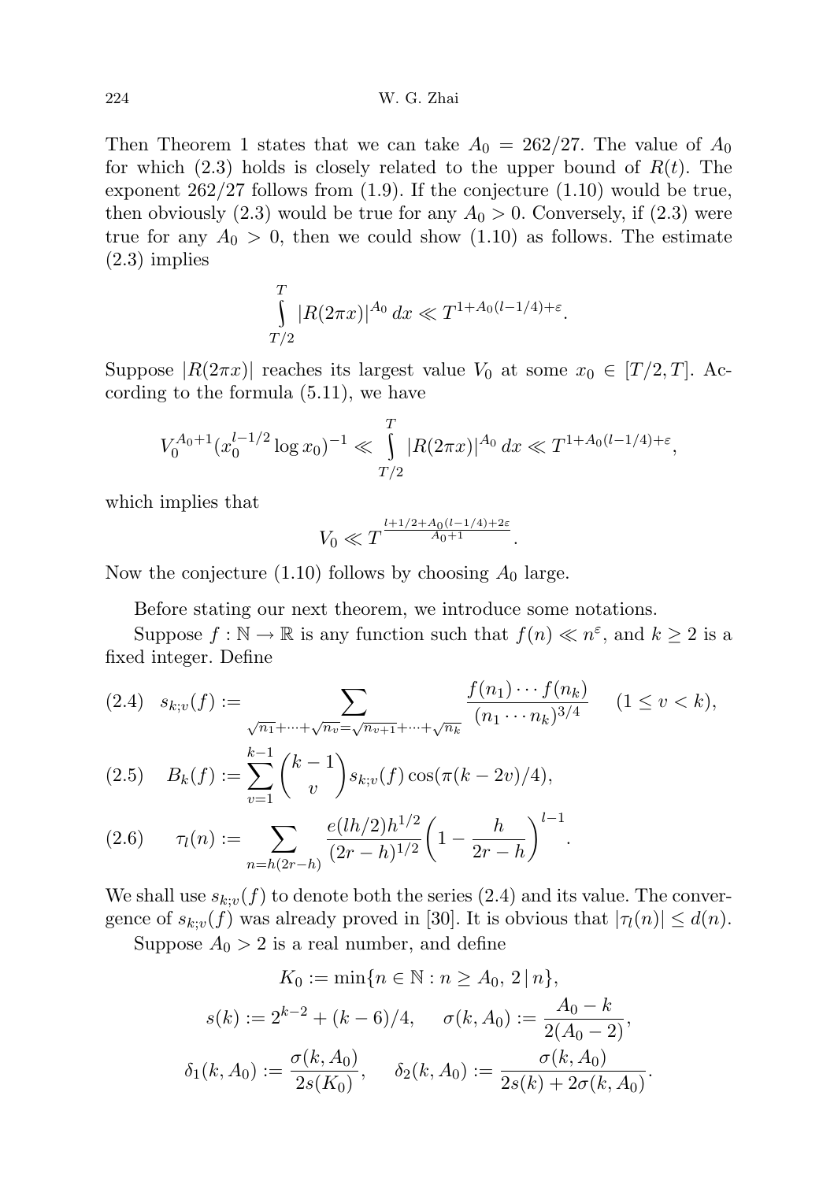Then Theorem 1 states that we can take $A_0 = 262/27$. The value of $A_0$ for which (2.3) holds is closely related to the upper bound of $R(t)$. The exponent $262/27$ follows from (1.9). If the conjecture (1.10) would be true, then obviously (2.3) would be true for any $A_0 > 0$. Conversely, if (2.3) were true for any $A_0 > 0$, then we could show (1.10) as follows. The estimate (2.3) implies

$$\int_{T/2}^{T} |R(2\pi x)|^{A_0}\,dx \ll T^{1+A_0(l-1/4)+\varepsilon}.$$

Suppose $|R(2\pi x)|$ reaches its largest value $V_0$ at some $x_0 \in [T/2, T]$. According to the formula (5.11), we have

$$V_0^{A_0+1}(x_0^{l-1/2}\log x_0)^{-1} \ll \int_{T/2}^{T} |R(2\pi x)|^{A_0}\,dx \ll T^{1+A_0(l-1/4)+\varepsilon},$$

which implies that

$$V_0 \ll T^{\frac{l+1/2+A_0(l-1/4)+2\varepsilon}{A_0+1}}.$$

Now the conjecture (1.10) follows by choosing $A_0$ large.

Before stating our next theorem, we introduce some notations.

Suppose $f : \mathbb{N} \to \mathbb{R}$ is any function such that $f(n) \ll n^{\varepsilon}$, and $k \geq 2$ is a fixed integer. Define

$$s_{k;v}(f) := \sum_{\sqrt{n_1}+\cdots+\sqrt{n_v}=\sqrt{n_{v+1}}+\cdots+\sqrt{n_k}} \frac{f(n_1)\cdots f(n_k)}{(n_1\cdots n_k)^{3/4}} \quad (1 \leq v < k), \tag{2.4}$$

$$B_k(f) := \sum_{v=1}^{k-1} \binom{k-1}{v} s_{k;v}(f)\cos(\pi(k-2v)/4), \tag{2.5}$$

$$\tau_l(n) := \sum_{n=h(2r-h)} \frac{e(lh/2)h^{1/2}}{(2r-h)^{1/2}}\left(1-\frac{h}{2r-h}\right)^{l-1}. \tag{2.6}$$

We shall use $s_{k;v}(f)$ to denote both the series (2.4) and its value. The convergence of $s_{k;v}(f)$ was already proved in [30]. It is obvious that $|\tau_l(n)| \leq d(n)$.

Suppose $A_0 > 2$ is a real number, and define

$$K_0 := \min\{n \in \mathbb{N} : n \geq A_0,\ 2\,|\,n\},$$

$$s(k) := 2^{k-2} + (k-6)/4, \qquad \sigma(k, A_0) := \frac{A_0 - k}{2(A_0-2)},$$

$$\delta_1(k, A_0) := \frac{\sigma(k, A_0)}{2s(K_0)}, \qquad \delta_2(k, A_0) := \frac{\sigma(k, A_0)}{2s(k) + 2\sigma(k, A_0)}.$$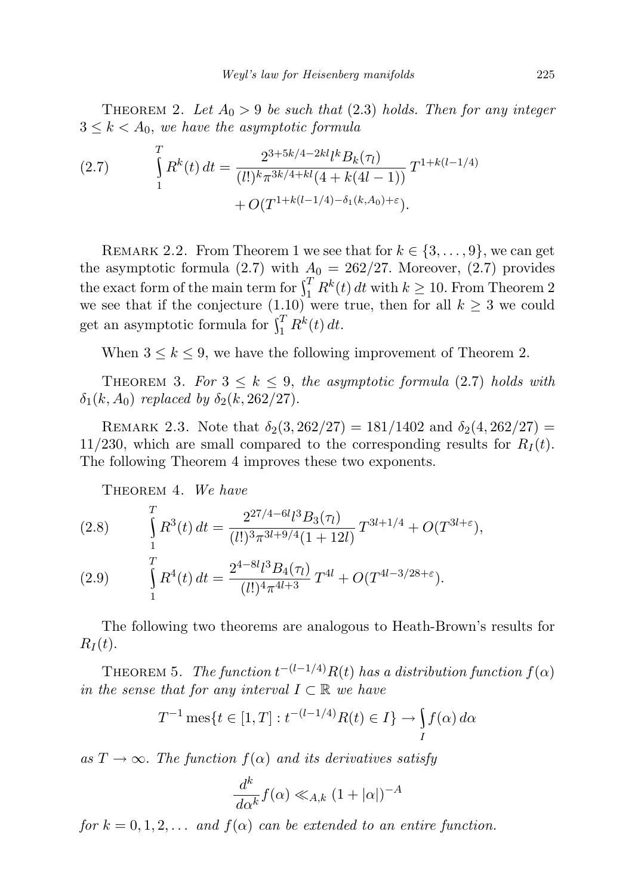THEOREM 2. *Let $A_0 > 9$ be such that* (2.3) *holds. Then for any integer $3 \le k < A_0$, we have the asymptotic formula*

$$\int_1^T R^k(t)\,dt = \frac{2^{3+5k/4-2kl} l^k B_k(\tau_l)}{(l!)^k \pi^{3k/4+kl}(4+k(4l-1))}\, T^{1+k(l-1/4)} + O(T^{1+k(l-1/4)-\delta_1(k,A_0)+\varepsilon}). \tag{2.7}$$

REMARK 2.2. From Theorem 1 we see that for $k \in \{3,\dots,9\}$, we can get the asymptotic formula (2.7) with $A_0 = 262/27$. Moreover, (2.7) provides the exact form of the main term for $\int_1^T R^k(t)\,dt$ with $k \ge 10$. From Theorem 2 we see that if the conjecture (1.10) were true, then for all $k \ge 3$ we could get an asymptotic formula for $\int_1^T R^k(t)\,dt$.

When $3 \le k \le 9$, we have the following improvement of Theorem 2.

THEOREM 3. *For $3 \le k \le 9$, the asymptotic formula* (2.7) *holds with $\delta_1(k,A_0)$ replaced by $\delta_2(k,262/27)$.*

REMARK 2.3. Note that $\delta_2(3,262/27) = 181/1402$ and $\delta_2(4,262/27) = 11/230$, which are small compared to the corresponding results for $R_I(t)$. The following Theorem 4 improves these two exponents.

THEOREM 4. *We have*

$$\int_1^T R^3(t)\,dt = \frac{2^{27/4-6l} l^3 B_3(\tau_l)}{(l!)^3 \pi^{3l+9/4}(1+12l)}\, T^{3l+1/4} + O(T^{3l+\varepsilon}), \tag{2.8}$$

$$\int_1^T R^4(t)\,dt = \frac{2^{4-8l} l^3 B_4(\tau_l)}{(l!)^4 \pi^{4l+3}}\, T^{4l} + O(T^{4l-3/28+\varepsilon}). \tag{2.9}$$

The following two theorems are analogous to Heath-Brown's results for $R_I(t)$.

THEOREM 5. *The function $t^{-(l-1/4)}R(t)$ has a distribution function $f(\alpha)$ in the sense that for any interval $I \subset \mathbb{R}$ we have*

$$T^{-1}\,\mathrm{mes}\{t \in [1,T] : t^{-(l-1/4)}R(t) \in I\} \to \int_I f(\alpha)\,d\alpha$$

*as $T \to \infty$. The function $f(\alpha)$ and its derivatives satisfy*

$$\frac{d^k}{d\alpha^k} f(\alpha) \ll_{A,k} (1+|\alpha|)^{-A}$$

*for $k = 0,1,2,\dots$ and $f(\alpha)$ can be extended to an entire function.*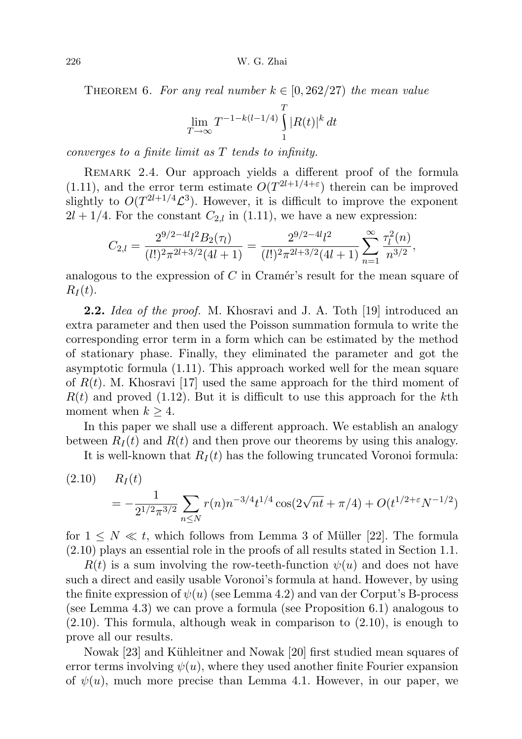Theorem 6. *For any real number $k \in [0, 262/27)$ the mean value*

$$\lim_{T\to\infty} T^{-1-k(l-1/4)} \int_1^T |R(t)|^k\,dt$$

*converges to a finite limit as $T$ tends to infinity.*

Remark 2.4. Our approach yields a different proof of the formula (1.11), and the error term estimate $O(T^{2l+1/4+\varepsilon})$ therein can be improved slightly to $O(T^{2l+1/4}\mathcal{L}^3)$. However, it is difficult to improve the exponent $2l+1/4$. For the constant $C_{2,l}$ in (1.11), we have a new expression:

$$C_{2,l} = \frac{2^{9/2-4l} l^2 B_2(\tau_l)}{(l!)^2 \pi^{2l+3/2}(4l+1)} = \frac{2^{9/2-4l} l^2}{(l!)^2 \pi^{2l+3/2}(4l+1)} \sum_{n=1}^{\infty} \frac{\tau_l^2(n)}{n^{3/2}},$$

analogous to the expression of $C$ in Cramér's result for the mean square of $R_I(t)$.

**2.2.** *Idea of the proof.* M. Khosravi and J. A. Toth [19] introduced an extra parameter and then used the Poisson summation formula to write the corresponding error term in a form which can be estimated by the method of stationary phase. Finally, they eliminated the parameter and got the asymptotic formula (1.11). This approach worked well for the mean square of $R(t)$. M. Khosravi [17] used the same approach for the third moment of $R(t)$ and proved (1.12). But it is difficult to use this approach for the $k$th moment when $k \ge 4$.

In this paper we shall use a different approach. We establish an analogy between $R_I(t)$ and $R(t)$ and then prove our theorems by using this analogy.

It is well-known that $R_I(t)$ has the following truncated Voronoi formula:

$$R_I(t) = -\frac{1}{2^{1/2}\pi^{3/2}} \sum_{n\le N} r(n) n^{-3/4} t^{1/4} \cos(2\sqrt{nt} + \pi/4) + O(t^{1/2+\varepsilon} N^{-1/2}) \tag{2.10}$$

for $1 \le N \ll t$, which follows from Lemma 3 of Müller [22]. The formula (2.10) plays an essential role in the proofs of all results stated in Section 1.1.

$R(t)$ is a sum involving the row-teeth-function $\psi(u)$ and does not have such a direct and easily usable Voronoi's formula at hand. However, by using the finite expression of $\psi(u)$ (see Lemma 4.2) and van der Corput's B-process (see Lemma 4.3) we can prove a formula (see Proposition 6.1) analogous to (2.10). This formula, although weak in comparison to (2.10), is enough to prove all our results.

Nowak [23] and Kühleitner and Nowak [20] first studied mean squares of error terms involving $\psi(u)$, where they used another finite Fourier expansion of $\psi(u)$, much more precise than Lemma 4.1. However, in our paper, we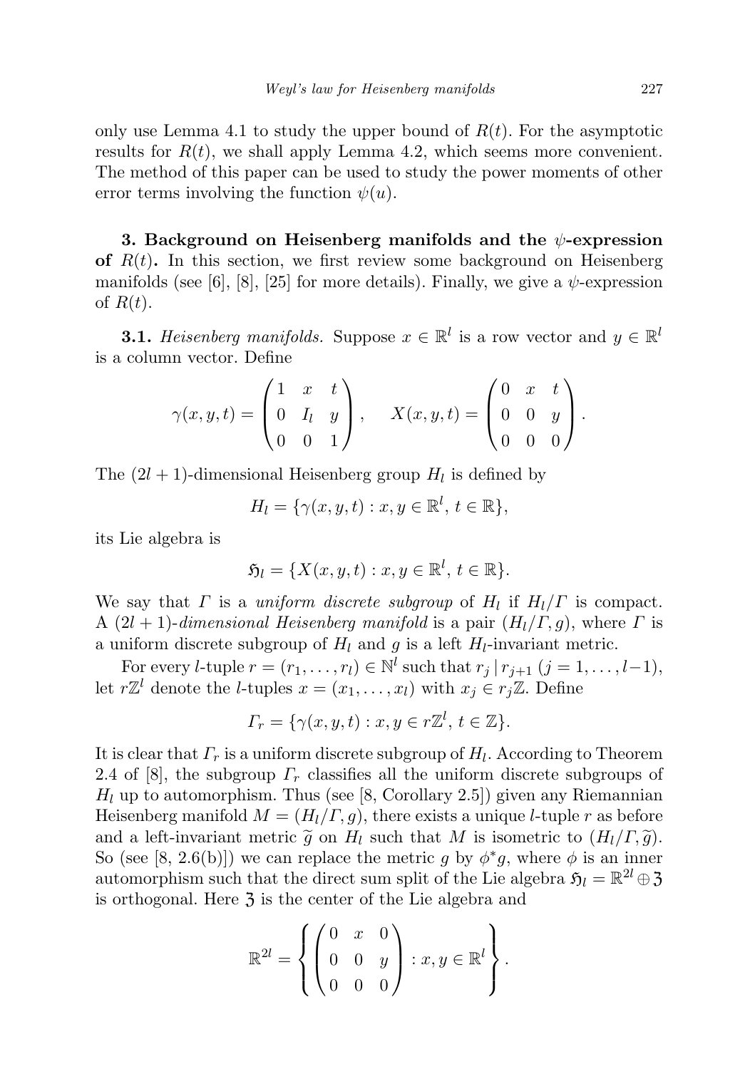only use Lemma 4.1 to study the upper bound of $R(t)$. For the asymptotic results for $R(t)$, we shall apply Lemma 4.2, which seems more convenient. The method of this paper can be used to study the power moments of other error terms involving the function $\psi(u)$.

**3. Background on Heisenberg manifolds and the $\psi$-expression of $R(t)$.** In this section, we first review some background on Heisenberg manifolds (see [6], [8], [25] for more details). Finally, we give a $\psi$-expression of $R(t)$.

**3.1.** *Heisenberg manifolds.* Suppose $x \in \mathbb{R}^l$ is a row vector and $y \in \mathbb{R}^l$ is a column vector. Define

$$\gamma(x,y,t) = \begin{pmatrix} 1 & x & t \\ 0 & I_l & y \\ 0 & 0 & 1 \end{pmatrix}, \quad X(x,y,t) = \begin{pmatrix} 0 & x & t \\ 0 & 0 & y \\ 0 & 0 & 0 \end{pmatrix}.$$

The $(2l+1)$-dimensional Heisenberg group $H_l$ is defined by

$$H_l = \{\gamma(x,y,t) : x, y \in \mathbb{R}^l,\, t \in \mathbb{R}\},$$

its Lie algebra is

$$\mathfrak{H}_l = \{X(x,y,t) : x, y \in \mathbb{R}^l,\, t \in \mathbb{R}\}.$$

We say that $\Gamma$ is a *uniform discrete subgroup* of $H_l$ if $H_l/\Gamma$ is compact. A $(2l+1)$-*dimensional Heisenberg manifold* is a pair $(H_l/\Gamma, g)$, where $\Gamma$ is a uniform discrete subgroup of $H_l$ and $g$ is a left $H_l$-invariant metric.

For every $l$-tuple $r = (r_1, \ldots, r_l) \in \mathbb{N}^l$ such that $r_j \mid r_{j+1}$ $(j = 1, \ldots, l-1)$, let $r\mathbb{Z}^l$ denote the $l$-tuples $x = (x_1, \ldots, x_l)$ with $x_j \in r_j\mathbb{Z}$. Define

$$\Gamma_r = \{\gamma(x,y,t) : x, y \in r\mathbb{Z}^l,\, t \in \mathbb{Z}\}.$$

It is clear that $\Gamma_r$ is a uniform discrete subgroup of $H_l$. According to Theorem 2.4 of [8], the subgroup $\Gamma_r$ classifies all the uniform discrete subgroups of $H_l$ up to automorphism. Thus (see [8, Corollary 2.5]) given any Riemannian Heisenberg manifold $M = (H_l/\Gamma, g)$, there exists a unique $l$-tuple $r$ as before and a left-invariant metric $\widetilde{g}$ on $H_l$ such that $M$ is isometric to $(H_l/\Gamma, \widetilde{g})$. So (see [8, 2.6(b)]) we can replace the metric $g$ by $\phi^* g$, where $\phi$ is an inner automorphism such that the direct sum split of the Lie algebra $\mathfrak{H}_l = \mathbb{R}^{2l} \oplus \mathfrak{Z}$ is orthogonal. Here $\mathfrak{Z}$ is the center of the Lie algebra and

$$\mathbb{R}^{2l} = \left\{ \begin{pmatrix} 0 & x & 0 \\ 0 & 0 & y \\ 0 & 0 & 0 \end{pmatrix} : x, y \in \mathbb{R}^l \right\}.$$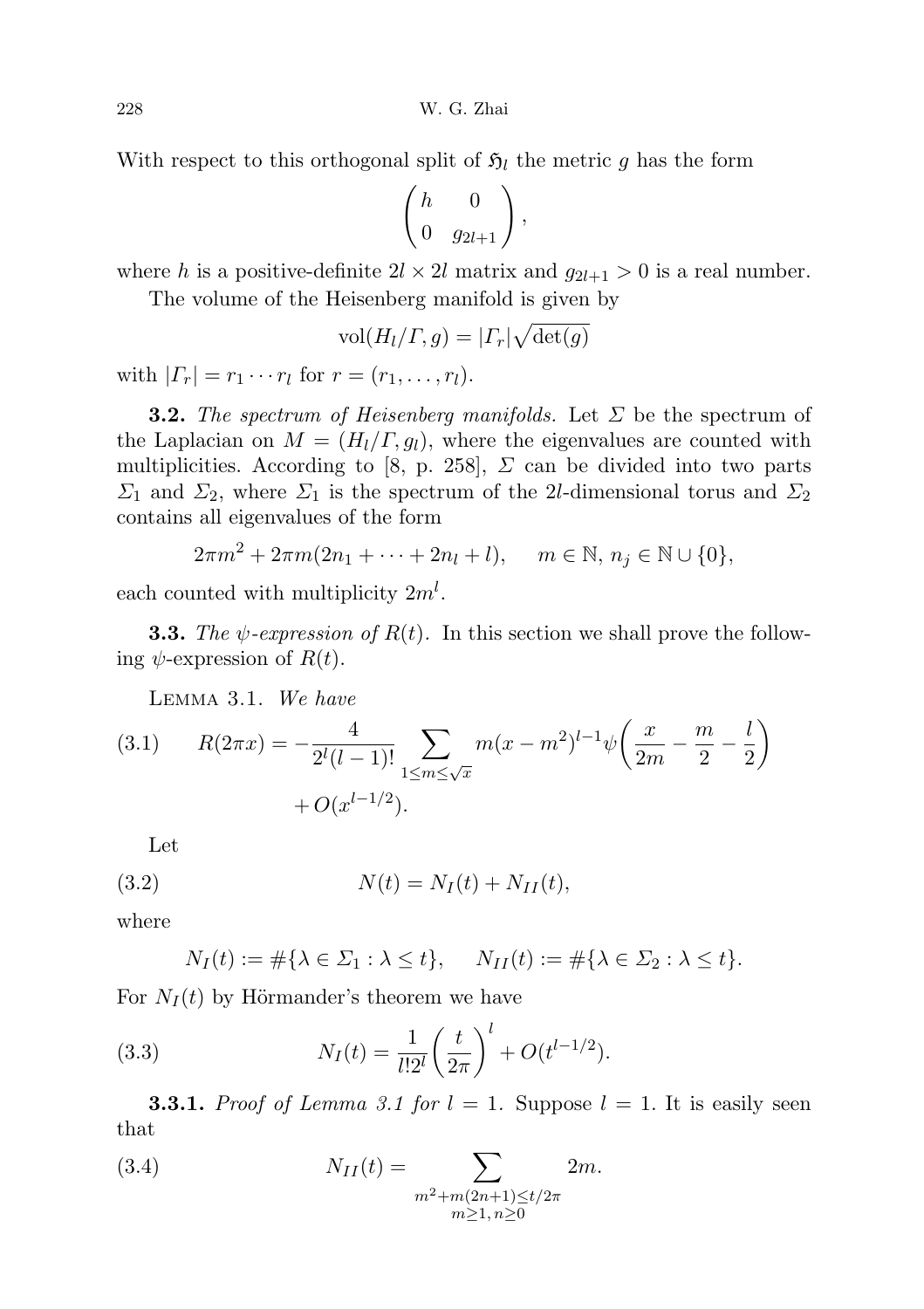With respect to this orthogonal split of $\mathfrak{H}_l$ the metric $g$ has the form

$$\begin{pmatrix} h & 0 \\ 0 & g_{2l+1} \end{pmatrix},$$

where $h$ is a positive-definite $2l \times 2l$ matrix and $g_{2l+1} > 0$ is a real number.

The volume of the Heisenberg manifold is given by

$$\mathrm{vol}(H_l/\Gamma, g) = |\Gamma_r|\sqrt{\det(g)}$$

with $|\Gamma_r| = r_1 \cdots r_l$ for $r = (r_1, \ldots, r_l)$.

**3.2.** *The spectrum of Heisenberg manifolds.* Let $\Sigma$ be the spectrum of the Laplacian on $M = (H_l/\Gamma, g_l)$, where the eigenvalues are counted with multiplicities. According to [8, p. 258], $\Sigma$ can be divided into two parts $\Sigma_1$ and $\Sigma_2$, where $\Sigma_1$ is the spectrum of the $2l$-dimensional torus and $\Sigma_2$ contains all eigenvalues of the form

$$2\pi m^2 + 2\pi m(2n_1 + \cdots + 2n_l + l), \qquad m \in \mathbb{N},\ n_j \in \mathbb{N} \cup \{0\},$$

each counted with multiplicity $2m^l$.

**3.3.** *The $\psi$-expression of $R(t)$.* In this section we shall prove the following $\psi$-expression of $R(t)$.

Lemma 3.1. *We have*

$$R(2\pi x) = -\frac{4}{2^l(l-1)!}\sum_{1\le m\le\sqrt{x}} m(x-m^2)^{l-1}\psi\left(\frac{x}{2m} - \frac{m}{2} - \frac{l}{2}\right) + O(x^{l-1/2}). \tag{3.1}$$

Let

$$N(t) = N_I(t) + N_{II}(t), \tag{3.2}$$

where

$$N_I(t) := \#\{\lambda \in \Sigma_1 : \lambda \le t\}, \qquad N_{II}(t) := \#\{\lambda \in \Sigma_2 : \lambda \le t\}.$$

For $N_I(t)$ by Hörmander's theorem we have

$$N_I(t) = \frac{1}{l!2^l}\left(\frac{t}{2\pi}\right)^l + O(t^{l-1/2}). \tag{3.3}$$

**3.3.1.** *Proof of Lemma 3.1 for $l = 1$.* Suppose $l = 1$. It is easily seen that

$$N_{II}(t) = \sum_{\substack{m^2+m(2n+1)\le t/2\pi \\ m\ge1,\, n\ge0}} 2m. \tag{3.4}$$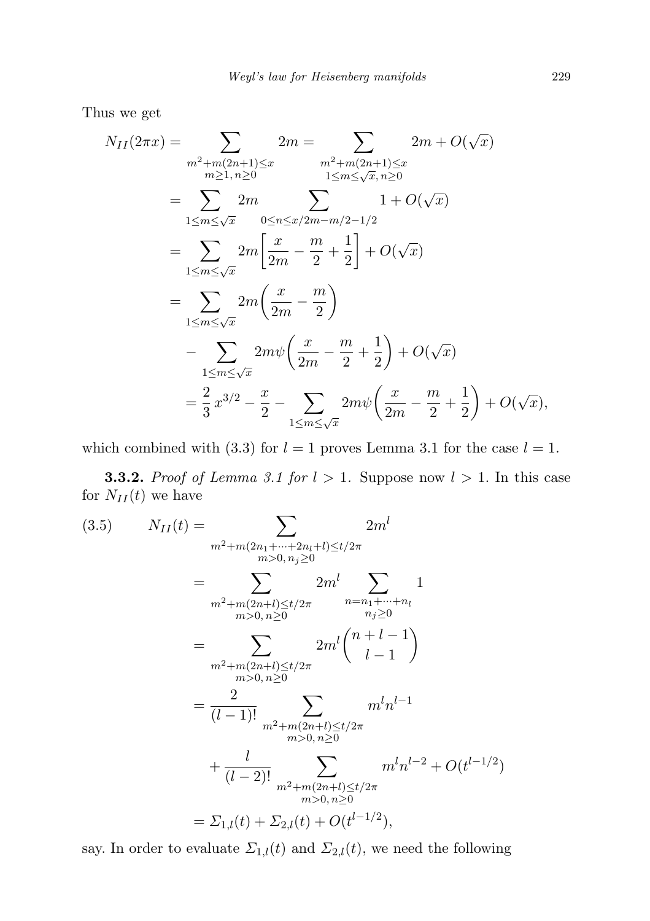Thus we get

$$
\begin{aligned}
N_{II}(2\pi x) &= \sum_{\substack{m^2+m(2n+1)\le x\\ m\ge 1,\, n\ge 0}} 2m = \sum_{\substack{m^2+m(2n+1)\le x\\ 1\le m\le \sqrt{x},\, n\ge 0}} 2m + O(\sqrt{x})\\
&= \sum_{1\le m\le\sqrt{x}} 2m \sum_{0\le n\le x/2m-m/2-1/2} 1 + O(\sqrt{x})\\
&= \sum_{1\le m\le\sqrt{x}} 2m\left[\frac{x}{2m}-\frac{m}{2}+\frac{1}{2}\right] + O(\sqrt{x})\\
&= \sum_{1\le m\le\sqrt{x}} 2m\left(\frac{x}{2m}-\frac{m}{2}\right)\\
&\quad - \sum_{1\le m\le\sqrt{x}} 2m\psi\left(\frac{x}{2m}-\frac{m}{2}+\frac{1}{2}\right) + O(\sqrt{x})\\
&= \frac{2}{3}x^{3/2} - \frac{x}{2} - \sum_{1\le m\le\sqrt{x}} 2m\psi\left(\frac{x}{2m}-\frac{m}{2}+\frac{1}{2}\right) + O(\sqrt{x}),
\end{aligned}
$$

which combined with (3.3) for $l=1$ proves Lemma 3.1 for the case $l=1$.

**3.3.2.** *Proof of Lemma 3.1 for $l>1$.* Suppose now $l>1$. In this case for $N_{II}(t)$ we have

$$
\begin{aligned}
N_{II}(t) &= \sum_{\substack{m^2+m(2n_1+\cdots+2n_l+l)\le t/2\pi\\ m>0,\, n_j\ge 0}} 2m^l \qquad (3.5)\\
&= \sum_{\substack{m^2+m(2n+l)\le t/2\pi\\ m>0,\, n\ge 0}} 2m^l \sum_{\substack{n=n_1+\cdots+n_l\\ n_j\ge 0}} 1\\
&= \sum_{\substack{m^2+m(2n+l)\le t/2\pi\\ m>0,\, n\ge 0}} 2m^l \binom{n+l-1}{l-1}\\
&= \frac{2}{(l-1)!}\sum_{\substack{m^2+m(2n+l)\le t/2\pi\\ m>0,\, n\ge 0}} m^l n^{l-1}\\
&\quad + \frac{l}{(l-2)!}\sum_{\substack{m^2+m(2n+l)\le t/2\pi\\ m>0,\, n\ge 0}} m^l n^{l-2} + O(t^{l-1/2})\\
&= \Sigma_{1,l}(t) + \Sigma_{2,l}(t) + O(t^{l-1/2}),
\end{aligned}
$$

say. In order to evaluate $\Sigma_{1,l}(t)$ and $\Sigma_{2,l}(t)$, we need the following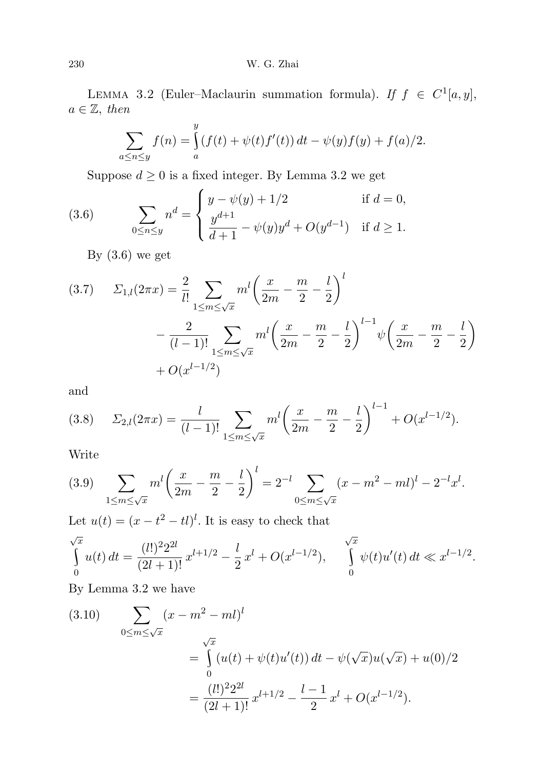LEMMA 3.2 (Euler–Maclaurin summation formula). *If* $f \in C^1[a,y]$, $a \in \mathbb{Z}$, *then*

$$\sum_{a\le n\le y} f(n) = \int_a^y (f(t)+\psi(t)f'(t))\,dt - \psi(y)f(y) + f(a)/2.$$

Suppose $d \ge 0$ is a fixed integer. By Lemma 3.2 we get

$$\sum_{0\le n\le y} n^d = \begin{cases} y-\psi(y)+1/2 & \text{if } d=0,\\ \dfrac{y^{d+1}}{d+1} - \psi(y)y^d + O(y^{d-1}) & \text{if } d\ge 1. \end{cases} \tag{3.6}$$

By (3.6) we get

$$\begin{aligned} \varSigma_{1,l}(2\pi x) &= \frac{2}{l!}\sum_{1\le m\le\sqrt{x}} m^l\biggl(\frac{x}{2m}-\frac{m}{2}-\frac{l}{2}\biggr)^l \\ &\quad - \frac{2}{(l-1)!}\sum_{1\le m\le\sqrt{x}} m^l\biggl(\frac{x}{2m}-\frac{m}{2}-\frac{l}{2}\biggr)^{l-1}\psi\biggl(\frac{x}{2m}-\frac{m}{2}-\frac{l}{2}\biggr) \\ &\quad + O(x^{l-1/2}) \end{aligned} \tag{3.7}$$

and

$$\varSigma_{2,l}(2\pi x) = \frac{l}{(l-1)!}\sum_{1\le m\le\sqrt{x}} m^l\biggl(\frac{x}{2m}-\frac{m}{2}-\frac{l}{2}\biggr)^{l-1} + O(x^{l-1/2}). \tag{3.8}$$

Write

$$\sum_{1\le m\le\sqrt{x}} m^l\biggl(\frac{x}{2m}-\frac{m}{2}-\frac{l}{2}\biggr)^l = 2^{-l}\sum_{0\le m\le\sqrt{x}}(x-m^2-ml)^l - 2^{-l}x^l. \tag{3.9}$$

Let $u(t) = (x-t^2-tl)^l$. It is easy to check that

$$\int_0^{\sqrt{x}} u(t)\,dt = \frac{(l!)^2 2^{2l}}{(2l+1)!}\,x^{l+1/2} - \frac{l}{2}\,x^l + O(x^{l-1/2}), \qquad \int_0^{\sqrt{x}} \psi(t)u'(t)\,dt \ll x^{l-1/2}.$$

By Lemma 3.2 we have

$$\begin{aligned} \sum_{0\le m\le\sqrt{x}} (x-m^2-ml)^l &= \int_0^{\sqrt{x}} (u(t)+\psi(t)u'(t))\,dt - \psi(\sqrt{x})u(\sqrt{x}) + u(0)/2 \\ &= \frac{(l!)^2 2^{2l}}{(2l+1)!}\,x^{l+1/2} - \frac{l-1}{2}\,x^l + O(x^{l-1/2}). \end{aligned} \tag{3.10}$$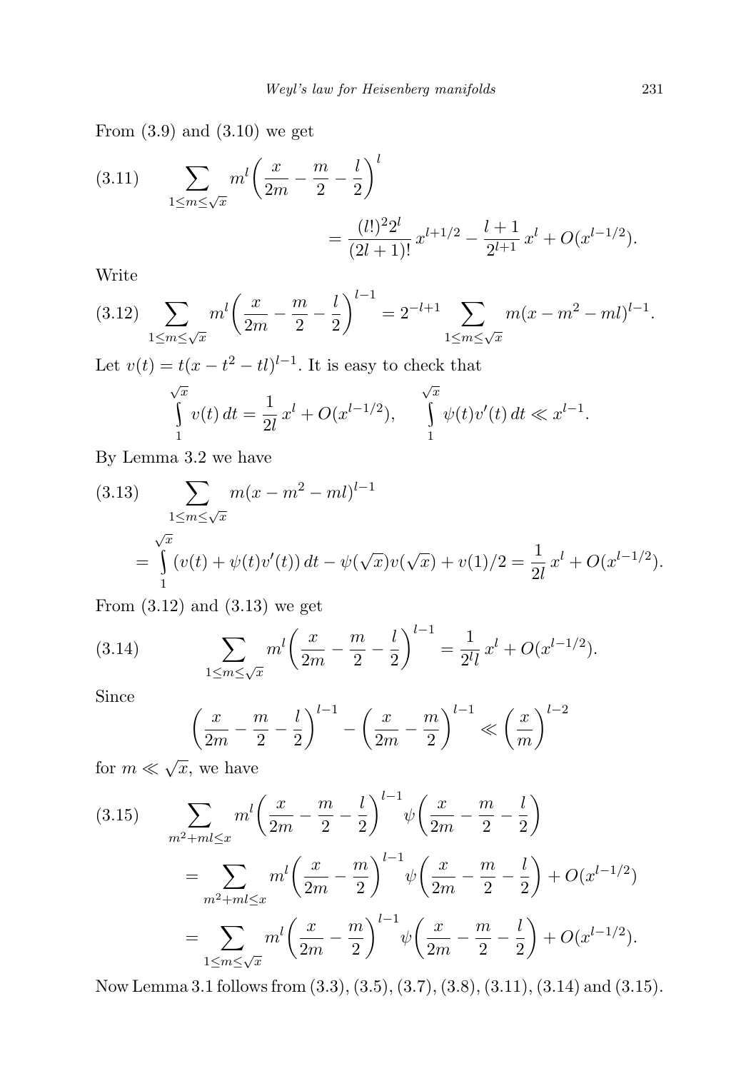From (3.9) and (3.10) we get

$$\tag{3.11} \sum_{1\le m\le\sqrt{x}} m^l\biggl(\frac{x}{2m}-\frac{m}{2}-\frac{l}{2}\biggr)^l = \frac{(l!)^2 2^l}{(2l+1)!}\,x^{l+1/2} - \frac{l+1}{2^{l+1}}\,x^l + O(x^{l-1/2}).$$

Write

$$\tag{3.12} \sum_{1\le m\le\sqrt{x}} m^l\biggl(\frac{x}{2m}-\frac{m}{2}-\frac{l}{2}\biggr)^{l-1} = 2^{-l+1}\sum_{1\le m\le\sqrt{x}} m(x-m^2-ml)^{l-1}.$$

Let $v(t) = t(x-t^2-tl)^{l-1}$. It is easy to check that

$$\int_1^{\sqrt{x}} v(t)\,dt = \frac{1}{2l}\,x^l + O(x^{l-1/2}), \qquad \int_1^{\sqrt{x}} \psi(t)v'(t)\,dt \ll x^{l-1}.$$

By Lemma 3.2 we have

$$\tag{3.13} \sum_{1\le m\le\sqrt{x}} m(x-m^2-ml)^{l-1} = \int_1^{\sqrt{x}} (v(t)+\psi(t)v'(t))\,dt - \psi(\sqrt{x})v(\sqrt{x}) + v(1)/2 = \frac{1}{2l}\,x^l + O(x^{l-1/2}).$$

From (3.12) and (3.13) we get

$$\tag{3.14} \sum_{1\le m\le\sqrt{x}} m^l\biggl(\frac{x}{2m}-\frac{m}{2}-\frac{l}{2}\biggr)^{l-1} = \frac{1}{2^l l}\,x^l + O(x^{l-1/2}).$$

Since

$$\biggl(\frac{x}{2m}-\frac{m}{2}-\frac{l}{2}\biggr)^{l-1} - \biggl(\frac{x}{2m}-\frac{m}{2}\biggr)^{l-1} \ll \biggl(\frac{x}{m}\biggr)^{l-2}$$

for $m \ll \sqrt{x}$, we have

$$\tag{3.15} \begin{aligned} \sum_{m^2+ml\le x} m^l\biggl(\frac{x}{2m}-\frac{m}{2}-\frac{l}{2}\biggr)^{l-1}\psi\biggl(\frac{x}{2m}-\frac{m}{2}-\frac{l}{2}\biggr) &= \sum_{m^2+ml\le x} m^l\biggl(\frac{x}{2m}-\frac{m}{2}\biggr)^{l-1}\psi\biggl(\frac{x}{2m}-\frac{m}{2}-\frac{l}{2}\biggr) + O(x^{l-1/2}) \\ &= \sum_{1\le m\le\sqrt{x}} m^l\biggl(\frac{x}{2m}-\frac{m}{2}\biggr)^{l-1}\psi\biggl(\frac{x}{2m}-\frac{m}{2}-\frac{l}{2}\biggr) + O(x^{l-1/2}). \end{aligned}$$

Now Lemma 3.1 follows from (3.3), (3.5), (3.7), (3.8), (3.11), (3.14) and (3.15).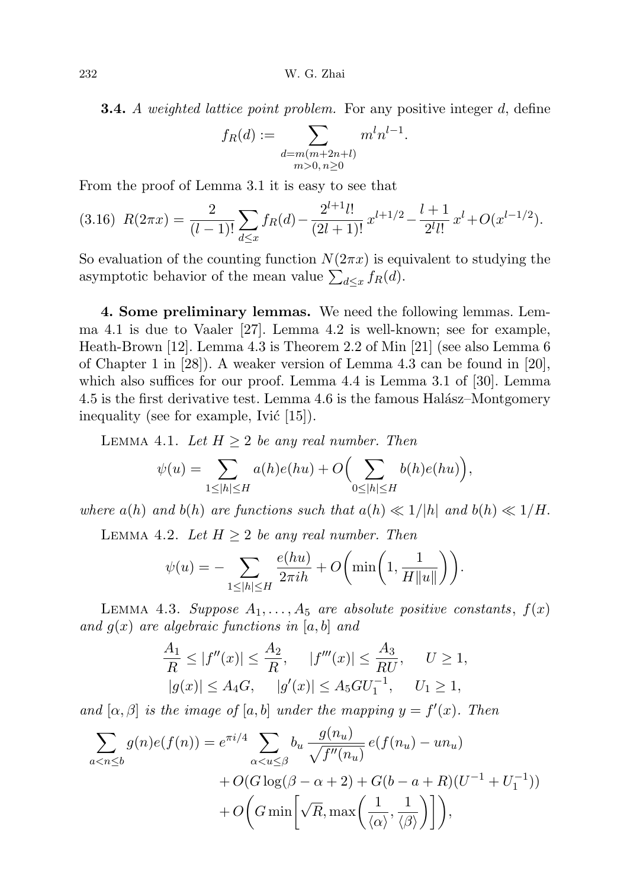**3.4.** *A weighted lattice point problem.* For any positive integer $d$, define

$$f_R(d) := \sum_{\substack{d=m(m+2n+l)\\ m>0,\, n\geq 0}} m^l n^{l-1}.$$

From the proof of Lemma 3.1 it is easy to see that

$$R(2\pi x) = \frac{2}{(l-1)!}\sum_{d\leq x} f_R(d) - \frac{2^{l+1}l!}{(2l+1)!}\,x^{l+1/2} - \frac{l+1}{2^l l!}\,x^l + O(x^{l-1/2}). \tag{3.16}$$

So evaluation of the counting function $N(2\pi x)$ is equivalent to studying the asymptotic behavior of the mean value $\sum_{d\leq x} f_R(d)$.

**4. Some preliminary lemmas.** We need the following lemmas. Lemma 4.1 is due to Vaaler [27]. Lemma 4.2 is well-known; see for example, Heath-Brown [12]. Lemma 4.3 is Theorem 2.2 of Min [21] (see also Lemma 6 of Chapter 1 in [28]). A weaker version of Lemma 4.3 can be found in [20], which also suffices for our proof. Lemma 4.4 is Lemma 3.1 of [30]. Lemma 4.5 is the first derivative test. Lemma 4.6 is the famous Halász–Montgomery inequality (see for example, Ivić [15]).

Lemma 4.1. *Let $H\geq 2$ be any real number. Then*

$$\psi(u) = \sum_{1\leq |h|\leq H} a(h)e(hu) + O\Big(\sum_{0\leq |h|\leq H} b(h)e(hu)\Big),$$

*where $a(h)$ and $b(h)$ are functions such that $a(h)\ll 1/|h|$ and $b(h)\ll 1/H$.*

Lemma 4.2. *Let $H\geq 2$ be any real number. Then*

$$\psi(u) = -\sum_{1\leq |h|\leq H}\frac{e(hu)}{2\pi i h} + O\bigg(\min\bigg(1, \frac{1}{H\|u\|}\bigg)\bigg).$$

Lemma 4.3. *Suppose $A_1,\dots,A_5$ are absolute positive constants, $f(x)$ and $g(x)$ are algebraic functions in $[a,b]$ and*

$$\frac{A_1}{R}\leq |f''(x)|\leq \frac{A_2}{R},\qquad |f'''(x)|\leq \frac{A_3}{RU},\qquad U\geq 1,$$
$$|g(x)|\leq A_4 G,\qquad |g'(x)|\leq A_5 G U_1^{-1},\qquad U_1\geq 1,$$

*and $[\alpha,\beta]$ is the image of $[a,b]$ under the mapping $y=f'(x)$. Then*

$$\begin{aligned}\sum_{a<n\leq b} g(n)e(f(n)) = e^{\pi i/4}&\sum_{\alpha<u\leq\beta} b_u\frac{g(n_u)}{\sqrt{f''(n_u)}}\,e(f(n_u)-un_u)\\ &+ O(G\log(\beta-\alpha+2) + G(b-a+R)(U^{-1}+U_1^{-1}))\\ &+ O\bigg(G\min\bigg[\sqrt{R}, \max\bigg(\frac{1}{\langle\alpha\rangle}, \frac{1}{\langle\beta\rangle}\bigg)\bigg]\bigg),\end{aligned}$$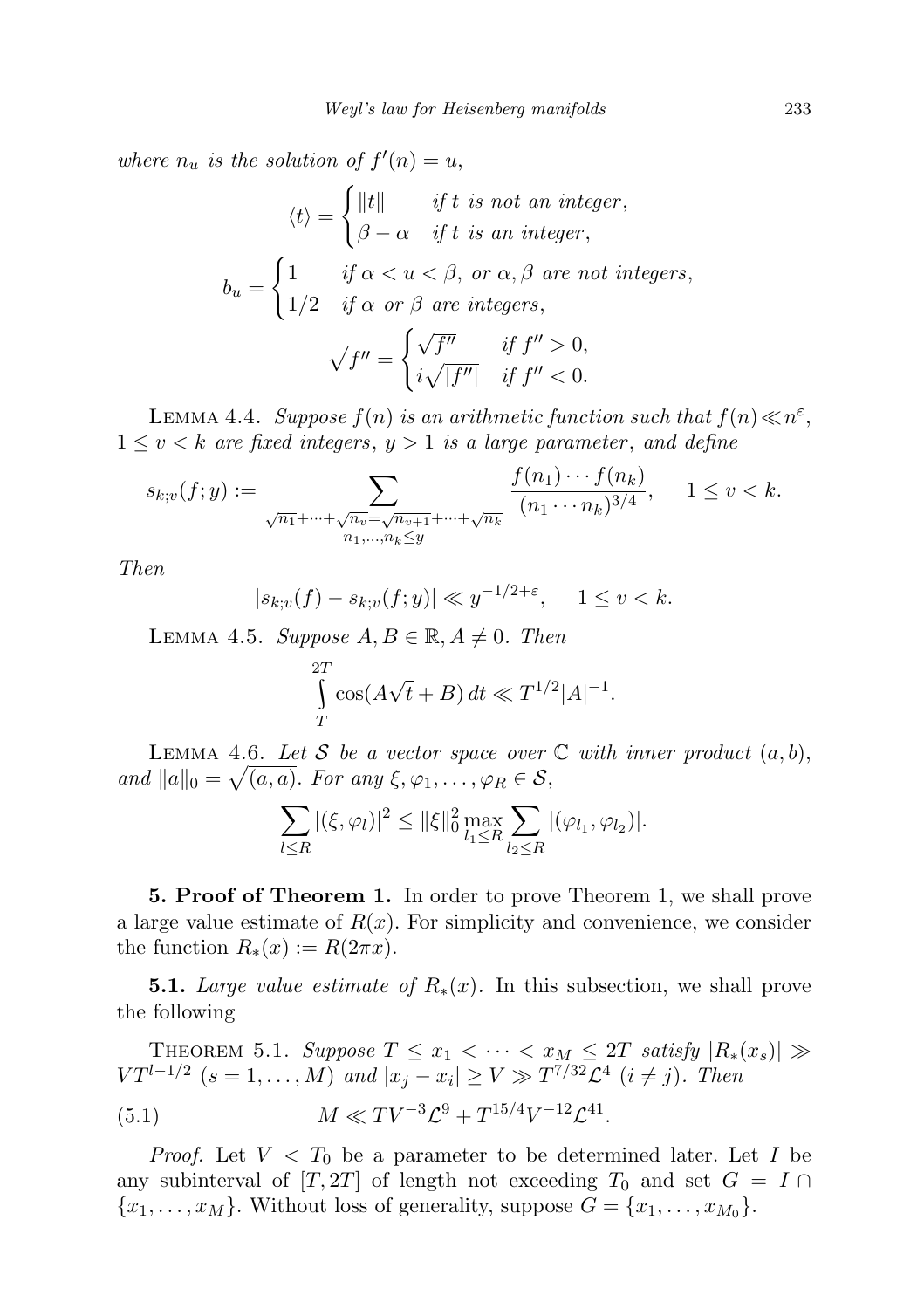where $n_u$ is the solution of $f'(n) = u$,

$$\langle t\rangle = \begin{cases} \|t\| & \text{if } t \text{ is not an integer},\\ \beta-\alpha & \text{if } t \text{ is an integer},\end{cases}$$

$$b_u = \begin{cases} 1 & \text{if } \alpha < u < \beta, \text{ or } \alpha,\beta \text{ are not integers},\\ 1/2 & \text{if } \alpha \text{ or } \beta \text{ are integers},\end{cases}$$

$$\sqrt{f''} = \begin{cases} \sqrt{f''} & \text{if } f''>0,\\ i\sqrt{|f''|} & \text{if } f''<0.\end{cases}$$

Lemma 4.4. *Suppose $f(n)$ is an arithmetic function such that $f(n) \ll n^{\varepsilon}$, $1 \le v < k$ are fixed integers, $y > 1$ is a large parameter, and define*

$$s_{k;v}(f;y) := \sum_{\substack{\sqrt{n_1}+\cdots+\sqrt{n_v}=\sqrt{n_{v+1}}+\cdots+\sqrt{n_k}\\ n_1,\ldots,n_k\le y}} \frac{f(n_1)\cdots f(n_k)}{(n_1\cdots n_k)^{3/4}}, \quad 1\le v<k.$$

*Then*

$$|s_{k;v}(f) - s_{k;v}(f;y)| \ll y^{-1/2+\varepsilon}, \quad 1 \le v < k.$$

Lemma 4.5. *Suppose $A, B \in \mathbb{R}$, $A \ne 0$. Then*

$$\int_T^{2T} \cos(A\sqrt{t}+B)\,dt \ll T^{1/2}|A|^{-1}.$$

Lemma 4.6. *Let $\mathcal{S}$ be a vector space over $\mathbb{C}$ with inner product $(a,b)$, and $\|a\|_0 = \sqrt{(a,a)}$. For any $\xi,\varphi_1,\ldots,\varphi_R \in \mathcal{S}$,*

$$\sum_{l\le R} |(\xi,\varphi_l)|^2 \le \|\xi\|_0^2 \max_{l_1\le R} \sum_{l_2\le R} |(\varphi_{l_1},\varphi_{l_2})|.$$

**5. Proof of Theorem 1.** In order to prove Theorem 1, we shall prove a large value estimate of $R(x)$. For simplicity and convenience, we consider the function $R_*(x) := R(2\pi x)$.

**5.1.** *Large value estimate of $R_*(x)$.* In this subsection, we shall prove the following

Theorem 5.1. *Suppose $T \le x_1 < \cdots < x_M \le 2T$ satisfy $|R_*(x_s)| \gg VT^{l-1/2}$ $(s = 1,\ldots,M)$ and $|x_j - x_i| \ge V \gg T^{7/32}\mathcal{L}^4$ $(i \ne j)$. Then*

$$M \ll TV^{-3}\mathcal{L}^9 + T^{15/4}V^{-12}\mathcal{L}^{41}. \tag{5.1}$$

*Proof.* Let $V < T_0$ be a parameter to be determined later. Let $I$ be any subinterval of $[T, 2T]$ of length not exceeding $T_0$ and set $G = I \cap \{x_1,\ldots,x_M\}$. Without loss of generality, suppose $G = \{x_1,\ldots,x_{M_0}\}$.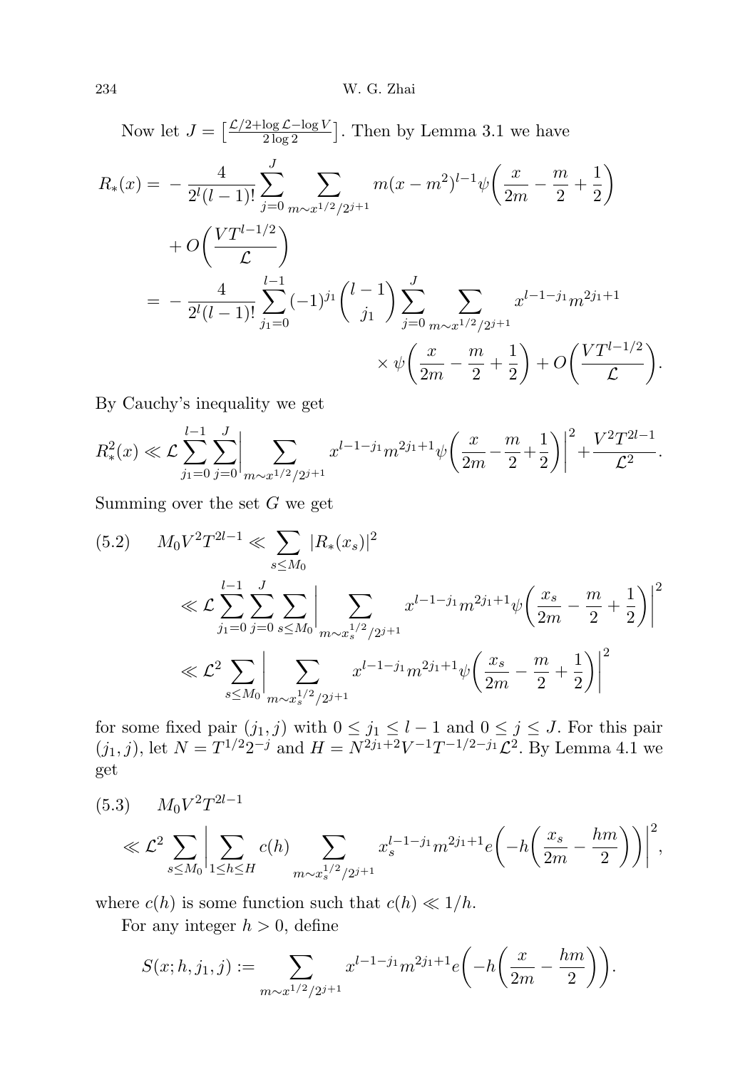Now let $J = \left[\frac{\mathcal{L}/2+\log\mathcal{L}-\log V}{2\log 2}\right]$. Then by Lemma 3.1 we have

$$\begin{aligned}
R_*(x) &= -\frac{4}{2^l(l-1)!}\sum_{j=0}^{J}\sum_{m\sim x^{1/2}/2^{j+1}} m(x-m^2)^{l-1}\psi\left(\frac{x}{2m}-\frac{m}{2}+\frac{1}{2}\right) \\
&\quad + O\left(\frac{VT^{l-1/2}}{\mathcal{L}}\right) \\
&= -\frac{4}{2^l(l-1)!}\sum_{j_1=0}^{l-1}(-1)^{j_1}\binom{l-1}{j_1}\sum_{j=0}^{J}\sum_{m\sim x^{1/2}/2^{j+1}} x^{l-1-j_1}m^{2j_1+1} \\
&\qquad\qquad \times \psi\left(\frac{x}{2m}-\frac{m}{2}+\frac{1}{2}\right) + O\left(\frac{VT^{l-1/2}}{\mathcal{L}}\right).
\end{aligned}$$

By Cauchy's inequality we get

$$R_*^2(x) \ll \mathcal{L}\sum_{j_1=0}^{l-1}\sum_{j=0}^{J}\left|\sum_{m\sim x^{1/2}/2^{j+1}} x^{l-1-j_1}m^{2j_1+1}\psi\left(\frac{x}{2m}-\frac{m}{2}+\frac{1}{2}\right)\right|^2 + \frac{V^2T^{2l-1}}{\mathcal{L}^2}.$$

Summing over the set $G$ we get

$$\begin{aligned}
(5.2)\qquad M_0V^2T^{2l-1} &\ll \sum_{s\le M_0}|R_*(x_s)|^2 \\
&\ll \mathcal{L}\sum_{j_1=0}^{l-1}\sum_{j=0}^{J}\sum_{s\le M_0}\left|\sum_{m\sim x_s^{1/2}/2^{j+1}} x^{l-1-j_1}m^{2j_1+1}\psi\left(\frac{x_s}{2m}-\frac{m}{2}+\frac{1}{2}\right)\right|^2 \\
&\ll \mathcal{L}^2\sum_{s\le M_0}\left|\sum_{m\sim x_s^{1/2}/2^{j+1}} x^{l-1-j_1}m^{2j_1+1}\psi\left(\frac{x_s}{2m}-\frac{m}{2}+\frac{1}{2}\right)\right|^2
\end{aligned}$$

for some fixed pair $(j_1, j)$ with $0\le j_1\le l-1$ and $0\le j\le J$. For this pair $(j_1, j)$, let $N = T^{1/2}2^{-j}$ and $H = N^{2j_1+2}V^{-1}T^{-1/2-j_1}\mathcal{L}^2$. By Lemma 4.1 we get

$$(5.3)\qquad M_0V^2T^{2l-1} \ll \mathcal{L}^2\sum_{s\le M_0}\left|\sum_{1\le h\le H}c(h)\sum_{m\sim x_s^{1/2}/2^{j+1}} x_s^{l-1-j_1}m^{2j_1+1}e\left(-h\left(\frac{x_s}{2m}-\frac{hm}{2}\right)\right)\right|^2,$$

where $c(h)$ is some function such that $c(h)\ll 1/h$.

For any integer $h>0$, define

$$S(x;h,j_1,j) := \sum_{m\sim x^{1/2}/2^{j+1}} x^{l-1-j_1}m^{2j_1+1}e\left(-h\left(\frac{x}{2m}-\frac{hm}{2}\right)\right).$$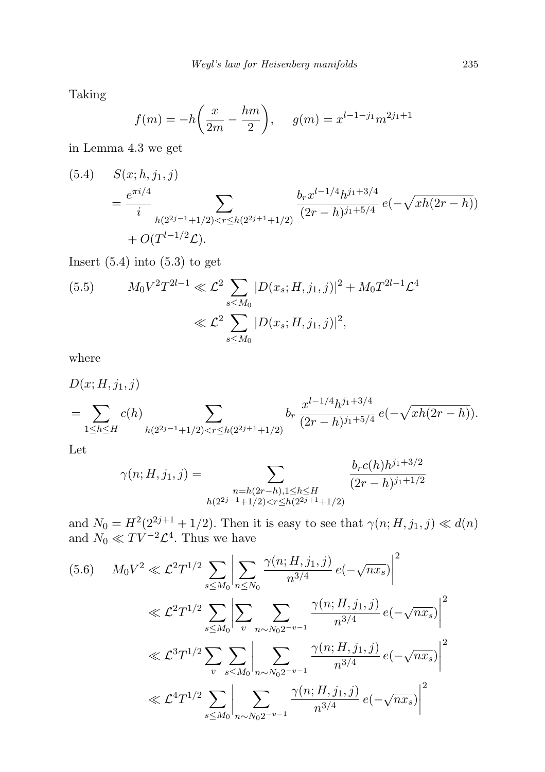Taking

$$f(m) = -h\left(\frac{x}{2m} - \frac{hm}{2}\right), \qquad g(m) = x^{l-1-j_1} m^{2j_1+1}$$

in Lemma 4.3 we get

$$\begin{aligned}
(5.4)\qquad & S(x; h, j_1, j) \\
&= \frac{e^{\pi i/4}}{i} \sum_{h(2^{2j-1}+1/2)<r\le h(2^{2j+1}+1/2)} \frac{b_r x^{l-1/4} h^{j_1+3/4}}{(2r-h)^{j_1+5/4}}\, e(-\sqrt{xh(2r-h)}) \\
&\quad + O(T^{l-1/2}\mathcal{L}).
\end{aligned}$$

Insert (5.4) into (5.3) to get

$$\begin{aligned}
(5.5)\qquad M_0 V^2 T^{2l-1} &\ll \mathcal{L}^2 \sum_{s\le M_0} |D(x_s; H, j_1, j)|^2 + M_0 T^{2l-1}\mathcal{L}^4 \\
&\ll \mathcal{L}^2 \sum_{s\le M_0} |D(x_s; H, j_1, j)|^2,
\end{aligned}$$

where

$$\begin{aligned}
& D(x; H, j_1, j) \\
&= \sum_{1\le h\le H} c(h) \sum_{h(2^{2j-1}+1/2)<r\le h(2^{2j+1}+1/2)} b_r \,\frac{x^{l-1/4} h^{j_1+3/4}}{(2r-h)^{j_1+5/4}}\, e(-\sqrt{xh(2r-h)}).
\end{aligned}$$

Let

$$\gamma(n; H, j_1, j) = \sum_{\substack{n=h(2r-h),\,1\le h\le H\\ h(2^{2j-1}+1/2)<r\le h(2^{2j+1}+1/2)}} \frac{b_r c(h) h^{j_1+3/2}}{(2r-h)^{j_1+1/2}}$$

and $N_0 = H^2(2^{2j+1}+1/2)$. Then it is easy to see that $\gamma(n; H, j_1, j) \ll d(n)$ and $N_0 \ll TV^{-2}\mathcal{L}^4$. Thus we have

$$\begin{aligned}
(5.6)\qquad M_0 V^2 &\ll \mathcal{L}^2 T^{1/2} \sum_{s\le M_0} \left| \sum_{n\le N_0} \frac{\gamma(n; H, j_1, j)}{n^{3/4}}\, e(-\sqrt{n x_s}) \right|^2 \\
&\ll \mathcal{L}^2 T^{1/2} \sum_{s\le M_0} \left| \sum_{v} \sum_{n\sim N_0 2^{-v-1}} \frac{\gamma(n; H, j_1, j)}{n^{3/4}}\, e(-\sqrt{n x_s}) \right|^2 \\
&\ll \mathcal{L}^3 T^{1/2} \sum_{v} \sum_{s\le M_0} \left| \sum_{n\sim N_0 2^{-v-1}} \frac{\gamma(n; H, j_1, j)}{n^{3/4}}\, e(-\sqrt{n x_s}) \right|^2 \\
&\ll \mathcal{L}^4 T^{1/2} \sum_{s\le M_0} \left| \sum_{n\sim N_0 2^{-v-1}} \frac{\gamma(n; H, j_1, j)}{n^{3/4}}\, e(-\sqrt{n x_s}) \right|^2
\end{aligned}$$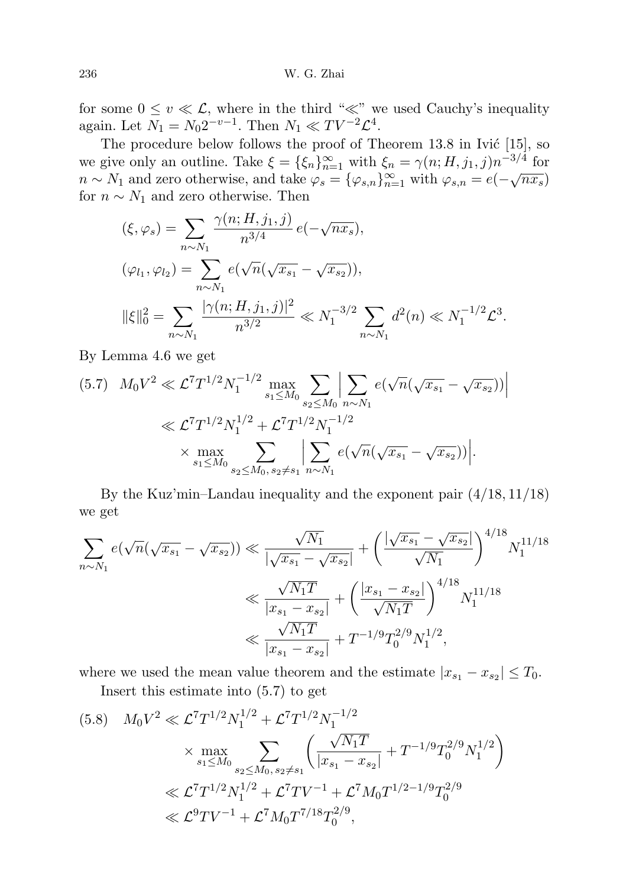for some $0 \le v \ll \mathcal{L}$, where in the third "$\ll$" we used Cauchy's inequality again. Let $N_1 = N_0 2^{-v-1}$. Then $N_1 \ll TV^{-2}\mathcal{L}^4$.

The procedure below follows the proof of Theorem 13.8 in Ivić [15], so we give only an outline. Take $\xi = \{\xi_n\}_{n=1}^{\infty}$ with $\xi_n = \gamma(n; H, j_1, j) n^{-3/4}$ for $n \sim N_1$ and zero otherwise, and take $\varphi_s = \{\varphi_{s,n}\}_{n=1}^{\infty}$ with $\varphi_{s,n} = e(-\sqrt{nx_s})$ for $n \sim N_1$ and zero otherwise. Then

$$
\begin{aligned}
(\xi, \varphi_s) &= \sum_{n \sim N_1} \frac{\gamma(n; H, j_1, j)}{n^{3/4}}\, e(-\sqrt{nx_s}),\\
(\varphi_{l_1}, \varphi_{l_2}) &= \sum_{n \sim N_1} e(\sqrt{n}(\sqrt{x_{s_1}} - \sqrt{x_{s_2}})),\\
\|\xi\|_0^2 &= \sum_{n \sim N_1} \frac{|\gamma(n; H, j_1, j)|^2}{n^{3/2}} \ll N_1^{-3/2} \sum_{n \sim N_1} d^2(n) \ll N_1^{-1/2}\mathcal{L}^3.
\end{aligned}
$$

By Lemma 4.6 we get

$$
\begin{aligned}
(5.7)\quad M_0 V^2 &\ll \mathcal{L}^7 T^{1/2} N_1^{-1/2} \max_{s_1 \le M_0} \sum_{s_2 \le M_0} \Big| \sum_{n \sim N_1} e(\sqrt{n}(\sqrt{x_{s_1}} - \sqrt{x_{s_2}})) \Big|\\
&\ll \mathcal{L}^7 T^{1/2} N_1^{1/2} + \mathcal{L}^7 T^{1/2} N_1^{-1/2}\\
&\quad \times \max_{s_1 \le M_0} \sum_{s_2 \le M_0,\, s_2 \ne s_1} \Big| \sum_{n \sim N_1} e(\sqrt{n}(\sqrt{x_{s_1}} - \sqrt{x_{s_2}})) \Big|.
\end{aligned}
$$

By the Kuz'min–Landau inequality and the exponent pair $(4/18, 11/18)$ we get

$$
\begin{aligned}
\sum_{n \sim N_1} e(\sqrt{n}(\sqrt{x_{s_1}} - \sqrt{x_{s_2}})) &\ll \frac{\sqrt{N_1}}{|\sqrt{x_{s_1}} - \sqrt{x_{s_2}}|} + \left( \frac{|\sqrt{x_{s_1}} - \sqrt{x_{s_2}}|}{\sqrt{N_1}} \right)^{4/18} N_1^{11/18}\\
&\ll \frac{\sqrt{N_1 T}}{|x_{s_1} - x_{s_2}|} + \left( \frac{|x_{s_1} - x_{s_2}|}{\sqrt{N_1 T}} \right)^{4/18} N_1^{11/18}\\
&\ll \frac{\sqrt{N_1 T}}{|x_{s_1} - x_{s_2}|} + T^{-1/9} T_0^{2/9} N_1^{1/2},
\end{aligned}
$$

where we used the mean value theorem and the estimate $|x_{s_1} - x_{s_2}| \le T_0$.

Insert this estimate into (5.7) to get

$$
\begin{aligned}
(5.8)\quad M_0 V^2 &\ll \mathcal{L}^7 T^{1/2} N_1^{1/2} + \mathcal{L}^7 T^{1/2} N_1^{-1/2}\\
&\quad \times \max_{s_1 \le M_0} \sum_{s_2 \le M_0,\, s_2 \ne s_1} \left( \frac{\sqrt{N_1 T}}{|x_{s_1} - x_{s_2}|} + T^{-1/9} T_0^{2/9} N_1^{1/2} \right)\\
&\ll \mathcal{L}^7 T^{1/2} N_1^{1/2} + \mathcal{L}^7 T V^{-1} + \mathcal{L}^7 M_0 T^{1/2 - 1/9} T_0^{2/9}\\
&\ll \mathcal{L}^9 T V^{-1} + \mathcal{L}^7 M_0 T^{7/18} T_0^{2/9},
\end{aligned}
$$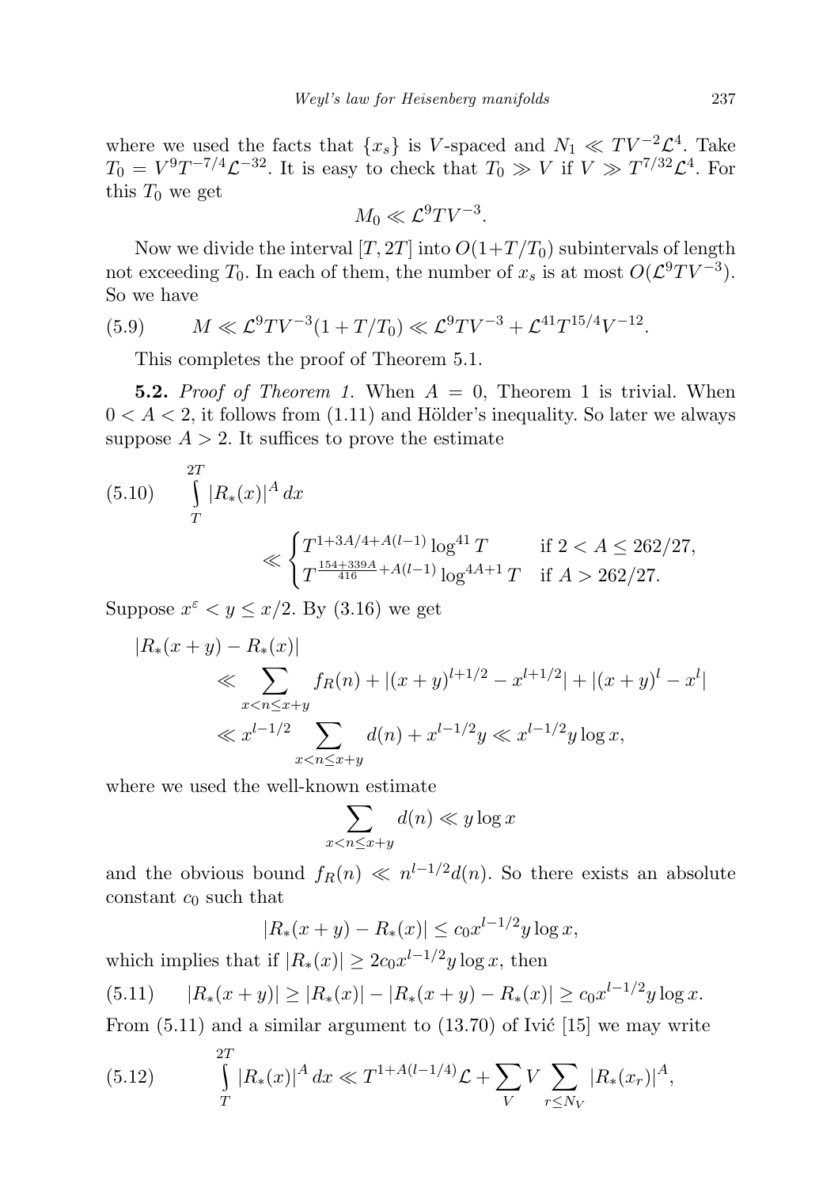where we used the facts that $\{x_s\}$ is $V$-spaced and $N_1 \ll TV^{-2}\mathcal{L}^4$. Take $T_0 = V^9T^{-7/4}\mathcal{L}^{-32}$. It is easy to check that $T_0 \gg V$ if $V \gg T^{7/32}\mathcal{L}^4$. For this $T_0$ we get

$$M_0 \ll \mathcal{L}^9 TV^{-3}.$$

Now we divide the interval $[T, 2T]$ into $O(1+T/T_0)$ subintervals of length not exceeding $T_0$. In each of them, the number of $x_s$ is at most $O(\mathcal{L}^9TV^{-3})$. So we have

$$M \ll \mathcal{L}^9TV^{-3}(1+T/T_0) \ll \mathcal{L}^9TV^{-3} + \mathcal{L}^{41}T^{15/4}V^{-12}. \tag{5.9}$$

This completes the proof of Theorem 5.1.

**5.2.** *Proof of Theorem 1.* When $A = 0$, Theorem 1 is trivial. When $0 < A < 2$, it follows from (1.11) and Hölder's inequality. So later we always suppose $A > 2$. It suffices to prove the estimate

$$\int_T^{2T} |R_*(x)|^A\, dx \ll \begin{cases} T^{1+3A/4+A(l-1)} \log^{41} T & \text{if } 2 < A \le 262/27, \\ T^{\frac{154+339A}{416}+A(l-1)} \log^{4A+1} T & \text{if } A > 262/27. \end{cases} \tag{5.10}$$

Suppose $x^\varepsilon < y \le x/2$. By (3.16) we get

$$\begin{aligned} |R_*(x+y) - R_*(x)| &\ll \sum_{x<n\le x+y} f_R(n) + |(x+y)^{l+1/2} - x^{l+1/2}| + |(x+y)^l - x^l| \\ &\ll x^{l-1/2} \sum_{x<n\le x+y} d(n) + x^{l-1/2}y \ll x^{l-1/2} y \log x, \end{aligned}$$

where we used the well-known estimate

$$\sum_{x<n\le x+y} d(n) \ll y \log x$$

and the obvious bound $f_R(n) \ll n^{l-1/2}d(n)$. So there exists an absolute constant $c_0$ such that

$$|R_*(x+y) - R_*(x)| \le c_0 x^{l-1/2} y \log x,$$

which implies that if $|R_*(x)| \ge 2c_0x^{l-1/2}y\log x$, then

$$|R_*(x+y)| \ge |R_*(x)| - |R_*(x+y) - R_*(x)| \ge c_0x^{l-1/2}y\log x. \tag{5.11}$$

From (5.11) and a similar argument to (13.70) of Ivić [15] we may write

$$\int_T^{2T} |R_*(x)|^A\, dx \ll T^{1+A(l-1/4)}\mathcal{L} + \sum_V V \sum_{r\le N_V} |R_*(x_r)|^A, \tag{5.12}$$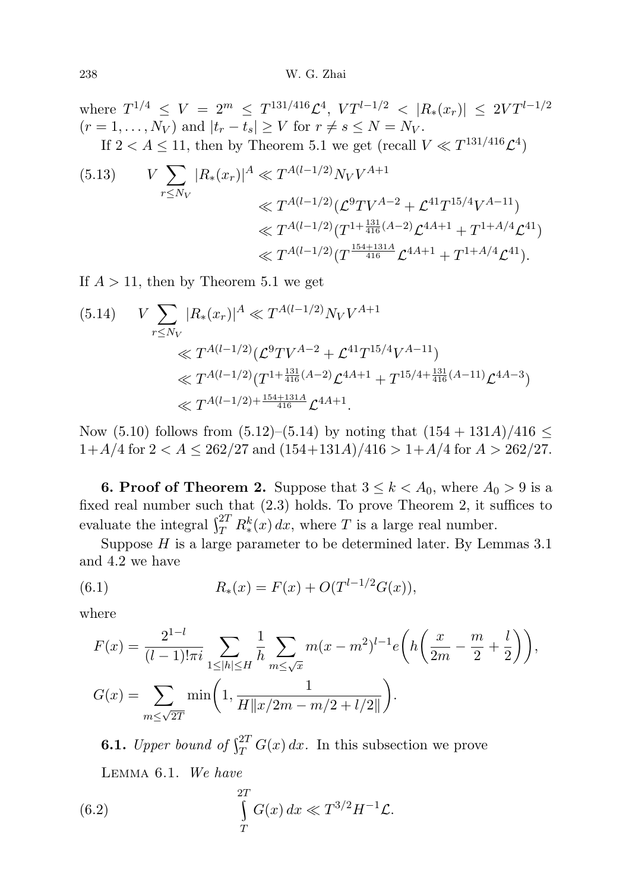where $T^{1/4} \le V = 2^m \le T^{131/416}\mathcal{L}^4$, $VT^{l-1/2} < |R_*(x_r)| \le 2VT^{l-1/2}$ $(r = 1, \ldots, N_V)$ and $|t_r - t_s| \ge V$ for $r \ne s \le N = N_V$.

If $2 < A \le 11$, then by Theorem 5.1 we get (recall $V \ll T^{131/416}\mathcal{L}^4$)

$$
\begin{aligned}
(5.13) \qquad V \sum_{r \le N_V} |R_*(x_r)|^A &\ll T^{A(l-1/2)} N_V V^{A+1} \\
&\ll T^{A(l-1/2)} (\mathcal{L}^9 T V^{A-2} + \mathcal{L}^{41} T^{15/4} V^{A-11}) \\
&\ll T^{A(l-1/2)} (T^{1+\frac{131}{416}(A-2)} \mathcal{L}^{4A+1} + T^{1+A/4} \mathcal{L}^{41}) \\
&\ll T^{A(l-1/2)} (T^{\frac{154+131A}{416}} \mathcal{L}^{4A+1} + T^{1+A/4} \mathcal{L}^{41}).
\end{aligned}
$$

If $A > 11$, then by Theorem 5.1 we get

$$
\begin{aligned}
(5.14) \qquad V \sum_{r \le N_V} |R_*(x_r)|^A &\ll T^{A(l-1/2)} N_V V^{A+1} \\
&\ll T^{A(l-1/2)} (\mathcal{L}^9 T V^{A-2} + \mathcal{L}^{41} T^{15/4} V^{A-11}) \\
&\ll T^{A(l-1/2)} (T^{1+\frac{131}{416}(A-2)} \mathcal{L}^{4A+1} + T^{15/4+\frac{131}{416}(A-11)} \mathcal{L}^{4A-3}) \\
&\ll T^{A(l-1/2)+\frac{154+131A}{416}} \mathcal{L}^{4A+1}.
\end{aligned}
$$

Now (5.10) follows from (5.12)–(5.14) by noting that $(154 + 131A)/416 \le 1 + A/4$ for $2 < A \le 262/27$ and $(154+131A)/416 > 1+A/4$ for $A > 262/27$.

**6. Proof of Theorem 2.** Suppose that $3 \le k < A_0$, where $A_0 > 9$ is a fixed real number such that (2.3) holds. To prove Theorem 2, it suffices to evaluate the integral $\int_T^{2T} R_*^k(x)\,dx$, where $T$ is a large real number.

Suppose $H$ is a large parameter to be determined later. By Lemmas 3.1 and 4.2 we have

$$
(6.1) \qquad R_*(x) = F(x) + O(T^{l-1/2} G(x)),
$$

where

$$
F(x) = \frac{2^{1-l}}{(l-1)!\pi i} \sum_{1 \le |h| \le H} \frac{1}{h} \sum_{m \le \sqrt{x}} m(x - m^2)^{l-1} e\bigg(h\bigg(\frac{x}{2m} - \frac{m}{2} + \frac{l}{2}\bigg)\bigg),
$$

$$
G(x) = \sum_{m \le \sqrt{2T}} \min\bigg(1, \frac{1}{H\|x/2m - m/2 + l/2\|}\bigg).
$$

**6.1.** *Upper bound of* $\int_T^{2T} G(x)\,dx$. In this subsection we prove

LEMMA 6.1. *We have*

$$
(6.2) \qquad \int_T^{2T} G(x)\,dx \ll T^{3/2} H^{-1} \mathcal{L}.
$$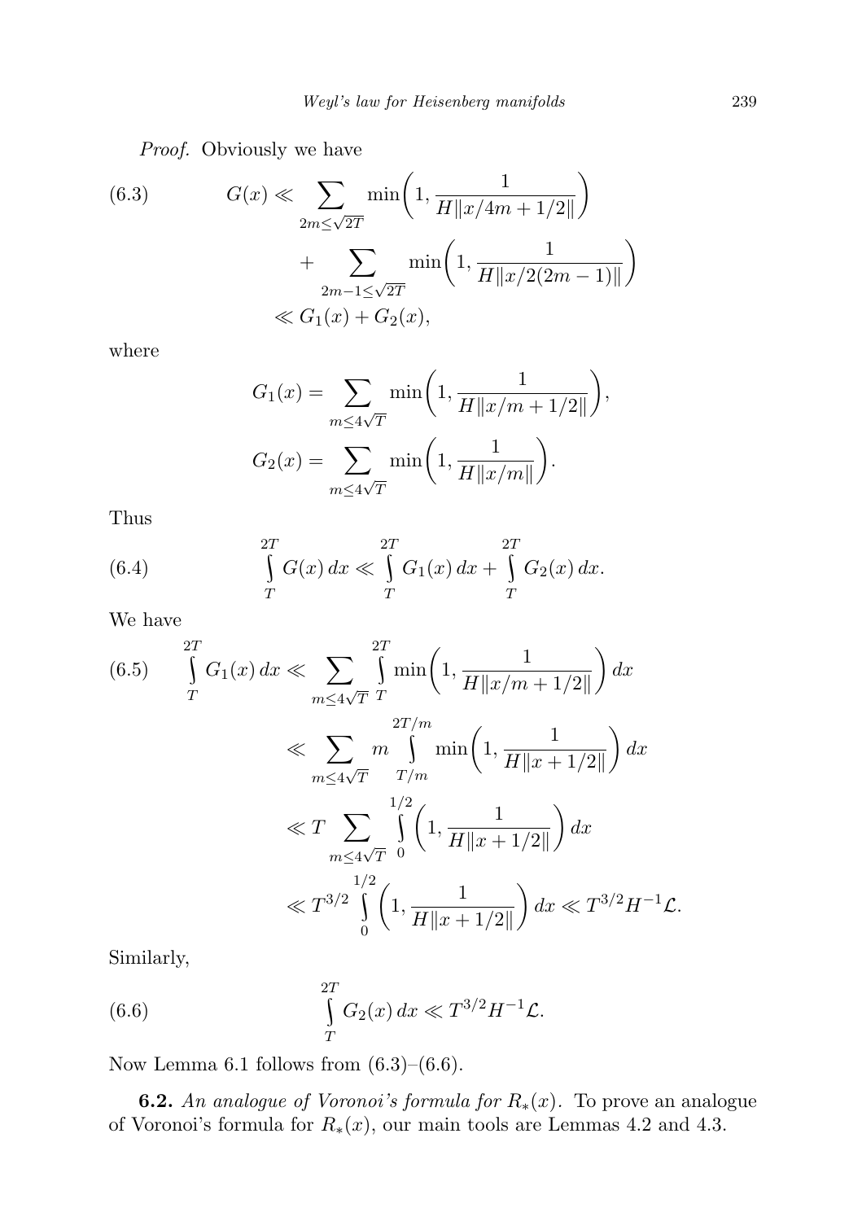*Proof.* Obviously we have

$$
\tag{6.3}
\begin{aligned}
G(x) &\ll \sum_{2m\le\sqrt{2T}} \min\left(1, \frac{1}{H\|x/4m+1/2\|}\right) \\
&\quad + \sum_{2m-1\le\sqrt{2T}} \min\left(1, \frac{1}{H\|x/2(2m-1)\|}\right) \\
&\ll G_1(x)+G_2(x),
\end{aligned}
$$

where

$$
G_1(x) = \sum_{m\le 4\sqrt{T}} \min\left(1, \frac{1}{H\|x/m+1/2\|}\right),
$$

$$
G_2(x) = \sum_{m\le 4\sqrt{T}} \min\left(1, \frac{1}{H\|x/m\|}\right).
$$

Thus

$$
\tag{6.4}
\int_T^{2T} G(x)\,dx \ll \int_T^{2T} G_1(x)\,dx + \int_T^{2T} G_2(x)\,dx.
$$

We have

$$
\tag{6.5}
\begin{aligned}
\int_T^{2T} G_1(x)\,dx &\ll \sum_{m\le 4\sqrt{T}} \int_T^{2T} \min\left(1, \frac{1}{H\|x/m+1/2\|}\right) dx \\
&\ll \sum_{m\le 4\sqrt{T}} m \int_{T/m}^{2T/m} \min\left(1, \frac{1}{H\|x+1/2\|}\right) dx \\
&\ll T \sum_{m\le 4\sqrt{T}} \int_0^{1/2} \left(1, \frac{1}{H\|x+1/2\|}\right) dx \\
&\ll T^{3/2} \int_0^{1/2} \left(1, \frac{1}{H\|x+1/2\|}\right) dx \ll T^{3/2}H^{-1}\mathcal{L}.
\end{aligned}
$$

Similarly,

$$
\tag{6.6}
\int_T^{2T} G_2(x)\,dx \ll T^{3/2}H^{-1}\mathcal{L}.
$$

Now Lemma 6.1 follows from (6.3)–(6.6).

**6.2.** *An analogue of Voronoi's formula for $R_*(x)$.* To prove an analogue of Voronoi's formula for $R_*(x)$, our main tools are Lemmas 4.2 and 4.3.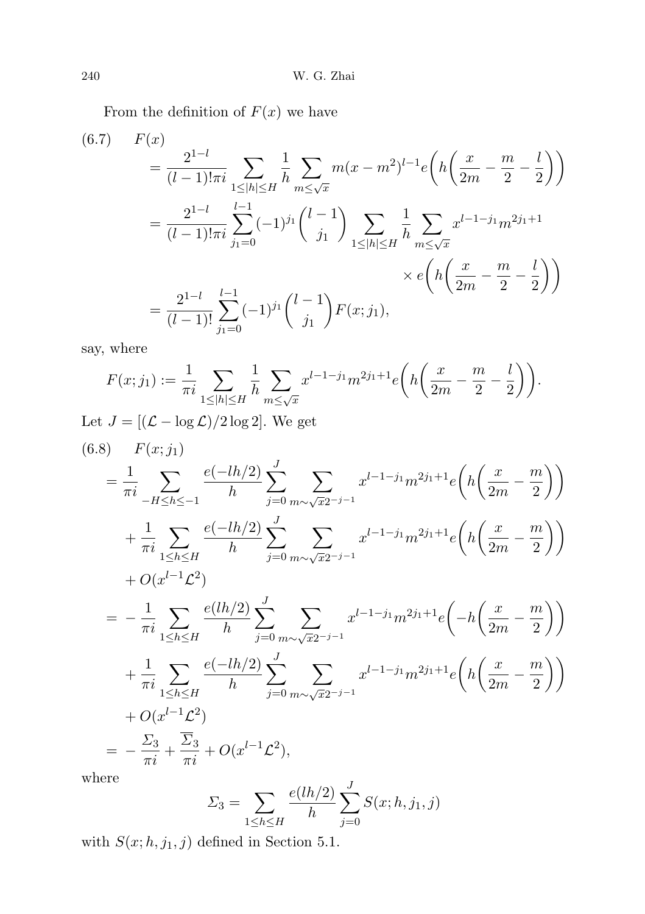From the definition of $F(x)$ we have

$$
\begin{aligned}
(6.7)\qquad & F(x) \\
&= \frac{2^{1-l}}{(l-1)!\pi i} \sum_{1\le |h|\le H} \frac{1}{h} \sum_{m\le \sqrt{x}} m(x-m^2)^{l-1} e\biggl(h\biggl(\frac{x}{2m} - \frac{m}{2} - \frac{l}{2}\biggr)\biggr) \\
&= \frac{2^{1-l}}{(l-1)!\pi i} \sum_{j_1=0}^{l-1} (-1)^{j_1} \binom{l-1}{j_1} \sum_{1\le |h|\le H} \frac{1}{h} \sum_{m\le \sqrt{x}} x^{l-1-j_1} m^{2j_1+1} \\
&\qquad\qquad\qquad\qquad\qquad\qquad\qquad\qquad \times e\biggl(h\biggl(\frac{x}{2m} - \frac{m}{2} - \frac{l}{2}\biggr)\biggr) \\
&= \frac{2^{1-l}}{(l-1)!} \sum_{j_1=0}^{l-1} (-1)^{j_1} \binom{l-1}{j_1} F(x;j_1),
\end{aligned}
$$

say, where

$$
F(x;j_1) := \frac{1}{\pi i} \sum_{1\le |h|\le H} \frac{1}{h} \sum_{m\le \sqrt{x}} x^{l-1-j_1} m^{2j_1+1} e\biggl(h\biggl(\frac{x}{2m} - \frac{m}{2} - \frac{l}{2}\biggr)\biggr).
$$

Let $J = [(\mathcal{L} - \log \mathcal{L})/2\log 2]$. We get

$$
\begin{aligned}
(6.8)\qquad & F(x;j_1) \\
&= \frac{1}{\pi i} \sum_{-H\le h\le -1} \frac{e(-lh/2)}{h} \sum_{j=0}^{J} \sum_{m\sim \sqrt{x}2^{-j-1}} x^{l-1-j_1} m^{2j_1+1} e\biggl(h\biggl(\frac{x}{2m} - \frac{m}{2}\biggr)\biggr) \\
&\quad + \frac{1}{\pi i} \sum_{1\le h\le H} \frac{e(-lh/2)}{h} \sum_{j=0}^{J} \sum_{m\sim \sqrt{x}2^{-j-1}} x^{l-1-j_1} m^{2j_1+1} e\biggl(h\biggl(\frac{x}{2m} - \frac{m}{2}\biggr)\biggr) \\
&\quad + O(x^{l-1}\mathcal{L}^2) \\
&= -\frac{1}{\pi i} \sum_{1\le h\le H} \frac{e(lh/2)}{h} \sum_{j=0}^{J} \sum_{m\sim \sqrt{x}2^{-j-1}} x^{l-1-j_1} m^{2j_1+1} e\biggl(-h\biggl(\frac{x}{2m} - \frac{m}{2}\biggr)\biggr) \\
&\quad + \frac{1}{\pi i} \sum_{1\le h\le H} \frac{e(-lh/2)}{h} \sum_{j=0}^{J} \sum_{m\sim \sqrt{x}2^{-j-1}} x^{l-1-j_1} m^{2j_1+1} e\biggl(h\biggl(\frac{x}{2m} - \frac{m}{2}\biggr)\biggr) \\
&\quad + O(x^{l-1}\mathcal{L}^2) \\
&= -\frac{\Sigma_3}{\pi i} + \frac{\overline{\Sigma_3}}{\pi i} + O(x^{l-1}\mathcal{L}^2),
\end{aligned}
$$

where

$$
\Sigma_3 = \sum_{1\le h\le H} \frac{e(lh/2)}{h} \sum_{j=0}^{J} S(x;h,j_1,j)
$$

with $S(x;h,j_1,j)$ defined in Section 5.1.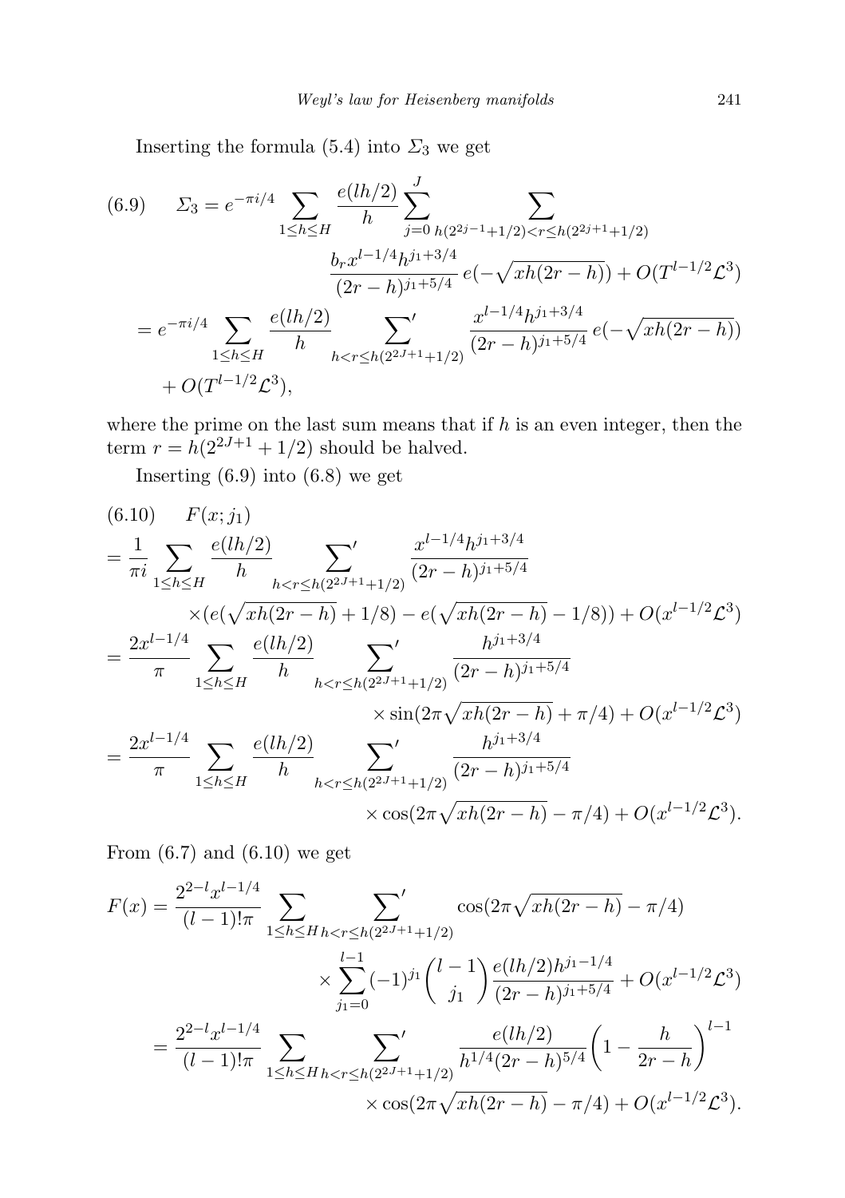Inserting the formula (5.4) into $\Sigma_3$ we get

$$
\begin{aligned}
(6.9)\qquad \Sigma_3 &= e^{-\pi i/4} \sum_{1\le h\le H} \frac{e(lh/2)}{h} \sum_{j=0}^{J} \sum_{h(2^{2j-1}+1/2)<r\le h(2^{2j+1}+1/2)} \\
&\qquad\qquad \frac{b_r x^{l-1/4} h^{j_1+3/4}}{(2r-h)^{j_1+5/4}}\, e(-\sqrt{xh(2r-h)}) + O(T^{l-1/2}\mathcal{L}^3) \\
&= e^{-\pi i/4} \sum_{1\le h\le H} \frac{e(lh/2)}{h} \sideset{}{'}\sum_{h<r\le h(2^{2J+1}+1/2)} \frac{x^{l-1/4} h^{j_1+3/4}}{(2r-h)^{j_1+5/4}}\, e(-\sqrt{xh(2r-h)}) \\
&\quad + O(T^{l-1/2}\mathcal{L}^3),
\end{aligned}
$$

where the prime on the last sum means that if $h$ is an even integer, then the term $r = h(2^{2J+1}+1/2)$ should be halved.

Inserting (6.9) into (6.8) we get

$$
\begin{aligned}
(6.10)\qquad & F(x;j_1) \\
&= \frac{1}{\pi i} \sum_{1\le h\le H} \frac{e(lh/2)}{h} \sideset{}{'}\sum_{h<r\le h(2^{2J+1}+1/2)} \frac{x^{l-1/4} h^{j_1+3/4}}{(2r-h)^{j_1+5/4}} \\
&\qquad \times (e(\sqrt{xh(2r-h)}+1/8) - e(\sqrt{xh(2r-h)}-1/8)) + O(x^{l-1/2}\mathcal{L}^3) \\
&= \frac{2x^{l-1/4}}{\pi} \sum_{1\le h\le H} \frac{e(lh/2)}{h} \sideset{}{'}\sum_{h<r\le h(2^{2J+1}+1/2)} \frac{h^{j_1+3/4}}{(2r-h)^{j_1+5/4}} \\
&\qquad \times \sin(2\pi\sqrt{xh(2r-h)}+\pi/4) + O(x^{l-1/2}\mathcal{L}^3) \\
&= \frac{2x^{l-1/4}}{\pi} \sum_{1\le h\le H} \frac{e(lh/2)}{h} \sideset{}{'}\sum_{h<r\le h(2^{2J+1}+1/2)} \frac{h^{j_1+3/4}}{(2r-h)^{j_1+5/4}} \\
&\qquad \times \cos(2\pi\sqrt{xh(2r-h)}-\pi/4) + O(x^{l-1/2}\mathcal{L}^3).
\end{aligned}
$$

From (6.7) and (6.10) we get

$$
\begin{aligned}
F(x) &= \frac{2^{2-l}x^{l-1/4}}{(l-1)!\pi} \sum_{1\le h\le H} \sideset{}{'}\sum_{h<r\le h(2^{2J+1}+1/2)} \cos(2\pi\sqrt{xh(2r-h)}-\pi/4) \\
&\qquad \times \sum_{j_1=0}^{l-1} (-1)^{j_1} \binom{l-1}{j_1} \frac{e(lh/2) h^{j_1-1/4}}{(2r-h)^{j_1+5/4}} + O(x^{l-1/2}\mathcal{L}^3) \\
&= \frac{2^{2-l}x^{l-1/4}}{(l-1)!\pi} \sum_{1\le h\le H} \sideset{}{'}\sum_{h<r\le h(2^{2J+1}+1/2)} \frac{e(lh/2)}{h^{1/4}(2r-h)^{5/4}} \left(1-\frac{h}{2r-h}\right)^{l-1} \\
&\qquad \times \cos(2\pi\sqrt{xh(2r-h)}-\pi/4) + O(x^{l-1/2}\mathcal{L}^3).
\end{aligned}
$$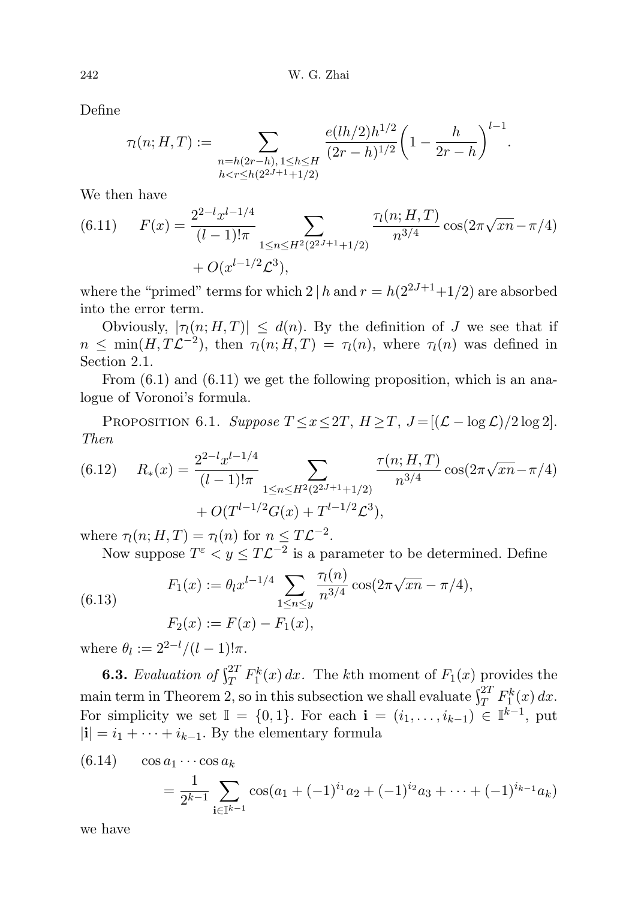Define

$$\tau_l(n;H,T) := \sum_{\substack{n=h(2r-h),\,1\le h\le H\\ h<r\le h(2^{2J+1}+1/2)}} \frac{e(lh/2)h^{1/2}}{(2r-h)^{1/2}}\biggl(1-\frac{h}{2r-h}\biggr)^{l-1}.$$

We then have

$$F(x) = \frac{2^{2-l}x^{l-1/4}}{(l-1)!\pi} \sum_{1\le n\le H^2(2^{2J+1}+1/2)} \frac{\tau_l(n;H,T)}{n^{3/4}}\cos(2\pi\sqrt{xn}-\pi/4) + O(x^{l-1/2}\mathcal{L}^3), \tag{6.11}$$

where the "primed" terms for which $2\mid h$ and $r=h(2^{2J+1}+1/2)$ are absorbed into the error term.

Obviously, $|\tau_l(n;H,T)| \le d(n)$. By the definition of $J$ we see that if $n \le \min(H, T\mathcal{L}^{-2})$, then $\tau_l(n;H,T) = \tau_l(n)$, where $\tau_l(n)$ was defined in Section 2.1.

From (6.1) and (6.11) we get the following proposition, which is an analogue of Voronoi's formula.

Proposition 6.1. *Suppose $T\le x\le 2T$, $H\ge T$, $J=[(\mathcal{L}-\log\mathcal{L})/2\log 2]$. Then*

$$R_*(x) = \frac{2^{2-l}x^{l-1/4}}{(l-1)!\pi} \sum_{1\le n\le H^2(2^{2J+1}+1/2)} \frac{\tau(n;H,T)}{n^{3/4}}\cos(2\pi\sqrt{xn}-\pi/4) + O(T^{l-1/2}G(x)+T^{l-1/2}\mathcal{L}^3), \tag{6.12}$$

*where $\tau_l(n;H,T)=\tau_l(n)$ for $n\le T\mathcal{L}^{-2}$.*

Now suppose $T^{\varepsilon} < y \le T\mathcal{L}^{-2}$ is a parameter to be determined. Define

$$\begin{aligned} F_1(x) &:= \theta_l x^{l-1/4}\sum_{1\le n\le y}\frac{\tau_l(n)}{n^{3/4}}\cos(2\pi\sqrt{xn}-\pi/4),\\ F_2(x) &:= F(x)-F_1(x), \end{aligned} \tag{6.13}$$

where $\theta_l := 2^{2-l}/(l-1)!\pi$.

**6.3.** *Evaluation of $\int_T^{2T}F_1^k(x)\,dx$.* The $k$th moment of $F_1(x)$ provides the main term in Theorem 2, so in this subsection we shall evaluate $\int_T^{2T}F_1^k(x)\,dx$. For simplicity we set $\mathbb{I}=\{0,1\}$. For each $\mathbf{i}=(i_1,\dots,i_{k-1})\in\mathbb{I}^{k-1}$, put $|\mathbf{i}|=i_1+\dots+i_{k-1}$. By the elementary formula

$$\cos a_1\cdots\cos a_k = \frac{1}{2^{k-1}}\sum_{\mathbf{i}\in\mathbb{I}^{k-1}}\cos(a_1+(-1)^{i_1}a_2+(-1)^{i_2}a_3+\dots+(-1)^{i_{k-1}}a_k) \tag{6.14}$$

we have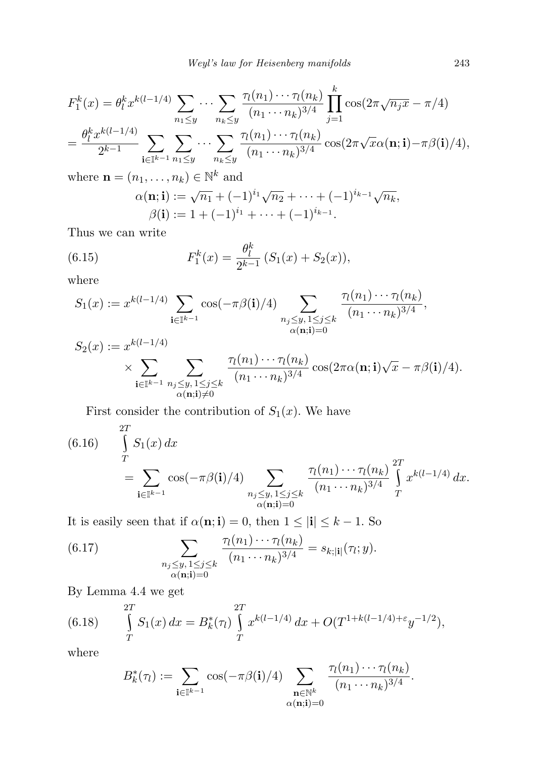$$
\begin{aligned}
F_1^k(x) &= \theta_l^k x^{k(l-1/4)} \sum_{n_1\le y}\cdots\sum_{n_k\le y} \frac{\tau_l(n_1)\cdots\tau_l(n_k)}{(n_1\cdots n_k)^{3/4}} \prod_{j=1}^k \cos(2\pi\sqrt{n_j x}-\pi/4)\\
&= \frac{\theta_l^k x^{k(l-1/4)}}{2^{k-1}} \sum_{\mathbf{i}\in\mathbb{I}^{k-1}} \sum_{n_1\le y}\cdots\sum_{n_k\le y} \frac{\tau_l(n_1)\cdots\tau_l(n_k)}{(n_1\cdots n_k)^{3/4}} \cos(2\pi\sqrt{x}\alpha(\mathbf{n};\mathbf{i})-\pi\beta(\mathbf{i})/4),
\end{aligned}
$$

where $\mathbf{n}=(n_1,\dots,n_k)\in\mathbb{N}^k$ and

$$
\begin{aligned}
\alpha(\mathbf{n};\mathbf{i}) &:= \sqrt{n_1}+(-1)^{i_1}\sqrt{n_2}+\cdots+(-1)^{i_{k-1}}\sqrt{n_k},\\
\beta(\mathbf{i}) &:= 1+(-1)^{i_1}+\cdots+(-1)^{i_{k-1}}.
\end{aligned}
$$

Thus we can write

$$
F_1^k(x) = \frac{\theta_l^k}{2^{k-1}}\,(S_1(x)+S_2(x)), \tag{6.15}
$$

where

$$
\begin{aligned}
S_1(x) &:= x^{k(l-1/4)} \sum_{\mathbf{i}\in\mathbb{I}^{k-1}} \cos(-\pi\beta(\mathbf{i})/4) \sum_{\substack{n_j\le y,\,1\le j\le k\\ \alpha(\mathbf{n};\mathbf{i})=0}} \frac{\tau_l(n_1)\cdots\tau_l(n_k)}{(n_1\cdots n_k)^{3/4}},\\
S_2(x) &:= x^{k(l-1/4)}\\
&\quad\times \sum_{\mathbf{i}\in\mathbb{I}^{k-1}} \sum_{\substack{n_j\le y,\,1\le j\le k\\ \alpha(\mathbf{n};\mathbf{i})\ne 0}} \frac{\tau_l(n_1)\cdots\tau_l(n_k)}{(n_1\cdots n_k)^{3/4}} \cos(2\pi\alpha(\mathbf{n};\mathbf{i})\sqrt{x}-\pi\beta(\mathbf{i})/4).
\end{aligned}
$$

First consider the contribution of $S_1(x)$. We have

$$
\begin{aligned}
&\int_T^{2T} S_1(x)\,dx \\
&\quad= \sum_{\mathbf{i}\in\mathbb{I}^{k-1}} \cos(-\pi\beta(\mathbf{i})/4) \sum_{\substack{n_j\le y,\,1\le j\le k\\ \alpha(\mathbf{n};\mathbf{i})=0}} \frac{\tau_l(n_1)\cdots\tau_l(n_k)}{(n_1\cdots n_k)^{3/4}} \int_T^{2T} x^{k(l-1/4)}\,dx.
\end{aligned} \tag{6.16}
$$

It is easily seen that if $\alpha(\mathbf{n};\mathbf{i})=0$, then $1\le|\mathbf{i}|\le k-1$. So

$$
\sum_{\substack{n_j\le y,\,1\le j\le k\\ \alpha(\mathbf{n};\mathbf{i})=0}} \frac{\tau_l(n_1)\cdots\tau_l(n_k)}{(n_1\cdots n_k)^{3/4}} = s_{k;|\mathbf{i}|}(\tau_l;y). \tag{6.17}
$$

By Lemma 4.4 we get

$$
\int_T^{2T} S_1(x)\,dx = B_k^*(\tau_l)\int_T^{2T} x^{k(l-1/4)}\,dx + O(T^{1+k(l-1/4)+\varepsilon}y^{-1/2}), \tag{6.18}
$$

where

$$
B_k^*(\tau_l) := \sum_{\mathbf{i}\in\mathbb{I}^{k-1}} \cos(-\pi\beta(\mathbf{i})/4) \sum_{\substack{\mathbf{n}\in\mathbb{N}^k\\ \alpha(\mathbf{n};\mathbf{i})=0}} \frac{\tau_l(n_1)\cdots\tau_l(n_k)}{(n_1\cdots n_k)^{3/4}}.
$$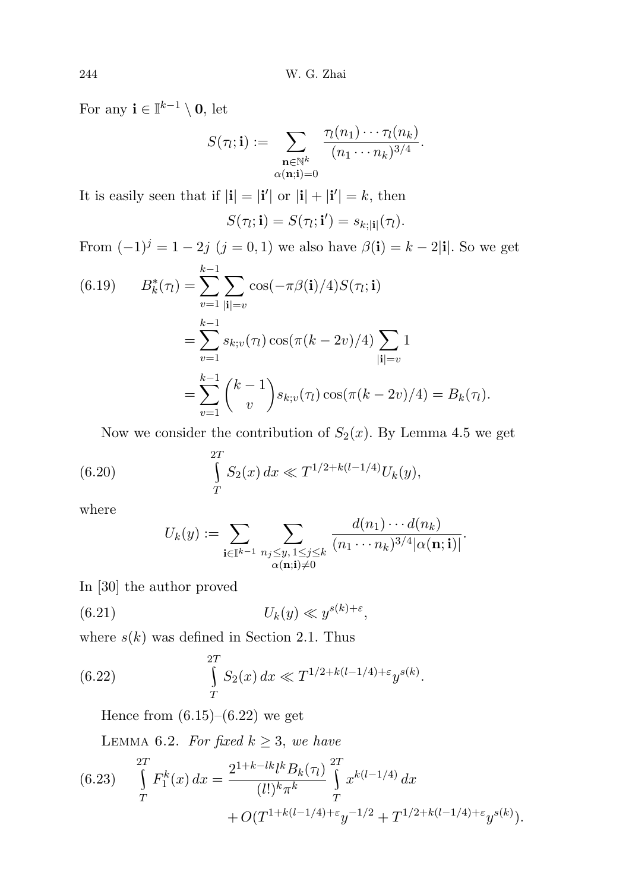For any $\mathbf{i} \in \mathbb{I}^{k-1} \setminus \mathbf{0}$, let

$$S(\tau_l; \mathbf{i}) := \sum_{\substack{\mathbf{n} \in \mathbb{N}^k \\ \alpha(\mathbf{n};\mathbf{i})=0}} \frac{\tau_l(n_1)\cdots\tau_l(n_k)}{(n_1\cdots n_k)^{3/4}}.$$

It is easily seen that if $|\mathbf{i}| = |\mathbf{i}'|$ or $|\mathbf{i}| + |\mathbf{i}'| = k$, then

$$S(\tau_l; \mathbf{i}) = S(\tau_l; \mathbf{i}') = s_{k;|\mathbf{i}|}(\tau_l).$$

From $(-1)^j = 1 - 2j$ $(j = 0, 1)$ we also have $\beta(\mathbf{i}) = k - 2|\mathbf{i}|$. So we get

$$\begin{aligned}
(6.19)\qquad B_k^*(\tau_l) &= \sum_{v=1}^{k-1} \sum_{|\mathbf{i}|=v} \cos(-\pi\beta(\mathbf{i})/4) S(\tau_l; \mathbf{i}) \\
&= \sum_{v=1}^{k-1} s_{k;v}(\tau_l) \cos(\pi(k-2v)/4) \sum_{|\mathbf{i}|=v} 1 \\
&= \sum_{v=1}^{k-1} \binom{k-1}{v} s_{k;v}(\tau_l) \cos(\pi(k-2v)/4) = B_k(\tau_l).
\end{aligned}$$

Now we consider the contribution of $S_2(x)$. By Lemma 4.5 we get

$$(6.20)\qquad \int_T^{2T} S_2(x)\,dx \ll T^{1/2+k(l-1/4)} U_k(y),$$

where

$$U_k(y) := \sum_{\mathbf{i} \in \mathbb{I}^{k-1}} \sum_{\substack{n_j \le y,\, 1 \le j \le k \\ \alpha(\mathbf{n};\mathbf{i}) \neq 0}} \frac{d(n_1)\cdots d(n_k)}{(n_1\cdots n_k)^{3/4} |\alpha(\mathbf{n};\mathbf{i})|}.$$

In [30] the author proved

$$(6.21)\qquad U_k(y) \ll y^{s(k)+\varepsilon},$$

where $s(k)$ was defined in Section 2.1. Thus

$$(6.22)\qquad \int_T^{2T} S_2(x)\,dx \ll T^{1/2+k(l-1/4)+\varepsilon} y^{s(k)}.$$

Hence from (6.15)–(6.22) we get

Lemma 6.2. *For fixed $k \ge 3$, we have*

$$\begin{aligned}
(6.23)\qquad \int_T^{2T} F_1^k(x)\,dx &= \frac{2^{1+k-lk} l^k B_k(\tau_l)}{(l!)^k \pi^k} \int_T^{2T} x^{k(l-1/4)}\,dx \\
&\quad + O(T^{1+k(l-1/4)+\varepsilon} y^{-1/2} + T^{1/2+k(l-1/4)+\varepsilon} y^{s(k)}).
\end{aligned}$$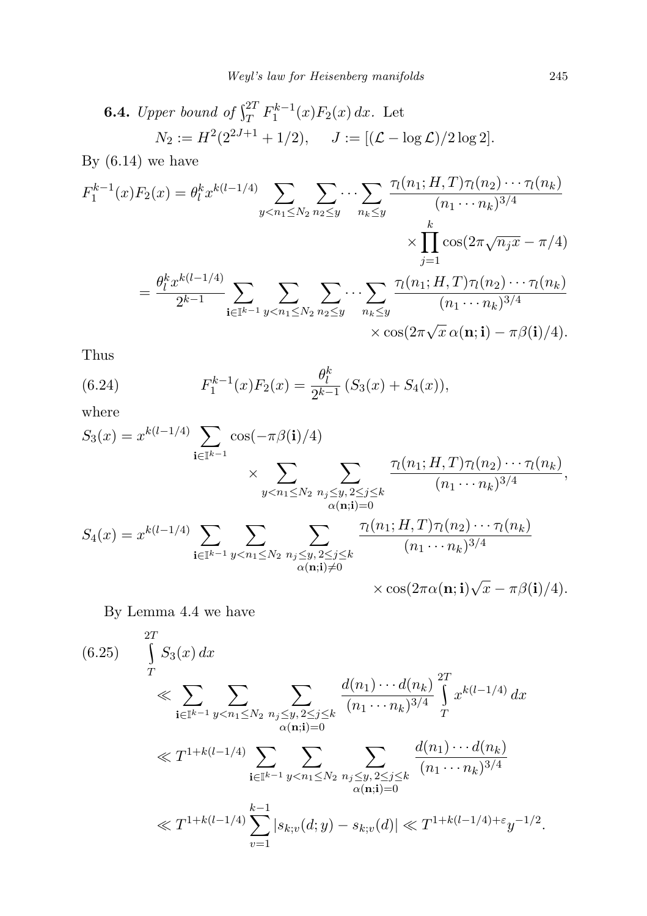**6.4.** *Upper bound of* $\int_T^{2T} F_1^{k-1}(x)F_2(x)\,dx$. Let

$$N_2 := H^2(2^{2J+1}+1/2), \qquad J := [(\mathcal{L}-\log\mathcal{L})/2\log 2].$$

By (6.14) we have

$$\begin{aligned}
F_1^{k-1}(x)F_2(x) &= \theta_l^k x^{k(l-1/4)} \sum_{y<n_1\le N_2}\sum_{n_2\le y}\cdots\sum_{n_k\le y} \frac{\tau_l(n_1;H,T)\tau_l(n_2)\cdots\tau_l(n_k)}{(n_1\cdots n_k)^{3/4}} \\
&\qquad\qquad \times \prod_{j=1}^{k}\cos(2\pi\sqrt{n_j x}-\pi/4) \\
&= \frac{\theta_l^k x^{k(l-1/4)}}{2^{k-1}} \sum_{\mathbf{i}\in\mathbb{I}^{k-1}}\sum_{y<n_1\le N_2}\sum_{n_2\le y}\cdots\sum_{n_k\le y} \frac{\tau_l(n_1;H,T)\tau_l(n_2)\cdots\tau_l(n_k)}{(n_1\cdots n_k)^{3/4}} \\
&\qquad\qquad \times \cos(2\pi\sqrt{x}\,\alpha(\mathbf{n};\mathbf{i})-\pi\beta(\mathbf{i})/4).
\end{aligned}$$

Thus

$$F_1^{k-1}(x)F_2(x) = \frac{\theta_l^k}{2^{k-1}}\,(S_3(x)+S_4(x)), \tag{6.24}$$

where

$$\begin{aligned}
S_3(x) &= x^{k(l-1/4)} \sum_{\mathbf{i}\in\mathbb{I}^{k-1}} \cos(-\pi\beta(\mathbf{i})/4) \\
&\qquad \times \sum_{y<n_1\le N_2}\ \sum_{\substack{n_j\le y,\,2\le j\le k\\ \alpha(\mathbf{n};\mathbf{i})=0}} \frac{\tau_l(n_1;H,T)\tau_l(n_2)\cdots\tau_l(n_k)}{(n_1\cdots n_k)^{3/4}}, \\
S_4(x) &= x^{k(l-1/4)} \sum_{\mathbf{i}\in\mathbb{I}^{k-1}}\sum_{y<n_1\le N_2}\ \sum_{\substack{n_j\le y,\,2\le j\le k\\ \alpha(\mathbf{n};\mathbf{i})\neq 0}} \frac{\tau_l(n_1;H,T)\tau_l(n_2)\cdots\tau_l(n_k)}{(n_1\cdots n_k)^{3/4}} \\
&\qquad \times \cos(2\pi\alpha(\mathbf{n};\mathbf{i})\sqrt{x}-\pi\beta(\mathbf{i})/4).
\end{aligned}$$

By Lemma 4.4 we have

$$\begin{aligned}
&\int_T^{2T} S_3(x)\,dx \\
&\quad\ll \sum_{\mathbf{i}\in\mathbb{I}^{k-1}}\sum_{y<n_1\le N_2}\ \sum_{\substack{n_j\le y,\,2\le j\le k\\ \alpha(\mathbf{n};\mathbf{i})=0}} \frac{d(n_1)\cdots d(n_k)}{(n_1\cdots n_k)^{3/4}} \int_T^{2T} x^{k(l-1/4)}\,dx \\
&\quad\ll T^{1+k(l-1/4)} \sum_{\mathbf{i}\in\mathbb{I}^{k-1}}\sum_{y<n_1\le N_2}\ \sum_{\substack{n_j\le y,\,2\le j\le k\\ \alpha(\mathbf{n};\mathbf{i})=0}} \frac{d(n_1)\cdots d(n_k)}{(n_1\cdots n_k)^{3/4}} \\
&\quad\ll T^{1+k(l-1/4)} \sum_{v=1}^{k-1} |s_{k;v}(d;y)-s_{k;v}(d)| \ll T^{1+k(l-1/4)+\varepsilon}y^{-1/2}.
\end{aligned} \tag{6.25}$$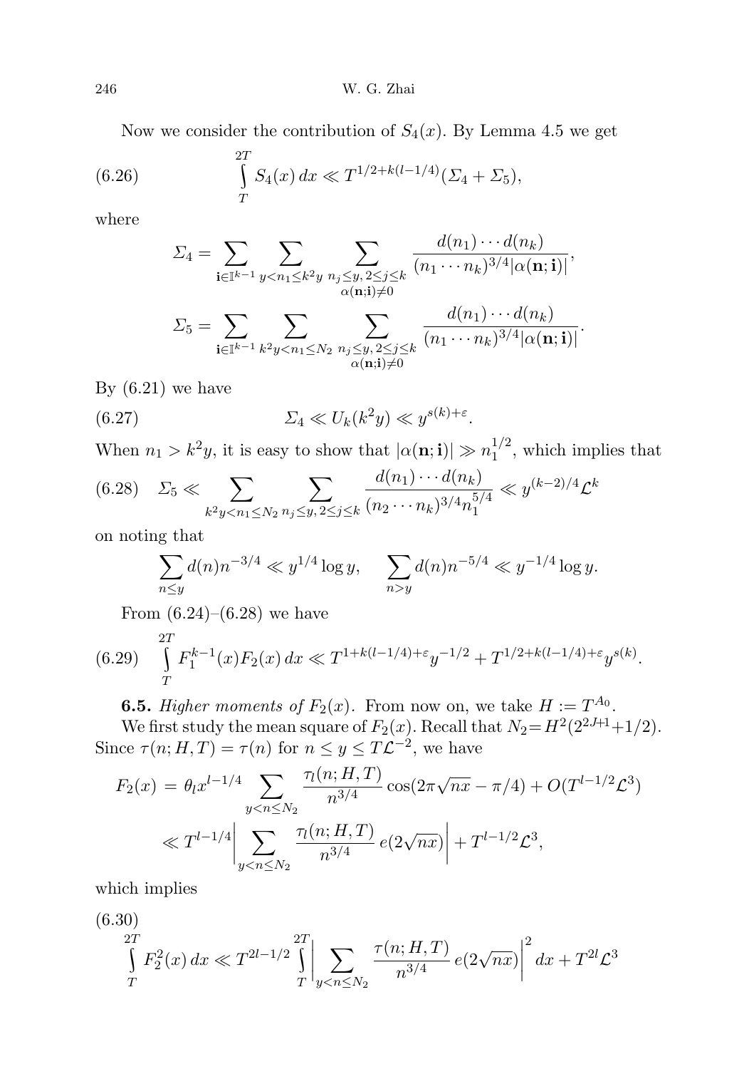Now we consider the contribution of $S_4(x)$. By Lemma 4.5 we get

$$\int_T^{2T} S_4(x)\,dx \ll T^{1/2+k(l-1/4)}(\Sigma_4+\Sigma_5), \tag{6.26}$$

where

$$\Sigma_4 = \sum_{\mathbf{i}\in\mathbb{I}^{k-1}} \sum_{y<n_1\le k^2y} \sum_{\substack{n_j\le y,\,2\le j\le k\\ \alpha(\mathbf{n};\mathbf{i})\ne 0}} \frac{d(n_1)\cdots d(n_k)}{(n_1\cdots n_k)^{3/4}|\alpha(\mathbf{n};\mathbf{i})|},$$

$$\Sigma_5 = \sum_{\mathbf{i}\in\mathbb{I}^{k-1}} \sum_{k^2y<n_1\le N_2} \sum_{\substack{n_j\le y,\,2\le j\le k\\ \alpha(\mathbf{n};\mathbf{i})\ne 0}} \frac{d(n_1)\cdots d(n_k)}{(n_1\cdots n_k)^{3/4}|\alpha(\mathbf{n};\mathbf{i})|}.$$

By (6.21) we have

$$\Sigma_4 \ll U_k(k^2y) \ll y^{s(k)+\varepsilon}. \tag{6.27}$$

When $n_1>k^2y$, it is easy to show that $|\alpha(\mathbf{n};\mathbf{i})|\gg n_1^{1/2}$, which implies that

$$\Sigma_5 \ll \sum_{k^2y<n_1\le N_2} \sum_{n_j\le y,\,2\le j\le k} \frac{d(n_1)\cdots d(n_k)}{(n_2\cdots n_k)^{3/4}n_1^{5/4}} \ll y^{(k-2)/4}\mathcal{L}^k \tag{6.28}$$

on noting that

$$\sum_{n\le y} d(n)n^{-3/4} \ll y^{1/4}\log y, \qquad \sum_{n>y} d(n)n^{-5/4} \ll y^{-1/4}\log y.$$

From (6.24)–(6.28) we have

$$\int_T^{2T} F_1^{k-1}(x)F_2(x)\,dx \ll T^{1+k(l-1/4)+\varepsilon}y^{-1/2} + T^{1/2+k(l-1/4)+\varepsilon}y^{s(k)}. \tag{6.29}$$

**6.5.** *Higher moments of* $F_2(x)$. From now on, we take $H:=T^{A_0}$.

We first study the mean square of $F_2(x)$. Recall that $N_2=H^2(2^{2J+1}+1/2)$. Since $\tau(n;H,T)=\tau(n)$ for $n\le y\le T\mathcal{L}^{-2}$, we have

$$\begin{aligned} F_2(x) &= \theta_l x^{l-1/4} \sum_{y<n\le N_2} \frac{\tau_l(n;H,T)}{n^{3/4}} \cos(2\pi\sqrt{nx}-\pi/4) + O(T^{l-1/2}\mathcal{L}^3)\\ &\ll T^{l-1/4}\Bigg|\sum_{y<n\le N_2} \frac{\tau_l(n;H,T)}{n^{3/4}}\, e(2\sqrt{nx})\Bigg| + T^{l-1/2}\mathcal{L}^3, \end{aligned}$$

which implies

$$\int_T^{2T} F_2^2(x)\,dx \ll T^{2l-1/2}\int_T^{2T}\Bigg|\sum_{y<n\le N_2} \frac{\tau(n;H,T)}{n^{3/4}}\, e(2\sqrt{nx})\Bigg|^2 dx + T^{2l}\mathcal{L}^3 \tag{6.30}$$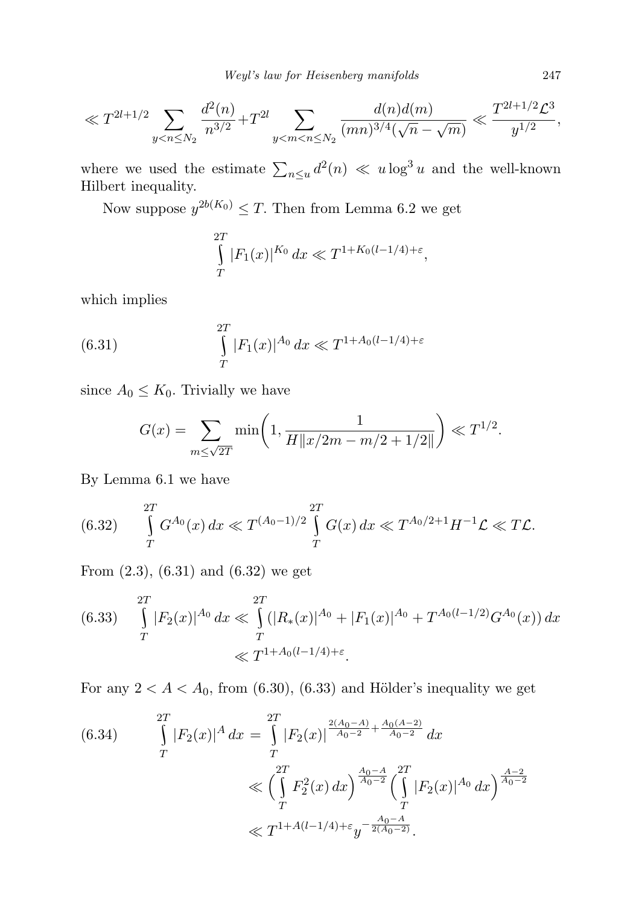$$\ll T^{2l+1/2} \sum_{y<n\le N_2} \frac{d^2(n)}{n^{3/2}} + T^{2l} \sum_{y<m<n\le N_2} \frac{d(n)d(m)}{(mn)^{3/4}(\sqrt{n}-\sqrt{m})} \ll \frac{T^{2l+1/2}\mathcal{L}^3}{y^{1/2}},$$

where we used the estimate $\sum_{n\le u} d^2(n) \ll u\log^3 u$ and the well-known Hilbert inequality.

Now suppose $y^{2b(K_0)} \le T$. Then from Lemma 6.2 we get

$$\int_T^{2T} |F_1(x)|^{K_0}\, dx \ll T^{1+K_0(l-1/4)+\varepsilon},$$

which implies

$$\int_T^{2T} |F_1(x)|^{A_0}\, dx \ll T^{1+A_0(l-1/4)+\varepsilon} \tag{6.31}$$

since $A_0 \le K_0$. Trivially we have

$$G(x) = \sum_{m\le\sqrt{2T}} \min\left(1, \frac{1}{H\|x/2m - m/2 + 1/2\|}\right) \ll T^{1/2}.$$

By Lemma 6.1 we have

$$\int_T^{2T} G^{A_0}(x)\, dx \ll T^{(A_0-1)/2} \int_T^{2T} G(x)\, dx \ll T^{A_0/2+1}H^{-1}\mathcal{L} \ll T\mathcal{L}. \tag{6.32}$$

From (2.3), (6.31) and (6.32) we get

$$\begin{aligned}\int_T^{2T} |F_2(x)|^{A_0}\, dx &\ll \int_T^{2T} (|R_*(x)|^{A_0} + |F_1(x)|^{A_0} + T^{A_0(l-1/2)}G^{A_0}(x))\, dx \\ &\ll T^{1+A_0(l-1/4)+\varepsilon}.\end{aligned} \tag{6.33}$$

For any $2 < A < A_0$, from (6.30), (6.33) and Hölder's inequality we get

$$\begin{aligned}\int_T^{2T} |F_2(x)|^{A}\, dx &= \int_T^{2T} |F_2(x)|^{\frac{2(A_0-A)}{A_0-2} + \frac{A_0(A-2)}{A_0-2}}\, dx \\ &\ll \Big(\int_T^{2T} F_2^2(x)\, dx\Big)^{\frac{A_0-A}{A_0-2}} \Big(\int_T^{2T} |F_2(x)|^{A_0}\, dx\Big)^{\frac{A-2}{A_0-2}} \\ &\ll T^{1+A(l-1/4)+\varepsilon} y^{-\frac{A_0-A}{2(A_0-2)}}.\end{aligned} \tag{6.34}$$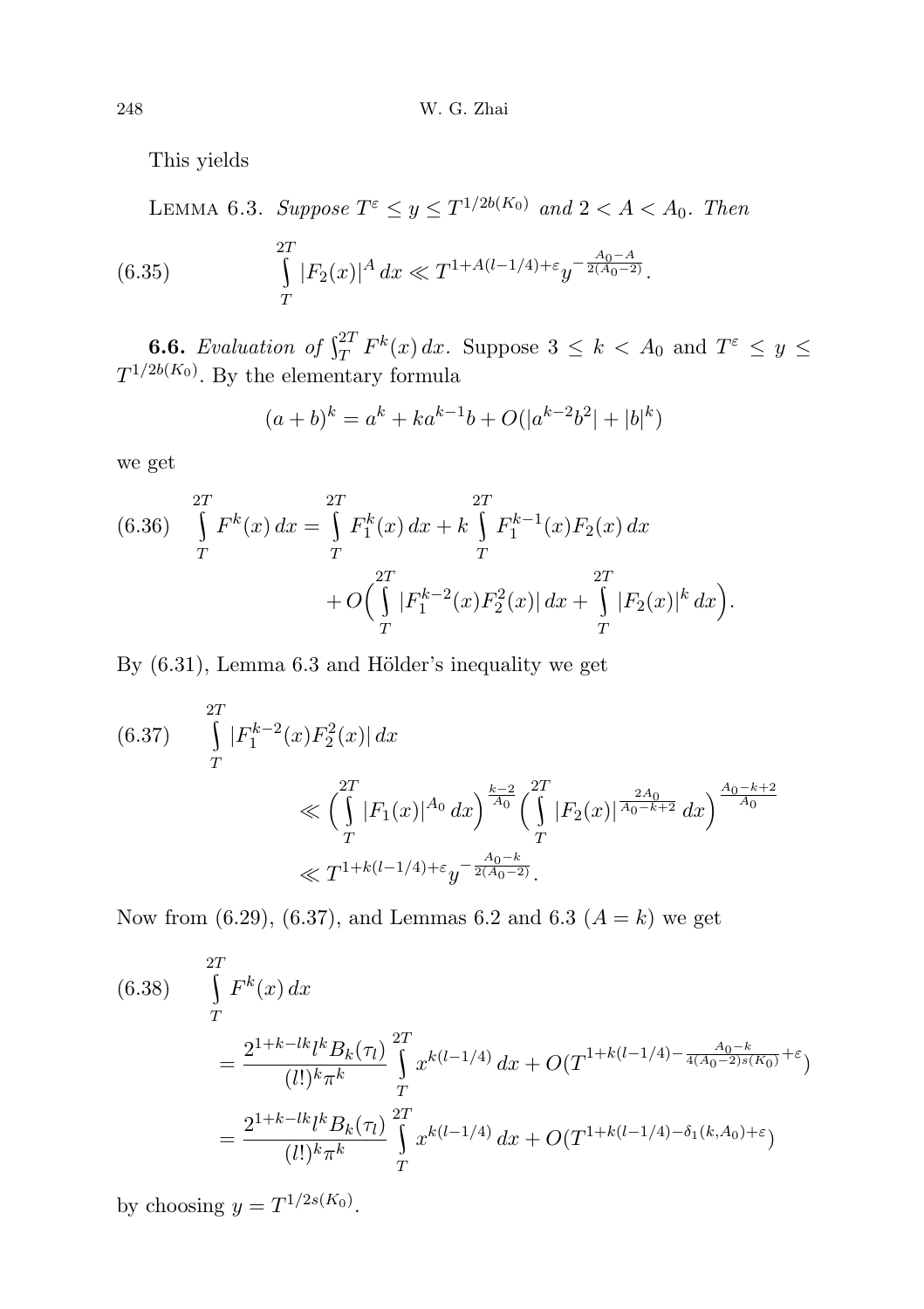This yields

LEMMA 6.3. *Suppose $T^\varepsilon \le y \le T^{1/2b(K_0)}$ and $2 < A < A_0$. Then*

$$\int_T^{2T} |F_2(x)|^A\,dx \ll T^{1+A(l-1/4)+\varepsilon} y^{-\frac{A_0-A}{2(A_0-2)}}. \tag{6.35}$$

**6.6.** *Evaluation of $\int_T^{2T} F^k(x)\,dx$.* Suppose $3 \le k < A_0$ and $T^\varepsilon \le y \le T^{1/2b(K_0)}$. By the elementary formula

$$(a+b)^k = a^k + ka^{k-1}b + O(|a^{k-2}b^2| + |b|^k)$$

we get

$$\begin{aligned}\int_T^{2T} F^k(x)\,dx &= \int_T^{2T} F_1^k(x)\,dx + k\int_T^{2T} F_1^{k-1}(x)F_2(x)\,dx \\ &\quad + O\Big(\int_T^{2T} |F_1^{k-2}(x)F_2^2(x)|\,dx + \int_T^{2T} |F_2(x)|^k\,dx\Big).\end{aligned} \tag{6.36}$$

By (6.31), Lemma 6.3 and Hölder's inequality we get

$$\begin{aligned}&\int_T^{2T} |F_1^{k-2}(x)F_2^2(x)|\,dx \\ &\qquad \ll \Big(\int_T^{2T} |F_1(x)|^{A_0}\,dx\Big)^{\frac{k-2}{A_0}} \Big(\int_T^{2T} |F_2(x)|^{\frac{2A_0}{A_0-k+2}}\,dx\Big)^{\frac{A_0-k+2}{A_0}} \\ &\qquad \ll T^{1+k(l-1/4)+\varepsilon} y^{-\frac{A_0-k}{2(A_0-2)}}.\end{aligned} \tag{6.37}$$

Now from (6.29), (6.37), and Lemmas 6.2 and 6.3 ($A = k$) we get

$$\begin{aligned}&\int_T^{2T} F^k(x)\,dx \\ &\quad = \frac{2^{1+k-lk} l^k B_k(\tau_l)}{(l!)^k \pi^k} \int_T^{2T} x^{k(l-1/4)}\,dx + O(T^{1+k(l-1/4)-\frac{A_0-k}{4(A_0-2)s(K_0)}+\varepsilon}) \\ &\quad = \frac{2^{1+k-lk} l^k B_k(\tau_l)}{(l!)^k \pi^k} \int_T^{2T} x^{k(l-1/4)}\,dx + O(T^{1+k(l-1/4)-\delta_1(k,A_0)+\varepsilon})\end{aligned} \tag{6.38}$$

by choosing $y = T^{1/2s(K_0)}$.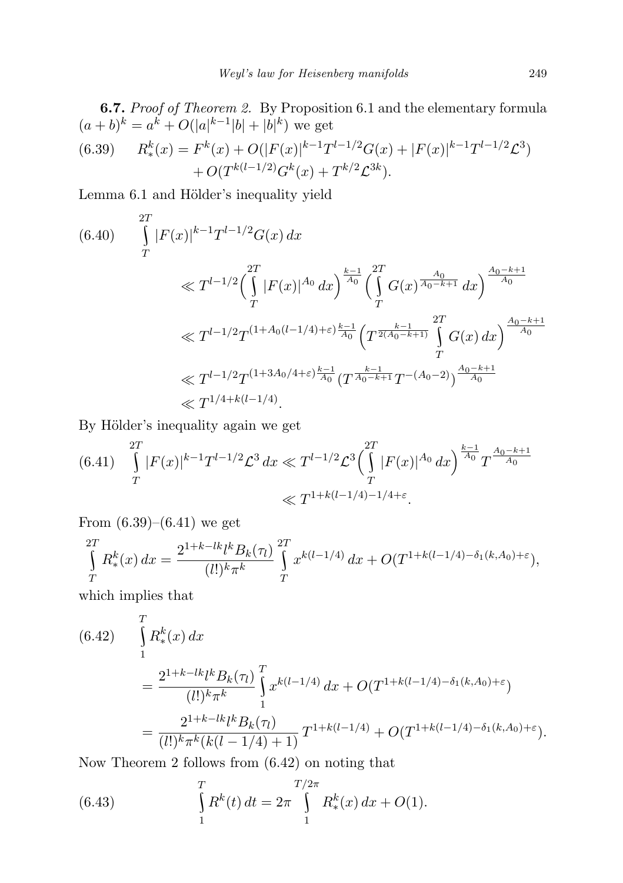**6.7.** *Proof of Theorem 2.* By Proposition 6.1 and the elementary formula $(a+b)^k = a^k + O(|a|^{k-1}|b| + |b|^k)$ we get

$$
\begin{aligned}
(6.39)\qquad R_*^k(x) = F^k(x) &+ O(|F(x)|^{k-1}T^{l-1/2}G(x) + |F(x)|^{k-1}T^{l-1/2}\mathcal{L}^3) \\
&+ O(T^{k(l-1/2)}G^k(x) + T^{k/2}\mathcal{L}^{3k}).
\end{aligned}
$$

Lemma 6.1 and Hölder's inequality yield

$$
\begin{aligned}
(6.40)\qquad &\int_T^{2T} |F(x)|^{k-1}T^{l-1/2}G(x)\,dx \\
&\ll T^{l-1/2}\Big(\int_T^{2T} |F(x)|^{A_0}\,dx\Big)^{\frac{k-1}{A_0}} \Big(\int_T^{2T} G(x)^{\frac{A_0}{A_0-k+1}}\,dx\Big)^{\frac{A_0-k+1}{A_0}} \\
&\ll T^{l-1/2}T^{(1+A_0(l-1/4)+\varepsilon)\frac{k-1}{A_0}} \Big(T^{\frac{k-1}{2(A_0-k+1)}}\int_T^{2T} G(x)\,dx\Big)^{\frac{A_0-k+1}{A_0}} \\
&\ll T^{l-1/2}T^{(1+3A_0/4+\varepsilon)\frac{k-1}{A_0}} \big(T^{\frac{k-1}{A_0-k+1}}T^{-(A_0-2)}\big)^{\frac{A_0-k+1}{A_0}} \\
&\ll T^{1/4+k(l-1/4)}.
\end{aligned}
$$

By Hölder's inequality again we get

$$
\begin{aligned}
(6.41)\qquad \int_T^{2T} |F(x)|^{k-1}T^{l-1/2}\mathcal{L}^3\,dx &\ll T^{l-1/2}\mathcal{L}^3\Big(\int_T^{2T} |F(x)|^{A_0}\,dx\Big)^{\frac{k-1}{A_0}} T^{\frac{A_0-k+1}{A_0}} \\
&\ll T^{1+k(l-1/4)-1/4+\varepsilon}.
\end{aligned}
$$

From (6.39)–(6.41) we get

$$
\int_T^{2T} R_*^k(x)\,dx = \frac{2^{1+k-lk}l^k B_k(\tau_l)}{(l!)^k\pi^k}\int_T^{2T} x^{k(l-1/4)}\,dx + O(T^{1+k(l-1/4)-\delta_1(k,A_0)+\varepsilon}),
$$

which implies that

$$
\begin{aligned}
(6.42)\qquad &\int_1^T R_*^k(x)\,dx \\
&= \frac{2^{1+k-lk}l^k B_k(\tau_l)}{(l!)^k\pi^k}\int_1^T x^{k(l-1/4)}\,dx + O(T^{1+k(l-1/4)-\delta_1(k,A_0)+\varepsilon}) \\
&= \frac{2^{1+k-lk}l^k B_k(\tau_l)}{(l!)^k\pi^k(k(l-1/4)+1)}\,T^{1+k(l-1/4)} + O(T^{1+k(l-1/4)-\delta_1(k,A_0)+\varepsilon}).
\end{aligned}
$$

Now Theorem 2 follows from (6.42) on noting that

$$
(6.43)\qquad \int_1^T R^k(t)\,dt = 2\pi\int_1^{T/2\pi} R_*^k(x)\,dx + O(1).
$$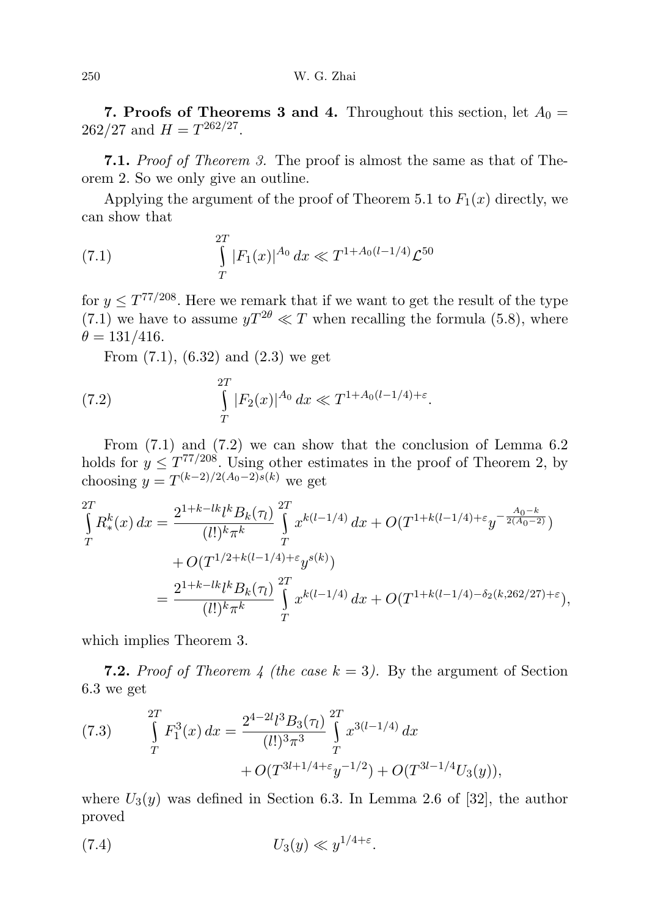**7. Proofs of Theorems 3 and 4.** Throughout this section, let $A_0 = 262/27$ and $H = T^{262/27}$.

**7.1.** *Proof of Theorem 3.* The proof is almost the same as that of Theorem 2. So we only give an outline.

Applying the argument of the proof of Theorem 5.1 to $F_1(x)$ directly, we can show that

$$\int_T^{2T} |F_1(x)|^{A_0}\,dx \ll T^{1+A_0(l-1/4)}\mathcal{L}^{50} \tag{7.1}$$

for $y \le T^{77/208}$. Here we remark that if we want to get the result of the type (7.1) we have to assume $yT^{2\theta} \ll T$ when recalling the formula (5.8), where $\theta = 131/416$.

From (7.1), (6.32) and (2.3) we get

$$\int_T^{2T} |F_2(x)|^{A_0}\,dx \ll T^{1+A_0(l-1/4)+\varepsilon}. \tag{7.2}$$

From (7.1) and (7.2) we can show that the conclusion of Lemma 6.2 holds for $y \le T^{77/208}$. Using other estimates in the proof of Theorem 2, by choosing $y = T^{(k-2)/2(A_0-2)s(k)}$ we get

$$\begin{aligned}
\int_T^{2T} R_*^k(x)\,dx &= \frac{2^{1+k-lk}l^k B_k(\tau_l)}{(l!)^k\pi^k}\int_T^{2T} x^{k(l-1/4)}\,dx + O(T^{1+k(l-1/4)+\varepsilon}y^{-\frac{A_0-k}{2(A_0-2)}})\\
&\quad + O(T^{1/2+k(l-1/4)+\varepsilon}y^{s(k)})\\
&= \frac{2^{1+k-lk}l^k B_k(\tau_l)}{(l!)^k\pi^k}\int_T^{2T} x^{k(l-1/4)}\,dx + O(T^{1+k(l-1/4)-\delta_2(k,262/27)+\varepsilon}),
\end{aligned}$$

which implies Theorem 3.

**7.2.** *Proof of Theorem 4 (the case $k = 3$).* By the argument of Section 6.3 we get

$$\begin{aligned}
\int_T^{2T} F_1^3(x)\,dx &= \frac{2^{4-2l}l^3 B_3(\tau_l)}{(l!)^3\pi^3}\int_T^{2T} x^{3(l-1/4)}\,dx\\
&\quad + O(T^{3l+1/4+\varepsilon}y^{-1/2}) + O(T^{3l-1/4}U_3(y)),
\end{aligned} \tag{7.3}$$

where $U_3(y)$ was defined in Section 6.3. In Lemma 2.6 of [32], the author proved

$$U_3(y) \ll y^{1/4+\varepsilon}. \tag{7.4}$$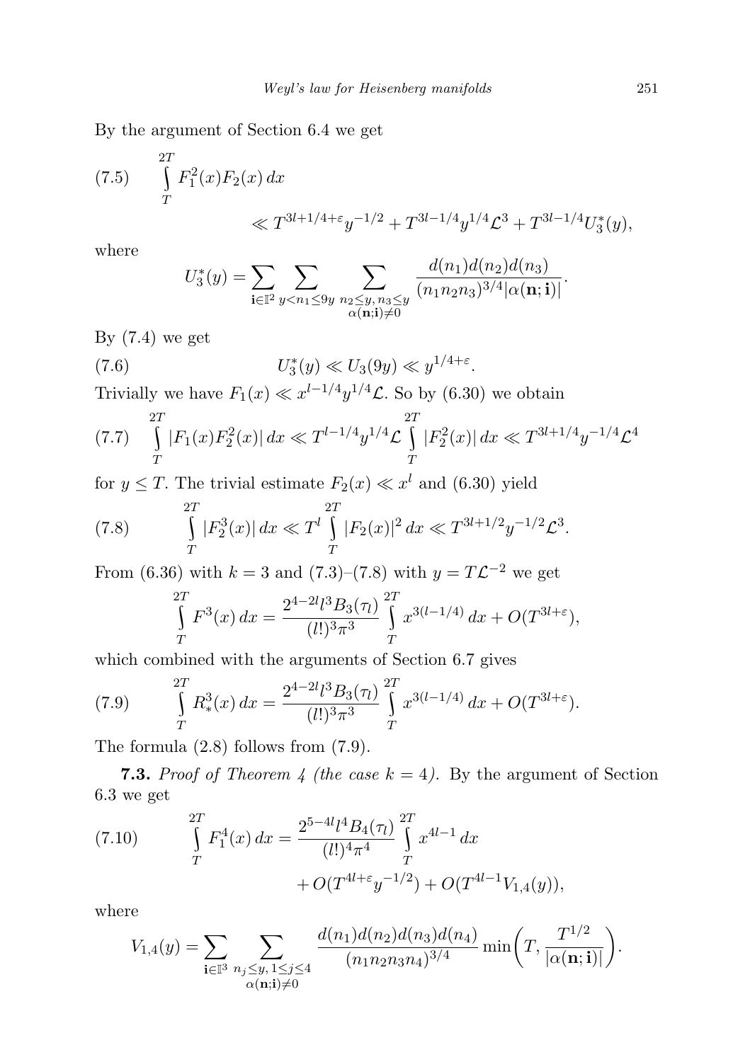By the argument of Section 6.4 we get

$$\int_T^{2T} F_1^2(x)F_2(x)\,dx \ll T^{3l+1/4+\varepsilon}y^{-1/2} + T^{3l-1/4}y^{1/4}\mathcal{L}^3 + T^{3l-1/4}U_3^*(y), \tag{7.5}$$

where

$$U_3^*(y) = \sum_{\mathbf{i}\in\mathbb{I}^2}\sum_{y<n_1\le 9y}\sum_{\substack{n_2\le y,\, n_3\le y\\ \alpha(\mathbf{n};\mathbf{i})\ne 0}} \frac{d(n_1)d(n_2)d(n_3)}{(n_1n_2n_3)^{3/4}|\alpha(\mathbf{n};\mathbf{i})|}.$$

By (7.4) we get

$$U_3^*(y) \ll U_3(9y) \ll y^{1/4+\varepsilon}. \tag{7.6}$$

Trivially we have $F_1(x) \ll x^{l-1/4}y^{1/4}\mathcal{L}$. So by (6.30) we obtain

$$\int_T^{2T} |F_1(x)F_2^2(x)|\,dx \ll T^{l-1/4}y^{1/4}\mathcal{L}\int_T^{2T}|F_2^2(x)|\,dx \ll T^{3l+1/4}y^{-1/4}\mathcal{L}^4 \tag{7.7}$$

for $y \le T$. The trivial estimate $F_2(x) \ll x^l$ and (6.30) yield

$$\int_T^{2T} |F_2^3(x)|\,dx \ll T^l\int_T^{2T}|F_2(x)|^2\,dx \ll T^{3l+1/2}y^{-1/2}\mathcal{L}^3. \tag{7.8}$$

From (6.36) with $k=3$ and (7.3)–(7.8) with $y = T\mathcal{L}^{-2}$ we get

$$\int_T^{2T} F^3(x)\,dx = \frac{2^{4-2l}l^3B_3(\tau_l)}{(l!)^3\pi^3}\int_T^{2T} x^{3(l-1/4)}\,dx + O(T^{3l+\varepsilon}),$$

which combined with the arguments of Section 6.7 gives

$$\int_T^{2T} R_*^3(x)\,dx = \frac{2^{4-2l}l^3B_3(\tau_l)}{(l!)^3\pi^3}\int_T^{2T} x^{3(l-1/4)}\,dx + O(T^{3l+\varepsilon}). \tag{7.9}$$

The formula (2.8) follows from (7.9).

**7.3.** *Proof of Theorem 4 (the case $k=4$).* By the argument of Section 6.3 we get

$$\int_T^{2T} F_1^4(x)\,dx = \frac{2^{5-4l}l^4B_4(\tau_l)}{(l!)^4\pi^4}\int_T^{2T} x^{4l-1}\,dx + O(T^{4l+\varepsilon}y^{-1/2}) + O(T^{4l-1}V_{1,4}(y)), \tag{7.10}$$

where

$$V_{1,4}(y) = \sum_{\mathbf{i}\in\mathbb{I}^3}\sum_{\substack{n_j\le y,\,1\le j\le 4\\ \alpha(\mathbf{n};\mathbf{i})\ne 0}} \frac{d(n_1)d(n_2)d(n_3)d(n_4)}{(n_1n_2n_3n_4)^{3/4}}\min\bigg(T, \frac{T^{1/2}}{|\alpha(\mathbf{n};\mathbf{i})|}\bigg).$$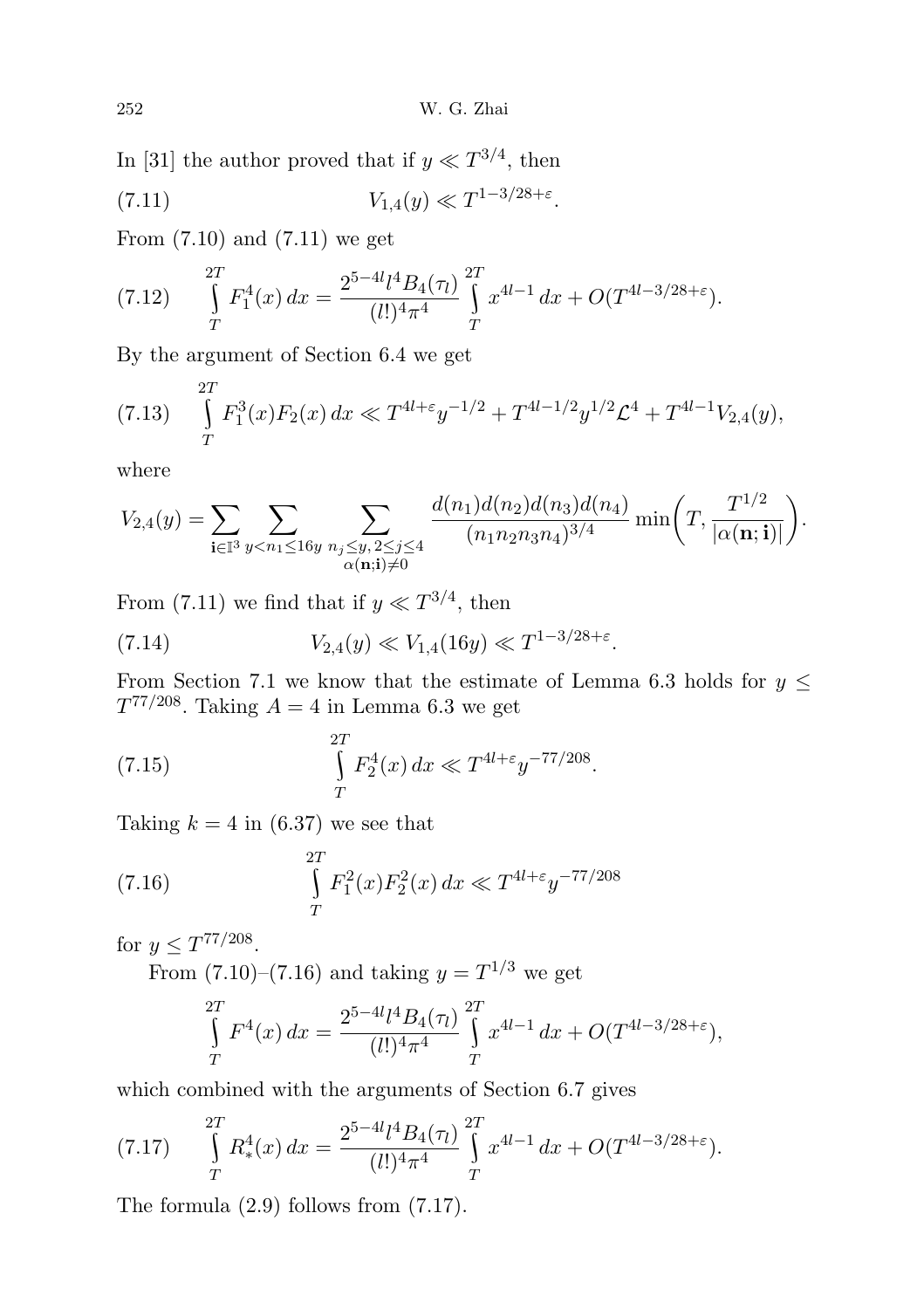In [31] the author proved that if $y \ll T^{3/4}$, then

$$V_{1,4}(y) \ll T^{1-3/28+\varepsilon}. \tag{7.11}$$

From (7.10) and (7.11) we get

$$\int_T^{2T} F_1^4(x)\,dx = \frac{2^{5-4l} l^4 B_4(\tau_l)}{(l!)^4 \pi^4} \int_T^{2T} x^{4l-1}\,dx + O(T^{4l-3/28+\varepsilon}). \tag{7.12}$$

By the argument of Section 6.4 we get

$$\int_T^{2T} F_1^3(x) F_2(x)\,dx \ll T^{4l+\varepsilon} y^{-1/2} + T^{4l-1/2} y^{1/2} \mathcal{L}^4 + T^{4l-1} V_{2,4}(y), \tag{7.13}$$

where

$$V_{2,4}(y) = \sum_{\mathbf{i}\in \mathbb{I}^3} \sum_{y<n_1\le 16y} \sum_{\substack{n_j \le y,\, 2\le j\le 4 \\ \alpha(\mathbf{n};\mathbf{i})\neq 0}} \frac{d(n_1)d(n_2)d(n_3)d(n_4)}{(n_1 n_2 n_3 n_4)^{3/4}} \min\biggl(T, \frac{T^{1/2}}{|\alpha(\mathbf{n};\mathbf{i})|}\biggr).$$

From (7.11) we find that if $y \ll T^{3/4}$, then

$$V_{2,4}(y) \ll V_{1,4}(16y) \ll T^{1-3/28+\varepsilon}. \tag{7.14}$$

From Section 7.1 we know that the estimate of Lemma 6.3 holds for $y \le T^{77/208}$. Taking $A = 4$ in Lemma 6.3 we get

$$\int_T^{2T} F_2^4(x)\,dx \ll T^{4l+\varepsilon} y^{-77/208}. \tag{7.15}$$

Taking $k = 4$ in (6.37) we see that

$$\int_T^{2T} F_1^2(x) F_2^2(x)\,dx \ll T^{4l+\varepsilon} y^{-77/208} \tag{7.16}$$

for $y \le T^{77/208}$.

From (7.10)–(7.16) and taking $y = T^{1/3}$ we get

$$\int_T^{2T} F^4(x)\,dx = \frac{2^{5-4l} l^4 B_4(\tau_l)}{(l!)^4 \pi^4} \int_T^{2T} x^{4l-1}\,dx + O(T^{4l-3/28+\varepsilon}),$$

which combined with the arguments of Section 6.7 gives

$$\int_T^{2T} R_*^4(x)\,dx = \frac{2^{5-4l} l^4 B_4(\tau_l)}{(l!)^4 \pi^4} \int_T^{2T} x^{4l-1}\,dx + O(T^{4l-3/28+\varepsilon}). \tag{7.17}$$

The formula (2.9) follows from (7.17).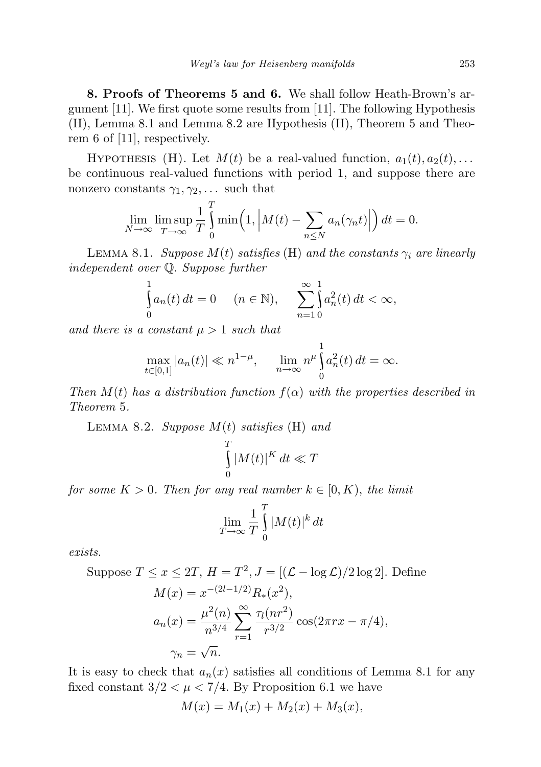**8. Proofs of Theorems 5 and 6.** We shall follow Heath-Brown's argument [11]. We first quote some results from [11]. The following Hypothesis (H), Lemma 8.1 and Lemma 8.2 are Hypothesis (H), Theorem 5 and Theorem 6 of [11], respectively.

Hypothesis (H). Let $M(t)$ be a real-valued function, $a_1(t), a_2(t), \ldots$ be continuous real-valued functions with period 1, and suppose there are nonzero constants $\gamma_1, \gamma_2, \ldots$ such that

$$\lim_{N\to\infty} \limsup_{T\to\infty} \frac{1}{T} \int_0^T \min\Big(1, \Big|M(t) - \sum_{n\le N} a_n(\gamma_n t)\Big|\Big)\, dt = 0.$$

Lemma 8.1. *Suppose $M(t)$ satisfies* (H) *and the constants $\gamma_i$ are linearly independent over $\mathbb{Q}$. Suppose further*

$$\int_0^1 a_n(t)\, dt = 0 \quad (n \in \mathbb{N}), \qquad \sum_{n=1}^{\infty} \int_0^1 a_n^2(t)\, dt < \infty,$$

*and there is a constant $\mu > 1$ such that*

$$\max_{t\in[0,1]} |a_n(t)| \ll n^{1-\mu}, \qquad \lim_{n\to\infty} n^{\mu} \int_0^1 a_n^2(t)\, dt = \infty.$$

*Then $M(t)$ has a distribution function $f(\alpha)$ with the properties described in Theorem* 5.

Lemma 8.2. *Suppose $M(t)$ satisfies* (H) *and*

$$\int_0^T |M(t)|^K\, dt \ll T$$

*for some $K > 0$. Then for any real number $k \in [0, K)$, the limit*

$$\lim_{T\to\infty} \frac{1}{T} \int_0^T |M(t)|^k\, dt$$

*exists.*

Suppose $T \le x \le 2T$, $H = T^2$, $J = [(\mathcal{L} - \log \mathcal{L})/2\log 2]$. Define

$$M(x) = x^{-(2l-1/2)} R_*(x^2),$$

$$a_n(x) = \frac{\mu^2(n)}{n^{3/4}} \sum_{r=1}^{\infty} \frac{\tau_l(nr^2)}{r^{3/2}} \cos(2\pi r x - \pi/4),$$

$$\gamma_n = \sqrt{n}.$$

It is easy to check that $a_n(x)$ satisfies all conditions of Lemma 8.1 for any fixed constant $3/2 < \mu < 7/4$. By Proposition 6.1 we have

$$M(x) = M_1(x) + M_2(x) + M_3(x),$$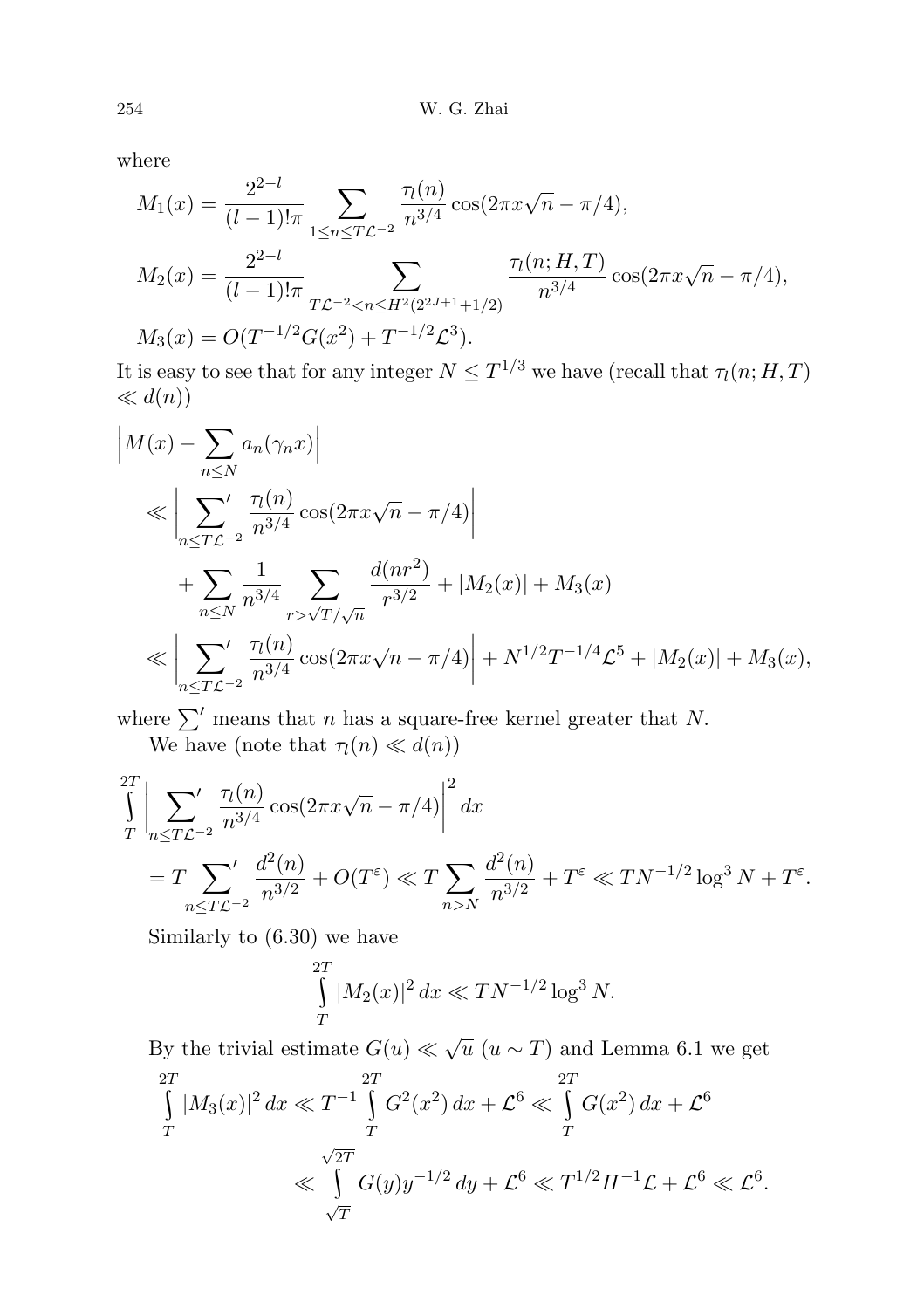where

$$M_1(x) = \frac{2^{2-l}}{(l-1)!\pi} \sum_{1 \le n \le T\mathcal{L}^{-2}} \frac{\tau_l(n)}{n^{3/4}} \cos(2\pi x\sqrt{n} - \pi/4),$$

$$M_2(x) = \frac{2^{2-l}}{(l-1)!\pi} \sum_{T\mathcal{L}^{-2} < n \le H^2(2^{2J+1}+1/2)} \frac{\tau_l(n; H, T)}{n^{3/4}} \cos(2\pi x\sqrt{n} - \pi/4),$$

$$M_3(x) = O(T^{-1/2}G(x^2) + T^{-1/2}\mathcal{L}^3).$$

It is easy to see that for any integer $N \le T^{1/3}$ we have (recall that $\tau_l(n; H, T) \ll d(n)$)

$$\begin{aligned}
\Big| M(x) - \sum_{n \le N} a_n(\gamma_n x) \Big| \\
&\ll \Big| \sideset{}{'}\sum_{n \le T\mathcal{L}^{-2}} \frac{\tau_l(n)}{n^{3/4}} \cos(2\pi x\sqrt{n} - \pi/4) \Big| \\
&\quad + \sum_{n \le N} \frac{1}{n^{3/4}} \sum_{r > \sqrt{T}/\sqrt{n}} \frac{d(nr^2)}{r^{3/2}} + |M_2(x)| + M_3(x) \\
&\ll \Big| \sideset{}{'}\sum_{n \le T\mathcal{L}^{-2}} \frac{\tau_l(n)}{n^{3/4}} \cos(2\pi x\sqrt{n} - \pi/4) \Big| + N^{1/2}T^{-1/4}\mathcal{L}^5 + |M_2(x)| + M_3(x),
\end{aligned}$$

where $\sum'$ means that $n$ has a square-free kernel greater that $N$.

We have (note that $\tau_l(n) \ll d(n)$)

$$\begin{aligned}
\int_T^{2T} \Big| \sideset{}{'}\sum_{n \le T\mathcal{L}^{-2}} \frac{\tau_l(n)}{n^{3/4}} \cos(2\pi x\sqrt{n} - \pi/4) \Big|^2 dx \\
&= T \sideset{}{'}\sum_{n \le T\mathcal{L}^{-2}} \frac{d^2(n)}{n^{3/2}} + O(T^{\varepsilon}) \ll T \sum_{n > N} \frac{d^2(n)}{n^{3/2}} + T^{\varepsilon} \ll TN^{-1/2}\log^3 N + T^{\varepsilon}.
\end{aligned}$$

Similarly to (6.30) we have

$$\int_T^{2T} |M_2(x)|^2 \, dx \ll TN^{-1/2}\log^3 N.$$

By the trivial estimate $G(u) \ll \sqrt{u}$ ($u \sim T$) and Lemma 6.1 we get

$$\begin{aligned}
\int_T^{2T} |M_3(x)|^2 \, dx &\ll T^{-1} \int_T^{2T} G^2(x^2) \, dx + \mathcal{L}^6 \ll \int_T^{2T} G(x^2) \, dx + \mathcal{L}^6 \\
&\ll \int_{\sqrt{T}}^{\sqrt{2T}} G(y)y^{-1/2} \, dy + \mathcal{L}^6 \ll T^{1/2}H^{-1}\mathcal{L} + \mathcal{L}^6 \ll \mathcal{L}^6.
\end{aligned}$$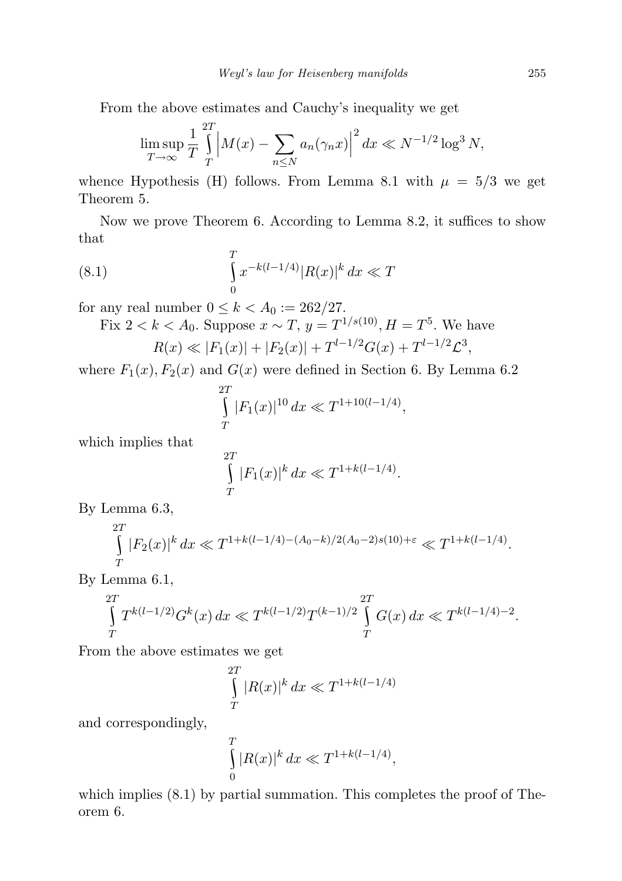From the above estimates and Cauchy's inequality we get

$$\limsup_{T\to\infty} \frac{1}{T}\int_T^{2T} \Big| M(x) - \sum_{n\le N} a_n(\gamma_n x)\Big|^2\,dx \ll N^{-1/2}\log^3 N,$$

whence Hypothesis (H) follows. From Lemma 8.1 with $\mu = 5/3$ we get Theorem 5.

Now we prove Theorem 6. According to Lemma 8.2, it suffices to show that

$$\int_0^T x^{-k(l-1/4)}|R(x)|^k\,dx \ll T \tag{8.1}$$

for any real number $0 \le k < A_0 := 262/27$.

Fix $2 < k < A_0$. Suppose $x \sim T$, $y = T^{1/s(10)}, H = T^5$. We have

$$R(x) \ll |F_1(x)| + |F_2(x)| + T^{l-1/2}G(x) + T^{l-1/2}\mathcal{L}^3,$$

where $F_1(x), F_2(x)$ and $G(x)$ were defined in Section 6. By Lemma 6.2

$$\int_T^{2T} |F_1(x)|^{10}\,dx \ll T^{1+10(l-1/4)},$$

which implies that

$$\int_T^{2T} |F_1(x)|^k\,dx \ll T^{1+k(l-1/4)}.$$

By Lemma 6.3,

$$\int_T^{2T} |F_2(x)|^k\,dx \ll T^{1+k(l-1/4)-(A_0-k)/2(A_0-2)s(10)+\varepsilon} \ll T^{1+k(l-1/4)}.$$

By Lemma 6.1,

$$\int_T^{2T} T^{k(l-1/2)}G^k(x)\,dx \ll T^{k(l-1/2)}T^{(k-1)/2}\int_T^{2T} G(x)\,dx \ll T^{k(l-1/4)-2}.$$

From the above estimates we get

$$\int_T^{2T} |R(x)|^k\,dx \ll T^{1+k(l-1/4)}$$

and correspondingly,

$$\int_0^T |R(x)|^k\,dx \ll T^{1+k(l-1/4)},$$

which implies (8.1) by partial summation. This completes the proof of Theorem 6.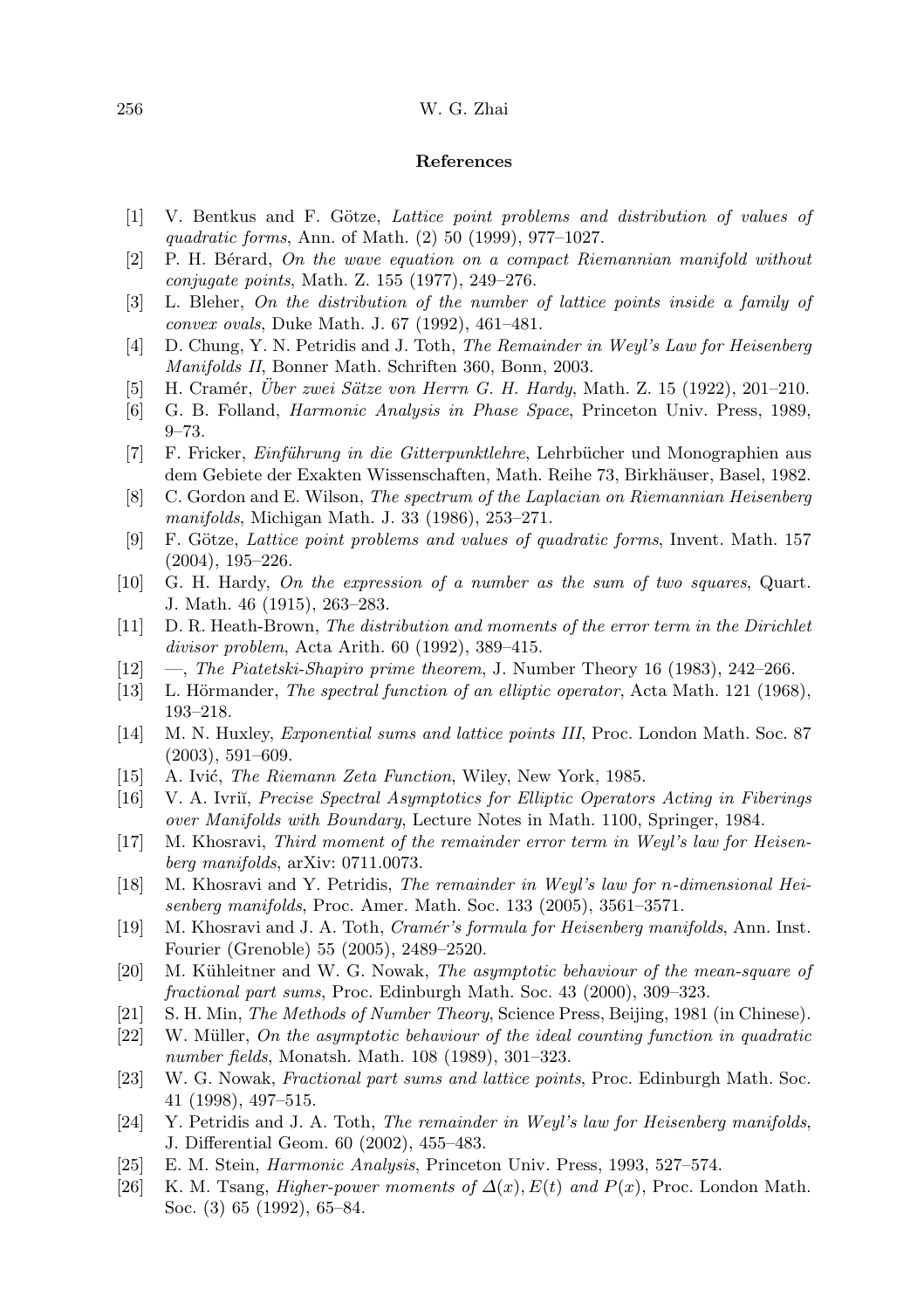## References

[1] V. Bentkus and F. Götze, *Lattice point problems and distribution of values of quadratic forms*, Ann. of Math. (2) 50 (1999), 977–1027.

[2] P. H. Bérard, *On the wave equation on a compact Riemannian manifold without conjugate points*, Math. Z. 155 (1977), 249–276.

[3] L. Bleher, *On the distribution of the number of lattice points inside a family of convex ovals*, Duke Math. J. 67 (1992), 461–481.

[4] D. Chung, Y. N. Petridis and J. Toth, *The Remainder in Weyl's Law for Heisenberg Manifolds II*, Bonner Math. Schriften 360, Bonn, 2003.

[5] H. Cramér, *Über zwei Sätze von Herrn G. H. Hardy*, Math. Z. 15 (1922), 201–210.

[6] G. B. Folland, *Harmonic Analysis in Phase Space*, Princeton Univ. Press, 1989, 9–73.

[7] F. Fricker, *Einführung in die Gitterpunktlehre*, Lehrbücher und Monographien aus dem Gebiete der Exakten Wissenschaften, Math. Reihe 73, Birkhäuser, Basel, 1982.

[8] C. Gordon and E. Wilson, *The spectrum of the Laplacian on Riemannian Heisenberg manifolds*, Michigan Math. J. 33 (1986), 253–271.

[9] F. Götze, *Lattice point problems and values of quadratic forms*, Invent. Math. 157 (2004), 195–226.

[10] G. H. Hardy, *On the expression of a number as the sum of two squares*, Quart. J. Math. 46 (1915), 263–283.

[11] D. R. Heath-Brown, *The distribution and moments of the error term in the Dirichlet divisor problem*, Acta Arith. 60 (1992), 389–415.

[12] —, *The Piatetski-Shapiro prime theorem*, J. Number Theory 16 (1983), 242–266.

[13] L. Hörmander, *The spectral function of an elliptic operator*, Acta Math. 121 (1968), 193–218.

[14] M. N. Huxley, *Exponential sums and lattice points III*, Proc. London Math. Soc. 87 (2003), 591–609.

[15] A. Ivić, *The Riemann Zeta Function*, Wiley, New York, 1985.

[16] V. A. Ivriĭ, *Precise Spectral Asymptotics for Elliptic Operators Acting in Fiberings over Manifolds with Boundary*, Lecture Notes in Math. 1100, Springer, 1984.

[17] M. Khosravi, *Third moment of the remainder error term in Weyl's law for Heisenberg manifolds*, arXiv: 0711.0073.

[18] M. Khosravi and Y. Petridis, *The remainder in Weyl's law for n-dimensional Heisenberg manifolds*, Proc. Amer. Math. Soc. 133 (2005), 3561–3571.

[19] M. Khosravi and J. A. Toth, *Cramér's formula for Heisenberg manifolds*, Ann. Inst. Fourier (Grenoble) 55 (2005), 2489–2520.

[20] M. Kühleitner and W. G. Nowak, *The asymptotic behaviour of the mean-square of fractional part sums*, Proc. Edinburgh Math. Soc. 43 (2000), 309–323.

[21] S. H. Min, *The Methods of Number Theory*, Science Press, Beijing, 1981 (in Chinese).

[22] W. Müller, *On the asymptotic behaviour of the ideal counting function in quadratic number fields*, Monatsh. Math. 108 (1989), 301–323.

[23] W. G. Nowak, *Fractional part sums and lattice points*, Proc. Edinburgh Math. Soc. 41 (1998), 497–515.

[24] Y. Petridis and J. A. Toth, *The remainder in Weyl's law for Heisenberg manifolds*, J. Differential Geom. 60 (2002), 455–483.

[25] E. M. Stein, *Harmonic Analysis*, Princeton Univ. Press, 1993, 527–574.

[26] K. M. Tsang, *Higher-power moments of $\Delta(x), E(t)$ and $P(x)$*, Proc. London Math. Soc. (3) 65 (1992), 65–84.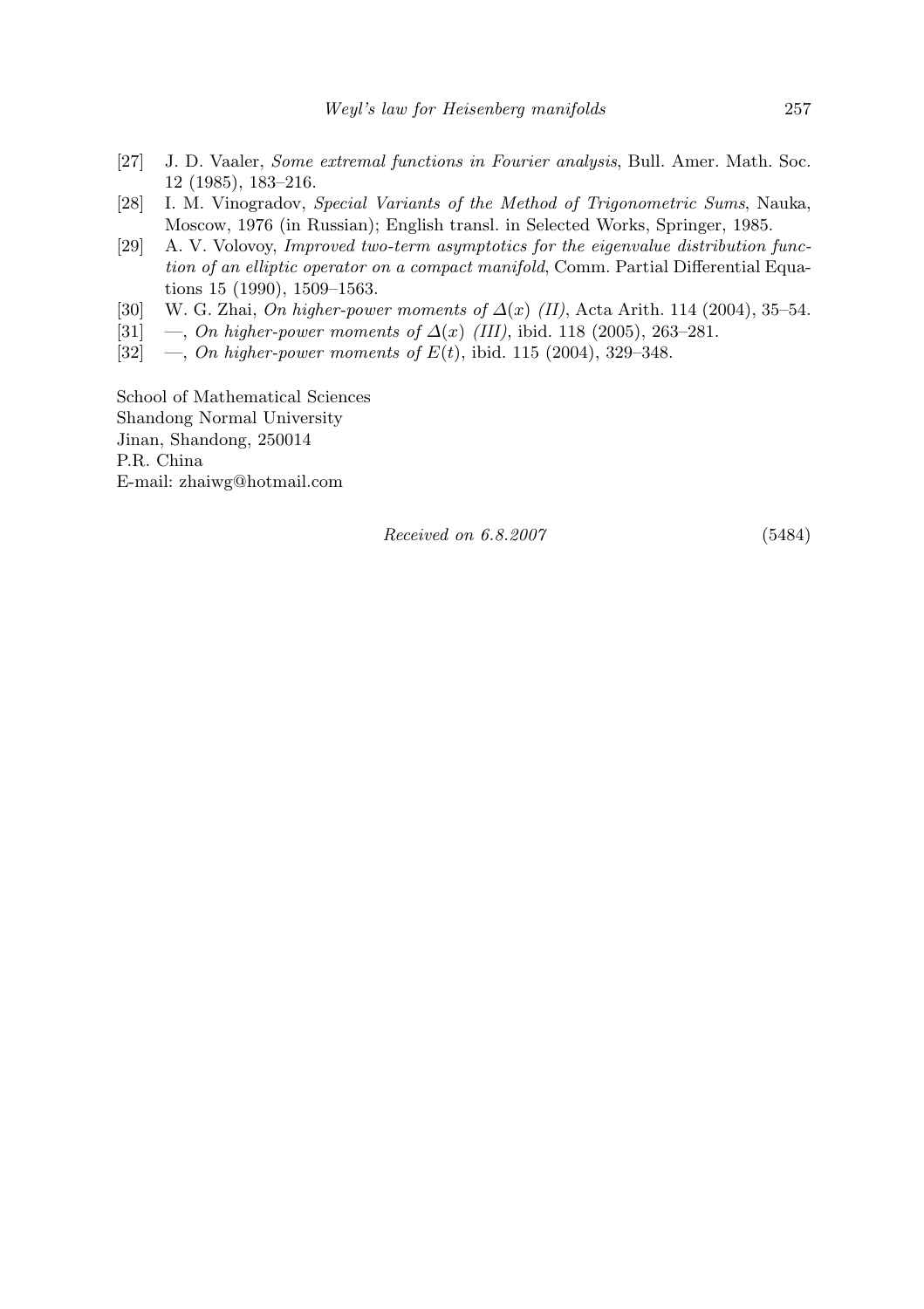[27] J. D. Vaaler, *Some extremal functions in Fourier analysis*, Bull. Amer. Math. Soc. 12 (1985), 183–216.

[28] I. M. Vinogradov, *Special Variants of the Method of Trigonometric Sums*, Nauka, Moscow, 1976 (in Russian); English transl. in Selected Works, Springer, 1985.

[29] A. V. Volovoy, *Improved two-term asymptotics for the eigenvalue distribution function of an elliptic operator on a compact manifold*, Comm. Partial Differential Equations 15 (1990), 1509–1563.

[30] W. G. Zhai, *On higher-power moments of $\Delta(x)$ (II)*, Acta Arith. 114 (2004), 35–54.

[31] —, *On higher-power moments of $\Delta(x)$ (III)*, ibid. 118 (2005), 263–281.

[32] —, *On higher-power moments of $E(t)$*, ibid. 115 (2004), 329–348.

School of Mathematical Sciences
Shandong Normal University
Jinan, Shandong, 250014
P.R. China
E-mail: zhaiwg@hotmail.com

*Received on 6.8.2007* (5484)